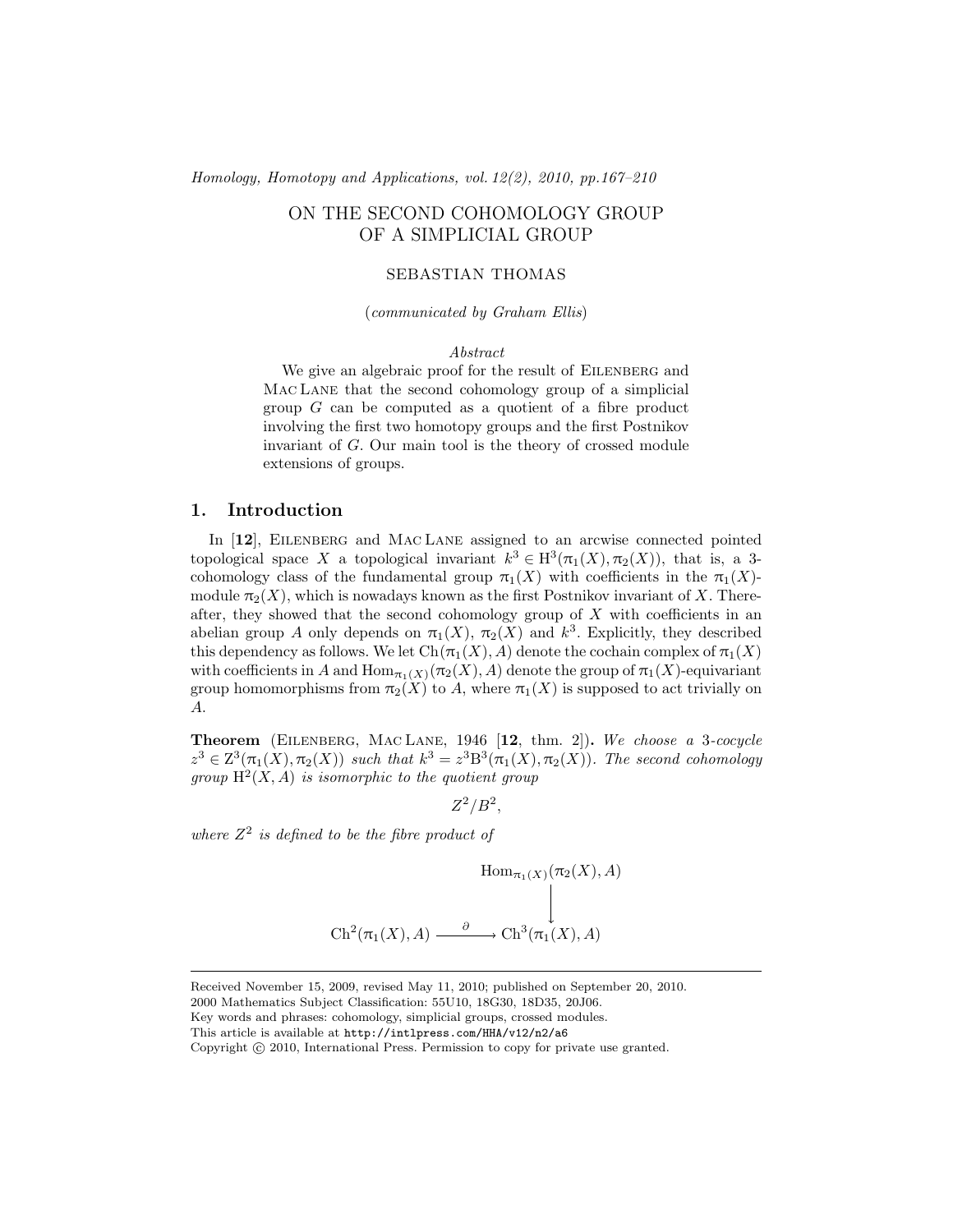# ON THE SECOND COHOMOLOGY GROUP OF A SIMPLICIAL GROUP

SEBASTIAN THOMAS

(*communicated by Graham Ellis*)

*Abstract*

We give an algebraic proof for the result of Eilenberg and Mac Lane that the second cohomology group of a simplicial group $G$ can be computed as a quotient of a fibre product involving the first two homotopy groups and the first Postnikov invariant of $G$. Our main tool is the theory of crossed module extensions of groups.

## 1. Introduction

In [**12**], Eilenberg and Mac Lane assigned to an arcwise connected pointed topological space $X$ a topological invariant $k^3 \in \mathrm{H}^3(\pi_1(X), \pi_2(X))$, that is, a 3-cohomology class of the fundamental group $\pi_1(X)$ with coefficients in the $\pi_1(X)$-module $\pi_2(X)$, which is nowadays known as the first Postnikov invariant of $X$. Thereafter, they showed that the second cohomology group of $X$ with coefficients in an abelian group $A$ only depends on $\pi_1(X)$, $\pi_2(X)$ and $k^3$. Explicitly, they described this dependency as follows. We let $\mathrm{Ch}(\pi_1(X), A)$ denote the cochain complex of $\pi_1(X)$ with coefficients in $A$ and $\mathrm{Hom}_{\pi_1(X)}(\pi_2(X), A)$ denote the group of $\pi_1(X)$-equivariant group homomorphisms from $\pi_2(X)$ to $A$, where $\pi_1(X)$ is supposed to act trivially on $A$.

**Theorem** (Eilenberg, Mac Lane, 1946 [**12**, thm. 2])**.** *We choose a 3-cocycle $z^3 \in \mathrm{Z}^3(\pi_1(X), \pi_2(X))$ such that $k^3 = z^3\mathrm{B}^3(\pi_1(X), \pi_2(X))$. The second cohomology group $\mathrm{H}^2(X, A)$ is isomorphic to the quotient group*

$$Z^2/B^2,$$

*where $Z^2$ is defined to be the fibre product of*

$$\begin{array}{ccc} & & \mathrm{Hom}_{\pi_1(X)}(\pi_2(X), A) \\ & & \downarrow \\ \mathrm{Ch}^2(\pi_1(X), A) & \xrightarrow{\ \partial\ } & \mathrm{Ch}^3(\pi_1(X), A) \end{array}$$

Received November 15, 2009, revised May 11, 2010; published on September 20, 2010.
2000 Mathematics Subject Classification: 55U10, 18G30, 18D35, 20J06.
Key words and phrases: cohomology, simplicial groups, crossed modules.
This article is available at http://intlpress.com/HHA/v12/n2/a6
Copyright © 2010, International Press. Permission to copy for private use granted.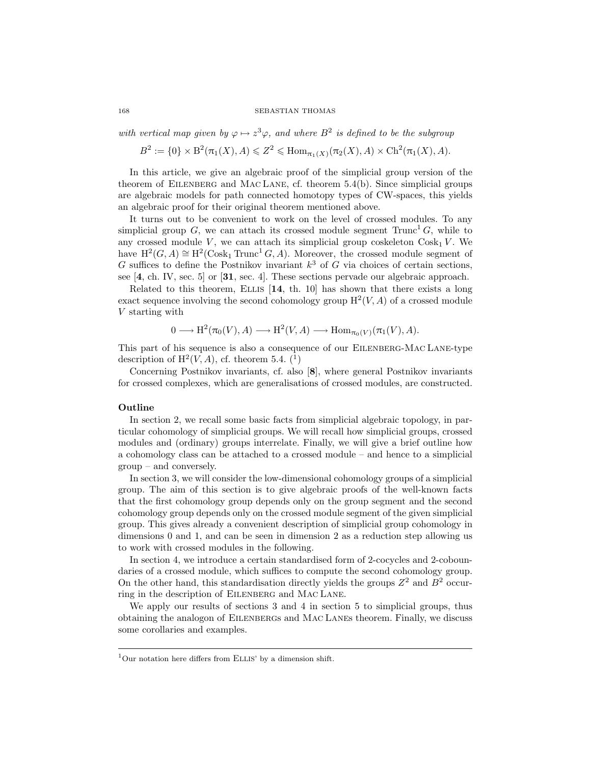*with vertical map given by $\varphi \mapsto z^3\varphi$, and where $B^2$ is defined to be the subgroup*

$$B^2 := \{0\} \times \mathrm{B}^2(\pi_1(X), A) \leqslant Z^2 \leqslant \mathrm{Hom}_{\pi_1(X)}(\pi_2(X), A) \times \mathrm{Ch}^2(\pi_1(X), A).$$

In this article, we give an algebraic proof of the simplicial group version of the theorem of Eilenberg and Mac Lane, cf. theorem 5.4(b). Since simplicial groups are algebraic models for path connected homotopy types of CW-spaces, this yields an algebraic proof for their original theorem mentioned above.

It turns out to be convenient to work on the level of crossed modules. To any simplicial group $G$, we can attach its crossed module segment $\mathrm{Trunc}^1 G$, while to any crossed module $V$, we can attach its simplicial group coskeleton $\mathrm{Cosk}_1 V$. We have $\mathrm{H}^2(G, A) \cong \mathrm{H}^2(\mathrm{Cosk}_1 \mathrm{Trunc}^1 G, A)$. Moreover, the crossed module segment of $G$ suffices to define the Postnikov invariant $k^3$ of $G$ via choices of certain sections, see [**4**, ch. IV, sec. 5] or [**31**, sec. 4]. These sections pervade our algebraic approach.

Related to this theorem, Ellis [**14**, th. 10] has shown that there exists a long exact sequence involving the second cohomology group $\mathrm{H}^2(V, A)$ of a crossed module $V$ starting with

$$0 \longrightarrow \mathrm{H}^2(\pi_0(V), A) \longrightarrow \mathrm{H}^2(V, A) \longrightarrow \mathrm{Hom}_{\pi_0(V)}(\pi_1(V), A).$$

This part of his sequence is also a consequence of our Eilenberg-Mac Lane-type description of $\mathrm{H}^2(V, A)$, cf. theorem 5.4. ([1])

Concerning Postnikov invariants, cf. also [**8**], where general Postnikov invariants for crossed complexes, which are generalisations of crossed modules, are constructed.

### Outline

In section 2, we recall some basic facts from simplicial algebraic topology, in particular cohomology of simplicial groups. We will recall how simplicial groups, crossed modules and (ordinary) groups interrelate. Finally, we will give a brief outline how a cohomology class can be attached to a crossed module – and hence to a simplicial group – and conversely.

In section 3, we will consider the low-dimensional cohomology groups of a simplicial group. The aim of this section is to give algebraic proofs of the well-known facts that the first cohomology group depends only on the group segment and the second cohomology group depends only on the crossed module segment of the given simplicial group. This gives already a convenient description of simplicial group cohomology in dimensions 0 and 1, and can be seen in dimension 2 as a reduction step allowing us to work with crossed modules in the following.

In section 4, we introduce a certain standardised form of 2-cocycles and 2-coboundaries of a crossed module, which suffices to compute the second cohomology group. On the other hand, this standardisation directly yields the groups $Z^2$ and $B^2$ occurring in the description of Eilenberg and Mac Lane.

We apply our results of sections 3 and 4 in section 5 to simplicial groups, thus obtaining the analogon of Eilenbergs and Mac Lanes theorem. Finally, we discuss some corollaries and examples.

---

[1] Our notation here differs from Ellis' by a dimension shift.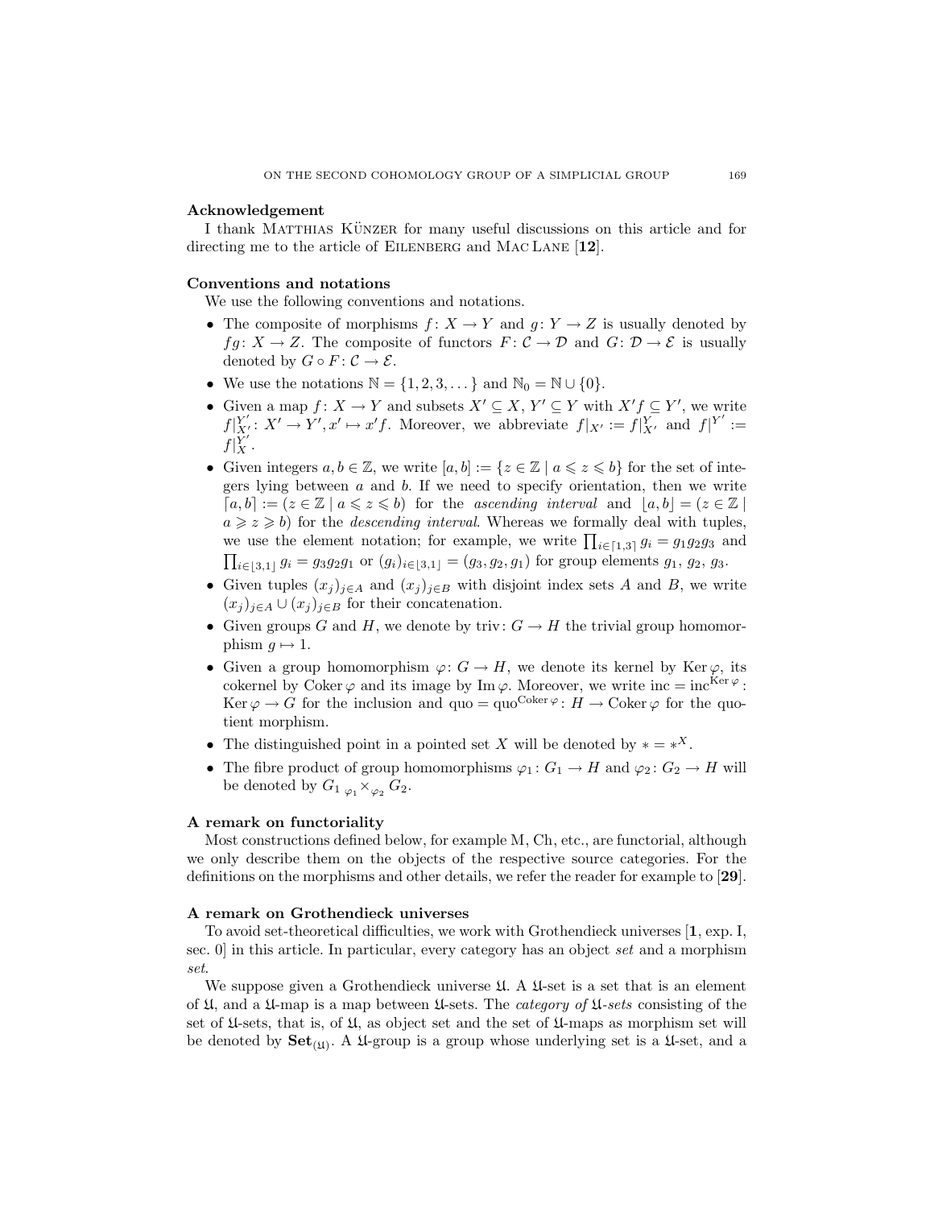**Acknowledgement**

I thank Matthias Künzer for many useful discussions on this article and for directing me to the article of Eilenberg and Mac Lane [**12**].

**Conventions and notations**

We use the following conventions and notations.

- The composite of morphisms $f\colon X \to Y$ and $g\colon Y \to Z$ is usually denoted by $fg\colon X \to Z$. The composite of functors $F\colon \mathcal{C} \to \mathcal{D}$ and $G\colon \mathcal{D} \to \mathcal{E}$ is usually denoted by $G \circ F\colon \mathcal{C} \to \mathcal{E}$.
- We use the notations $\mathbb{N} = \{1, 2, 3, \dots\}$ and $\mathbb{N}_0 = \mathbb{N} \cup \{0\}$.
- Given a map $f\colon X \to Y$ and subsets $X' \subseteq X$, $Y' \subseteq Y$ with $X'f \subseteq Y'$, we write $f|_{X'}^{Y'}\colon X' \to Y', x' \mapsto x'f$. Moreover, we abbreviate $f|_{X'} := f|_{X'}^{Y}$ and $f|^{Y'} := f|_{X}^{Y'}$.
- Given integers $a, b \in \mathbb{Z}$, we write $[a, b] := \{z \in \mathbb{Z} \mid a \leqslant z \leqslant b\}$ for the set of integers lying between $a$ and $b$. If we need to specify orientation, then we write $\lceil a, b \rceil := (z \in \mathbb{Z} \mid a \leqslant z \leqslant b)$ for the *ascending interval* and $\lfloor a, b \rfloor = (z \in \mathbb{Z} \mid a \geqslant z \geqslant b)$ for the *descending interval*. Whereas we formally deal with tuples, we use the element notation; for example, we write $\prod_{i \in \lceil 1,3 \rceil} g_i = g_1 g_2 g_3$ and $\prod_{i \in \lfloor 3,1 \rfloor} g_i = g_3 g_2 g_1$ or $(g_i)_{i \in \lfloor 3,1 \rfloor} = (g_3, g_2, g_1)$ for group elements $g_1$, $g_2$, $g_3$.
- Given tuples $(x_j)_{j \in A}$ and $(x_j)_{j \in B}$ with disjoint index sets $A$ and $B$, we write $(x_j)_{j \in A} \cup (x_j)_{j \in B}$ for their concatenation.
- Given groups $G$ and $H$, we denote by $\operatorname{triv}\colon G \to H$ the trivial group homomorphism $g \mapsto 1$.
- Given a group homomorphism $\varphi\colon G \to H$, we denote its kernel by $\operatorname{Ker}\varphi$, its cokernel by $\operatorname{Coker}\varphi$ and its image by $\operatorname{Im}\varphi$. Moreover, we write $\operatorname{inc} = \operatorname{inc}^{\operatorname{Ker}\varphi}\colon \operatorname{Ker}\varphi \to G$ for the inclusion and $\operatorname{quo} = \operatorname{quo}^{\operatorname{Coker}\varphi}\colon H \to \operatorname{Coker}\varphi$ for the quotient morphism.
- The distinguished point in a pointed set $X$ will be denoted by $* = *^X$.
- The fibre product of group homomorphisms $\varphi_1\colon G_1 \to H$ and $\varphi_2\colon G_2 \to H$ will be denoted by $G_1 \,{}_{\varphi_1}\!\times_{\varphi_2} G_2$.

**A remark on functoriality**

Most constructions defined below, for example M, Ch, etc., are functorial, although we only describe them on the objects of the respective source categories. For the definitions on the morphisms and other details, we refer the reader for example to [**29**].

**A remark on Grothendieck universes**

To avoid set-theoretical difficulties, we work with Grothendieck universes [**1**, exp. I, sec. 0] in this article. In particular, every category has an object *set* and a morphism *set*.

We suppose given a Grothendieck universe $\mathfrak{U}$. A $\mathfrak{U}$-set is a set that is an element of $\mathfrak{U}$, and a $\mathfrak{U}$-map is a map between $\mathfrak{U}$-sets. The *category of* $\mathfrak{U}$*-sets* consisting of the set of $\mathfrak{U}$-sets, that is, of $\mathfrak{U}$, as object set and the set of $\mathfrak{U}$-maps as morphism set will be denoted by $\mathbf{Set}_{(\mathfrak{U})}$. A $\mathfrak{U}$-group is a group whose underlying set is a $\mathfrak{U}$-set, and a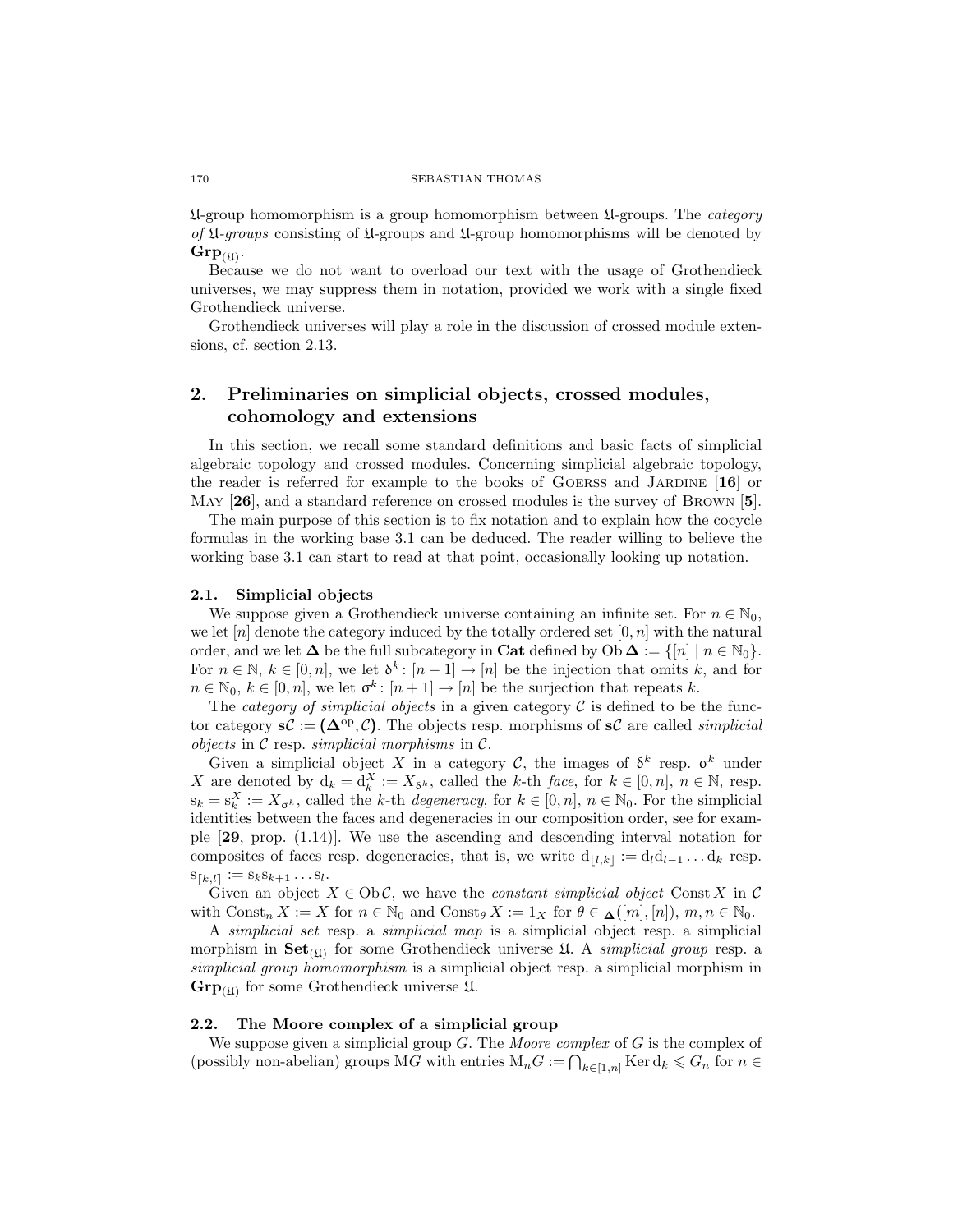$\mathfrak{U}$-group homomorphism is a group homomorphism between $\mathfrak{U}$-groups. The *category of $\mathfrak{U}$-groups* consisting of $\mathfrak{U}$-groups and $\mathfrak{U}$-group homomorphisms will be denoted by $\mathbf{Grp}_{(\mathfrak{U})}$.

Because we do not want to overload our text with the usage of Grothendieck universes, we may suppress them in notation, provided we work with a single fixed Grothendieck universe.

Grothendieck universes will play a role in the discussion of crossed module extensions, cf. section 2.13.

## 2. Preliminaries on simplicial objects, crossed modules, cohomology and extensions

In this section, we recall some standard definitions and basic facts of simplicial algebraic topology and crossed modules. Concerning simplicial algebraic topology, the reader is referred for example to the books of Goerss and Jardine [**16**] or May [**26**], and a standard reference on crossed modules is the survey of Brown [**5**].

The main purpose of this section is to fix notation and to explain how the cocycle formulas in the working base 3.1 can be deduced. The reader willing to believe the working base 3.1 can start to read at that point, occasionally looking up notation.

### 2.1. Simplicial objects

We suppose given a Grothendieck universe containing an infinite set. For $n \in \mathbb{N}_0$, we let $[n]$ denote the category induced by the totally ordered set $[0, n]$ with the natural order, and we let $\mathbf{\Delta}$ be the full subcategory in $\mathbf{Cat}$ defined by $\operatorname{Ob} \mathbf{\Delta} := \{[n] \mid n \in \mathbb{N}_0\}$. For $n \in \mathbb{N}$, $k \in [0, n]$, we let $\delta^k \colon [n-1] \to [n]$ be the injection that omits $k$, and for $n \in \mathbb{N}_0$, $k \in [0, n]$, we let $\sigma^k \colon [n+1] \to [n]$ be the surjection that repeats $k$.

The *category of simplicial objects* in a given category $\mathcal{C}$ is defined to be the functor category $\mathbf{s}\mathcal{C} := (\mathbf{\Delta}^{\mathrm{op}}, \mathcal{C})$. The objects resp. morphisms of $\mathbf{s}\mathcal{C}$ are called *simplicial objects* in $\mathcal{C}$ resp. *simplicial morphisms* in $\mathcal{C}$.

Given a simplicial object $X$ in a category $\mathcal{C}$, the images of $\delta^k$ resp. $\sigma^k$ under $X$ are denoted by $\mathrm{d}_k = \mathrm{d}_k^X := X_{\delta^k}$, called the $k$-th *face*, for $k \in [0, n]$, $n \in \mathbb{N}$, resp. $\mathrm{s}_k = \mathrm{s}_k^X := X_{\sigma^k}$, called the $k$-th *degeneracy*, for $k \in [0, n]$, $n \in \mathbb{N}_0$. For the simplicial identities between the faces and degeneracies in our composition order, see for example [**29**, prop. (1.14)]. We use the ascending and descending interval notation for composites of faces resp. degeneracies, that is, we write $\mathrm{d}_{\lfloor l,k \rfloor} := \mathrm{d}_l \mathrm{d}_{l-1} \ldots \mathrm{d}_k$ resp. $\mathrm{s}_{\lceil k,l \rceil} := \mathrm{s}_k \mathrm{s}_{k+1} \ldots \mathrm{s}_l$.

Given an object $X \in \operatorname{Ob} \mathcal{C}$, we have the *constant simplicial object* $\operatorname{Const} X$ in $\mathcal{C}$ with $\operatorname{Const}_n X := X$ for $n \in \mathbb{N}_0$ and $\operatorname{Const}_\theta X := 1_X$ for $\theta \in {}_{\mathbf{\Delta}}([m], [n])$, $m, n \in \mathbb{N}_0$.

A *simplicial set* resp. a *simplicial map* is a simplicial object resp. a simplicial morphism in $\mathbf{Set}_{(\mathfrak{U})}$ for some Grothendieck universe $\mathfrak{U}$. A *simplicial group* resp. a *simplicial group homomorphism* is a simplicial object resp. a simplicial morphism in $\mathbf{Grp}_{(\mathfrak{U})}$ for some Grothendieck universe $\mathfrak{U}$.

### 2.2. The Moore complex of a simplicial group

We suppose given a simplicial group $G$. The *Moore complex* of $G$ is the complex of (possibly non-abelian) groups $\mathrm{M}G$ with entries $\mathrm{M}_n G := \bigcap_{k \in [1,n]} \operatorname{Ker} \mathrm{d}_k \leqslant G_n$ for $n \in$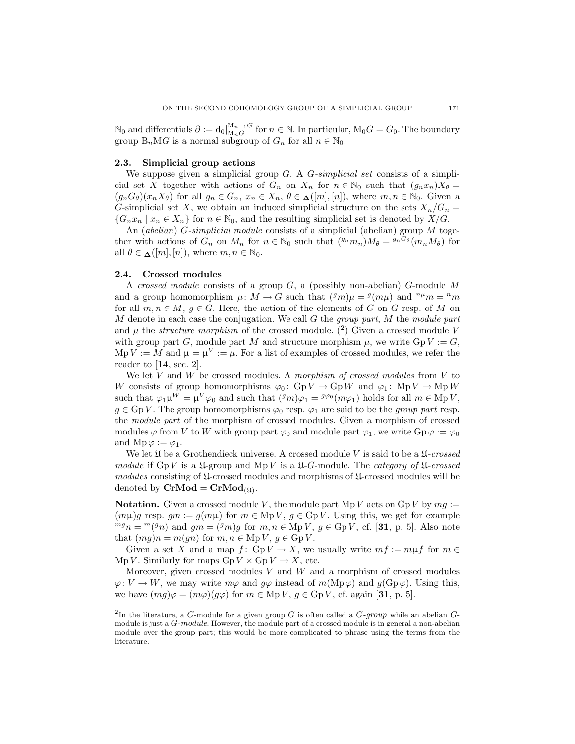$\mathbb{N}_0$ and differentials $\partial := \mathrm{d}_0|_{\mathrm{M}_n G}^{\mathrm{M}_{n-1} G}$ for $n \in \mathbb{N}$. In particular, $\mathrm{M}_0 G = G_0$. The boundary group $\mathrm{B}_n \mathrm{M} G$ is a normal subgroup of $G_n$ for all $n \in \mathbb{N}_0$.

### 2.3. Simplicial group actions

We suppose given a simplicial group $G$. A *$G$-simplicial set* consists of a simplicial set $X$ together with actions of $G_n$ on $X_n$ for $n \in \mathbb{N}_0$ such that $(g_n x_n) X_\theta = (g_n G_\theta)(x_n X_\theta)$ for all $g_n \in G_n$, $x_n \in X_n$, $\theta \in \mathbf{\Delta}([m],[n])$, where $m, n \in \mathbb{N}_0$. Given a $G$-simplicial set $X$, we obtain an induced simplicial structure on the sets $X_n / G_n = \{G_n x_n \mid x_n \in X_n\}$ for $n \in \mathbb{N}_0$, and the resulting simplicial set is denoted by $X/G$.

An *(abelian) $G$-simplicial module* consists of a simplicial (abelian) group $M$ together with actions of $G_n$ on $M_n$ for $n \in \mathbb{N}_0$ such that $({}^{g_n} m_n) M_\theta = {}^{g_n G_\theta}(m_n M_\theta)$ for all $\theta \in \mathbf{\Delta}([m],[n])$, where $m, n \in \mathbb{N}_0$.

### 2.4. Crossed modules

A *crossed module* consists of a group $G$, a (possibly non-abelian) $G$-module $M$ and a group homomorphism $\mu \colon M \to G$ such that $({}^{g} m)\mu = {}^{g}(m\mu)$ and ${}^{n\mu} m = {}^{n} m$ for all $m, n \in M$, $g \in G$. Here, the action of the elements of $G$ on $G$ resp. of $M$ on $M$ denote in each case the conjugation. We call $G$ the *group part*, $M$ the *module part* and $\mu$ the *structure morphism* of the crossed module. (2) Given a crossed module $V$ with group part $G$, module part $M$ and structure morphism $\mu$, we write $\mathrm{Gp}\, V := G$, $\mathrm{Mp}\, V := M$ and $\upmu = \upmu^V := \mu$. For a list of examples of crossed modules, we refer the reader to [**14**, sec. 2].

We let $V$ and $W$ be crossed modules. A *morphism of crossed modules* from $V$ to $W$ consists of group homomorphisms $\varphi_0 \colon \mathrm{Gp}\, V \to \mathrm{Gp}\, W$ and $\varphi_1 \colon \mathrm{Mp}\, V \to \mathrm{Mp}\, W$ such that $\varphi_1 \upmu^W = \upmu^V \varphi_0$ and such that $({}^{g} m)\varphi_1 = {}^{g\varphi_0}(m\varphi_1)$ holds for all $m \in \mathrm{Mp}\, V$, $g \in \mathrm{Gp}\, V$. The group homomorphisms $\varphi_0$ resp. $\varphi_1$ are said to be the *group part* resp. the *module part* of the morphism of crossed modules. Given a morphism of crossed modules $\varphi$ from $V$ to $W$ with group part $\varphi_0$ and module part $\varphi_1$, we write $\mathrm{Gp}\, \varphi := \varphi_0$ and $\mathrm{Mp}\, \varphi := \varphi_1$.

We let $\mathfrak{U}$ be a Grothendieck universe. A crossed module $V$ is said to be a *$\mathfrak{U}$-crossed module* if $\mathrm{Gp}\, V$ is a $\mathfrak{U}$-group and $\mathrm{Mp}\, V$ is a $\mathfrak{U}$-$G$-module. The *category of $\mathfrak{U}$-crossed modules* consisting of $\mathfrak{U}$-crossed modules and morphisms of $\mathfrak{U}$-crossed modules will be denoted by $\mathbf{CrMod} = \mathbf{CrMod}_{(\mathfrak{U})}$.

**Notation.** Given a crossed module $V$, the module part $\mathrm{Mp}\, V$ acts on $\mathrm{Gp}\, V$ by $mg := (m\upmu) g$ resp. $gm := g(m\upmu)$ for $m \in \mathrm{Mp}\, V$, $g \in \mathrm{Gp}\, V$. Using this, we get for example ${}^{mg} n = {}^{m}({}^{g} n)$ and $gm = ({}^{g} m) g$ for $m, n \in \mathrm{Mp}\, V$, $g \in \mathrm{Gp}\, V$, cf. [**31**, p. 5]. Also note that $(mg)n = m(gn)$ for $m, n \in \mathrm{Mp}\, V$, $g \in \mathrm{Gp}\, V$.

Given a set $X$ and a map $f \colon \mathrm{Gp}\, V \to X$, we usually write $mf := m\upmu f$ for $m \in \mathrm{Mp}\, V$. Similarly for maps $\mathrm{Gp}\, V \times \mathrm{Gp}\, V \to X$, etc.

Moreover, given crossed modules $V$ and $W$ and a morphism of crossed modules $\varphi \colon V \to W$, we may write $m\varphi$ and $g\varphi$ instead of $m(\mathrm{Mp}\, \varphi)$ and $g(\mathrm{Gp}\, \varphi)$. Using this, we have $(mg)\varphi = (m\varphi)(g\varphi)$ for $m \in \mathrm{Mp}\, V$, $g \in \mathrm{Gp}\, V$, cf. again [**31**, p. 5].

---

[2]In the literature, a $G$-module for a given group $G$ is often called a *$G$-group* while an abelian $G$-module is just a *$G$-module*. However, the module part of a crossed module is in general a non-abelian module over the group part; this would be more complicated to phrase using the terms from the literature.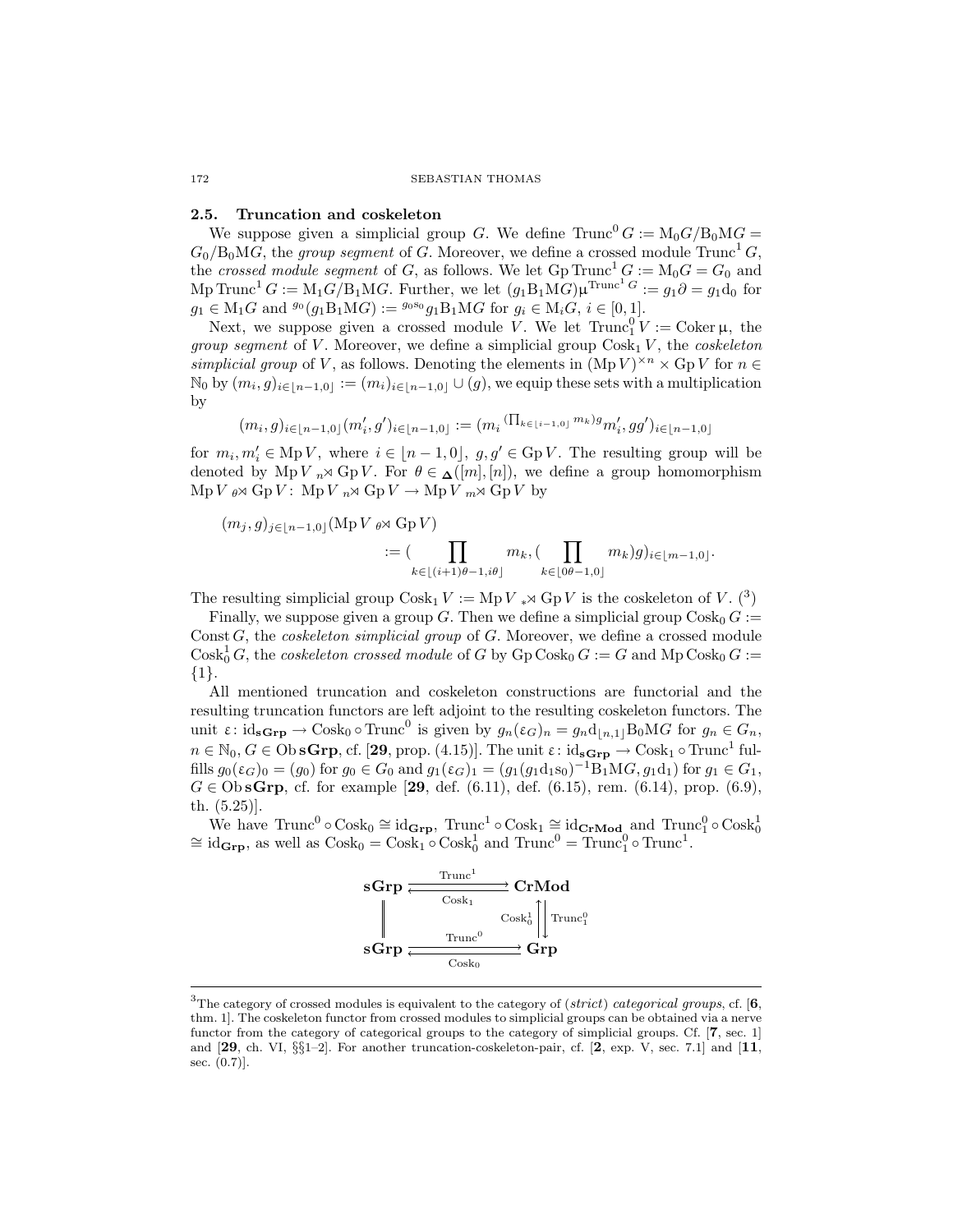### 2.5. Truncation and coskeleton

We suppose given a simplicial group $G$. We define $\operatorname{Trunc}^0 G := \mathrm{M}_0 G / \mathrm{B}_0 \mathrm{M} G = G_0 / \mathrm{B}_0 \mathrm{M} G$, the *group segment* of $G$. Moreover, we define a crossed module $\operatorname{Trunc}^1 G$, the *crossed module segment* of $G$, as follows. We let $\operatorname{Gp} \operatorname{Trunc}^1 G := \mathrm{M}_0 G = G_0$ and $\operatorname{Mp} \operatorname{Trunc}^1 G := \mathrm{M}_1 G / \mathrm{B}_1 \mathrm{M} G$. Further, we let $(g_1 \mathrm{B}_1 \mathrm{M} G) \mu^{\operatorname{Trunc}^1 G} := g_1 \partial = g_1 \mathrm{d}_0$ for $g_1 \in \mathrm{M}_1 G$ and ${}^{g_0}(g_1 \mathrm{B}_1 \mathrm{M} G) := {}^{g_0 \mathrm{s}_0} g_1 \mathrm{B}_1 \mathrm{M} G$ for $g_i \in \mathrm{M}_i G$, $i \in [0, 1]$.

Next, we suppose given a crossed module $V$. We let $\operatorname{Trunc}_1^0 V := \operatorname{Coker} \mu$, the *group segment* of $V$. Moreover, we define a simplicial group $\operatorname{Cosk}_1 V$, the *coskeleton simplicial group* of $V$, as follows. Denoting the elements in $(\operatorname{Mp} V)^{\times n} \times \operatorname{Gp} V$ for $n \in \mathbb{N}_0$ by $(m_i, g)_{i \in \lfloor n-1, 0 \rfloor} := (m_i)_{i \in \lfloor n-1, 0 \rfloor} \cup (g)$, we equip these sets with a multiplication by

$$(m_i, g)_{i \in \lfloor n-1, 0 \rfloor} (m_i', g')_{i \in \lfloor n-1, 0 \rfloor} := (m_i \, {}^{(\prod_{k \in \lfloor i-1, 0 \rfloor} m_k) g} m_i', g g')_{i \in \lfloor n-1, 0 \rfloor}$$

for $m_i, m_i' \in \operatorname{Mp} V$, where $i \in \lfloor n-1, 0 \rfloor$, $g, g' \in \operatorname{Gp} V$. The resulting group will be denoted by $\operatorname{Mp} V \,{}_n\!\rtimes \operatorname{Gp} V$. For $\theta \in {}_{\mathbf{\Delta}}([m], [n])$, we define a group homomorphism $\operatorname{Mp} V \,{}_\theta\!\rtimes \operatorname{Gp} V \colon \operatorname{Mp} V \,{}_n\!\rtimes \operatorname{Gp} V \to \operatorname{Mp} V \,{}_m\!\rtimes \operatorname{Gp} V$ by

$$\begin{aligned} &(m_j, g)_{j \in \lfloor n-1, 0 \rfloor} (\operatorname{Mp} V \,{}_\theta\!\rtimes \operatorname{Gp} V) \\ &\qquad := \Big( \prod_{k \in \lfloor (i+1)\theta - 1, i\theta \rfloor} m_k, \big( \prod_{k \in \lfloor 0\theta - 1, 0 \rfloor} m_k \big) g \Big)_{i \in \lfloor m-1, 0 \rfloor}. \end{aligned}$$

The resulting simplicial group $\operatorname{Cosk}_1 V := \operatorname{Mp} V \,{}_*\!\rtimes \operatorname{Gp} V$ is the coskeleton of $V$. [3]

Finally, we suppose given a group $G$. Then we define a simplicial group $\operatorname{Cosk}_0 G := \operatorname{Const} G$, the *coskeleton simplicial group* of $G$. Moreover, we define a crossed module $\operatorname{Cosk}_0^1 G$, the *coskeleton crossed module* of $G$ by $\operatorname{Gp} \operatorname{Cosk}_0 G := G$ and $\operatorname{Mp} \operatorname{Cosk}_0 G := \{1\}$.

All mentioned truncation and coskeleton constructions are functorial and the resulting truncation functors are left adjoint to the resulting coskeleton functors. The unit $\varepsilon \colon \mathrm{id}_{\mathbf{sGrp}} \to \operatorname{Cosk}_0 \circ \operatorname{Trunc}^0$ is given by $g_n (\varepsilon_G)_n = g_n \mathrm{d}_{\lfloor n, 1 \rfloor} \mathrm{B}_0 \mathrm{M} G$ for $g_n \in G_n$, $n \in \mathbb{N}_0$, $G \in \operatorname{Ob} \mathbf{sGrp}$, cf. [**29**, prop. (4.15)]. The unit $\varepsilon \colon \mathrm{id}_{\mathbf{sGrp}} \to \operatorname{Cosk}_1 \circ \operatorname{Trunc}^1$ fulfills $g_0 (\varepsilon_G)_0 = (g_0)$ for $g_0 \in G_0$ and $g_1 (\varepsilon_G)_1 = (g_1 (g_1 \mathrm{d}_1 \mathrm{s}_0)^{-1} \mathrm{B}_1 \mathrm{M} G, g_1 \mathrm{d}_1)$ for $g_1 \in G_1$, $G \in \operatorname{Ob} \mathbf{sGrp}$, cf. for example [**29**, def. (6.11), def. (6.15), rem. (6.14), prop. (6.9), th. (5.25)].

We have $\operatorname{Trunc}^0 \circ \operatorname{Cosk}_0 \cong \mathrm{id}_{\mathbf{Grp}}$, $\operatorname{Trunc}^1 \circ \operatorname{Cosk}_1 \cong \mathrm{id}_{\mathbf{CrMod}}$ and $\operatorname{Trunc}_1^0 \circ \operatorname{Cosk}_0^1 \cong \mathrm{id}_{\mathbf{Grp}}$, as well as $\operatorname{Cosk}_0 = \operatorname{Cosk}_1 \circ \operatorname{Cosk}_0^1$ and $\operatorname{Trunc}^0 = \operatorname{Trunc}_1^0 \circ \operatorname{Trunc}^1$.

$$\begin{array}{ccc} \mathbf{sGrp} & \underset{\operatorname{Cosk}_1}{\overset{\operatorname{Trunc}^1}{\rightleftarrows}} & \mathbf{CrMod} \\ \Big\| & & \operatorname{Cosk}_0^1 \uparrow\downarrow \operatorname{Trunc}_1^0 \\ \mathbf{sGrp} & \underset{\operatorname{Cosk}_0}{\overset{\operatorname{Trunc}^0}{\rightleftarrows}} & \mathbf{Grp} \end{array}$$

---

[3] The category of crossed modules is equivalent to the category of (*strict*) *categorical groups*, cf. [**6**, thm. 1]. The coskeleton functor from crossed modules to simplicial groups can be obtained via a nerve functor from the category of categorical groups to the category of simplicial groups. Cf. [**7**, sec. 1] and [**29**, ch. VI, §§1–2]. For another truncation-coskeleton-pair, cf. [**2**, exp. V, sec. 7.1] and [**11**, sec. (0.7)].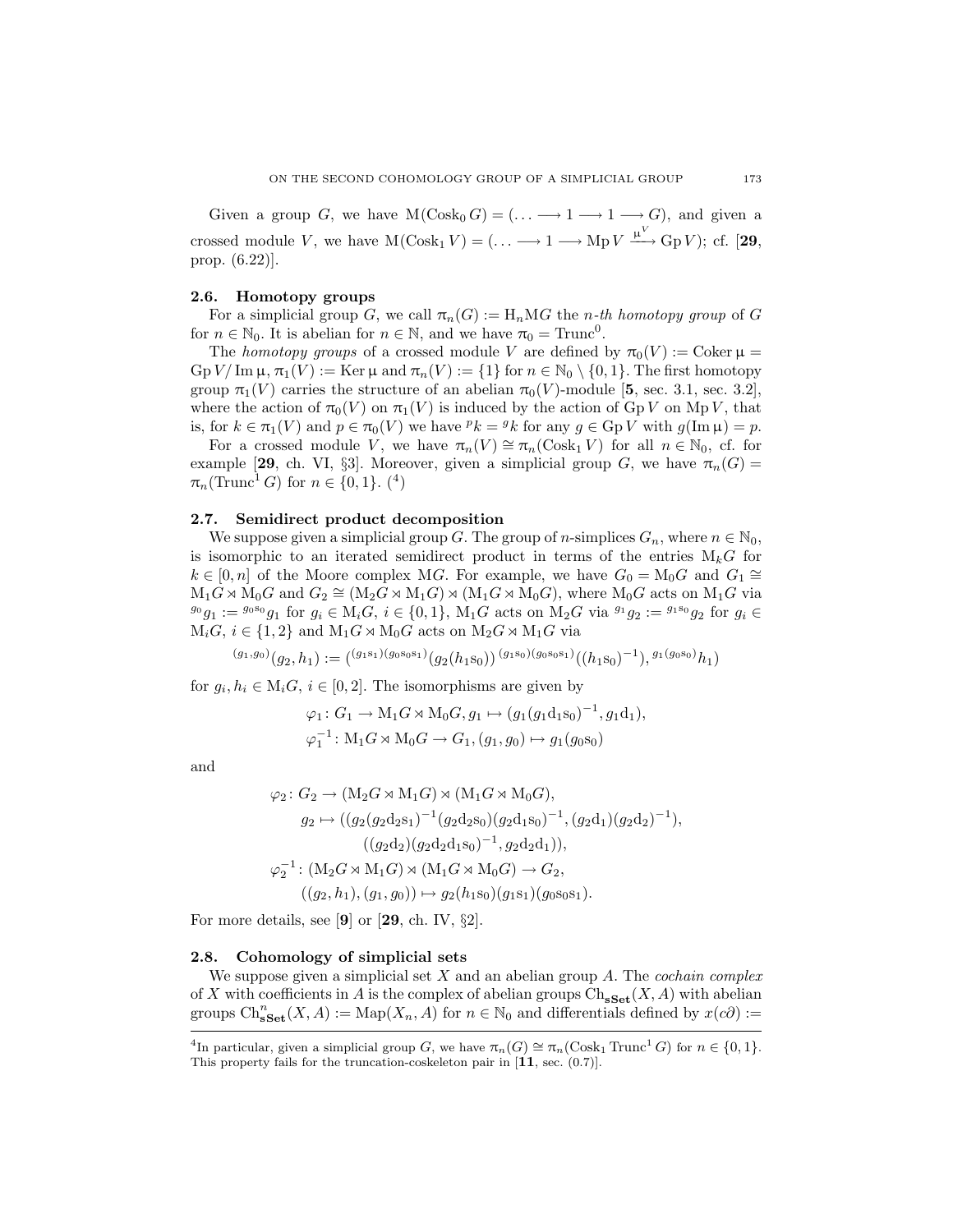Given a group $G$, we have $\mathrm{M}(\mathrm{Cosk}_0\, G) = (\ldots \longrightarrow 1 \longrightarrow 1 \longrightarrow G)$, and given a crossed module $V$, we have $\mathrm{M}(\mathrm{Cosk}_1\, V) = (\ldots \longrightarrow 1 \longrightarrow \mathrm{Mp}\, V \xrightarrow{\mu^V} \mathrm{Gp}\, V)$; cf. [**29**, prop. (6.22)].

### 2.6. Homotopy groups

For a simplicial group $G$, we call $\pi_n(G) := \mathrm{H}_n \mathrm{M}G$ the *n-th homotopy group* of $G$ for $n \in \mathbb{N}_0$. It is abelian for $n \in \mathbb{N}$, and we have $\pi_0 = \mathrm{Trunc}^0$.

The *homotopy groups* of a crossed module $V$ are defined by $\pi_0(V) := \mathrm{Coker}\, \mu = \mathrm{Gp}\, V / \mathrm{Im}\, \mu$, $\pi_1(V) := \mathrm{Ker}\, \mu$ and $\pi_n(V) := \{1\}$ for $n \in \mathbb{N}_0 \setminus \{0, 1\}$. The first homotopy group $\pi_1(V)$ carries the structure of an abelian $\pi_0(V)$-module [**5**, sec. 3.1, sec. 3.2], where the action of $\pi_0(V)$ on $\pi_1(V)$ is induced by the action of $\mathrm{Gp}\, V$ on $\mathrm{Mp}\, V$, that is, for $k \in \pi_1(V)$ and $p \in \pi_0(V)$ we have ${}^{p}k = {}^{g}k$ for any $g \in \mathrm{Gp}\, V$ with $g(\mathrm{Im}\, \mu) = p$.

For a crossed module $V$, we have $\pi_n(V) \cong \pi_n(\mathrm{Cosk}_1\, V)$ for all $n \in \mathbb{N}_0$, cf. for example [**29**, ch. VI, §3]. Moreover, given a simplicial group $G$, we have $\pi_n(G) = \pi_n(\mathrm{Trunc}^1\, G)$ for $n \in \{0, 1\}$. [4]

### 2.7. Semidirect product decomposition

We suppose given a simplicial group $G$. The group of $n$-simplices $G_n$, where $n \in \mathbb{N}_0$, is isomorphic to an iterated semidirect product in terms of the entries $\mathrm{M}_k G$ for $k \in [0, n]$ of the Moore complex $\mathrm{M}G$. For example, we have $G_0 = \mathrm{M}_0 G$ and $G_1 \cong \mathrm{M}_1 G \rtimes \mathrm{M}_0 G$ and $G_2 \cong (\mathrm{M}_2 G \rtimes \mathrm{M}_1 G) \rtimes (\mathrm{M}_1 G \rtimes \mathrm{M}_0 G)$, where $\mathrm{M}_0 G$ acts on $\mathrm{M}_1 G$ via ${}^{g_0}g_1 := {}^{g_0 \mathrm{s}_0}g_1$ for $g_i \in \mathrm{M}_i G$, $i \in \{0, 1\}$, $\mathrm{M}_1 G$ acts on $\mathrm{M}_2 G$ via ${}^{g_1}g_2 := {}^{g_1 \mathrm{s}_0}g_2$ for $g_i \in \mathrm{M}_i G$, $i \in \{1, 2\}$ and $\mathrm{M}_1 G \rtimes \mathrm{M}_0 G$ acts on $\mathrm{M}_2 G \rtimes \mathrm{M}_1 G$ via

$$ {}^{(g_1, g_0)}(g_2, h_1) := ({}^{(g_1 \mathrm{s}_1)(g_0 \mathrm{s}_0 \mathrm{s}_1)}(g_2 (h_1 \mathrm{s}_0))\, {}^{(g_1 \mathrm{s}_0)(g_0 \mathrm{s}_0 \mathrm{s}_1)}((h_1 \mathrm{s}_0)^{-1}), {}^{g_1 (g_0 \mathrm{s}_0)}h_1) $$

for $g_i, h_i \in \mathrm{M}_i G$, $i \in [0, 2]$. The isomorphisms are given by

$$ \varphi_1 \colon G_1 \to \mathrm{M}_1 G \rtimes \mathrm{M}_0 G, g_1 \mapsto (g_1 (g_1 \mathrm{d}_1 \mathrm{s}_0)^{-1}, g_1 \mathrm{d}_1), $$
$$ \varphi_1^{-1} \colon \mathrm{M}_1 G \rtimes \mathrm{M}_0 G \to G_1, (g_1, g_0) \mapsto g_1 (g_0 \mathrm{s}_0) $$

and

$$ \begin{aligned} \varphi_2 \colon & G_2 \to (\mathrm{M}_2 G \rtimes \mathrm{M}_1 G) \rtimes (\mathrm{M}_1 G \rtimes \mathrm{M}_0 G), \\ & g_2 \mapsto ((g_2 (g_2 \mathrm{d}_2 \mathrm{s}_1)^{-1} (g_2 \mathrm{d}_2 \mathrm{s}_0)(g_2 \mathrm{d}_1 \mathrm{s}_0)^{-1}, (g_2 \mathrm{d}_1)(g_2 \mathrm{d}_2)^{-1}), \\ & \qquad ((g_2 \mathrm{d}_2)(g_2 \mathrm{d}_2 \mathrm{d}_1 \mathrm{s}_0)^{-1}, g_2 \mathrm{d}_2 \mathrm{d}_1)), \\ \varphi_2^{-1} \colon & (\mathrm{M}_2 G \rtimes \mathrm{M}_1 G) \rtimes (\mathrm{M}_1 G \rtimes \mathrm{M}_0 G) \to G_2, \\ & ((g_2, h_1), (g_1, g_0)) \mapsto g_2 (h_1 \mathrm{s}_0)(g_1 \mathrm{s}_1)(g_0 \mathrm{s}_0 \mathrm{s}_1). \end{aligned} $$

For more details, see [**9**] or [**29**, ch. IV, §2].

### 2.8. Cohomology of simplicial sets

We suppose given a simplicial set $X$ and an abelian group $A$. The *cochain complex* of $X$ with coefficients in $A$ is the complex of abelian groups $\mathrm{Ch}_{\mathbf{sSet}}(X, A)$ with abelian groups $\mathrm{Ch}^n_{\mathbf{sSet}}(X, A) := \mathrm{Map}(X_n, A)$ for $n \in \mathbb{N}_0$ and differentials defined by $x(c\partial) :=$

---

[4] In particular, given a simplicial group $G$, we have $\pi_n(G) \cong \pi_n(\mathrm{Cosk}_1\, \mathrm{Trunc}^1\, G)$ for $n \in \{0, 1\}$. This property fails for the truncation-coskeleton pair in [**11**, sec. (0.7)].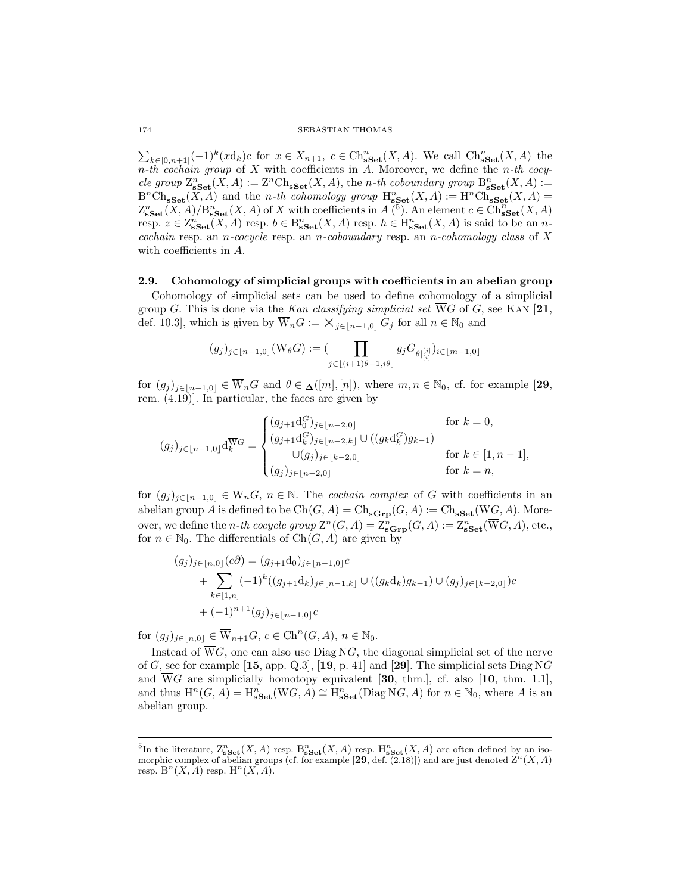$\sum_{k\in[0,n+1]}(-1)^k(x\mathrm{d}_k)c$ for $x \in X_{n+1}$, $c \in \mathrm{Ch}^n_{\mathbf{sSet}}(X,A)$. We call $\mathrm{Ch}^n_{\mathbf{sSet}}(X,A)$ the *n-th cochain group* of $X$ with coefficients in $A$. Moreover, we define the *n-th cocycle group* $\mathrm{Z}^n_{\mathbf{sSet}}(X,A) := \mathrm{Z}^n\mathrm{Ch}_{\mathbf{sSet}}(X,A)$, the *n-th coboundary group* $\mathrm{B}^n_{\mathbf{sSet}}(X,A) := \mathrm{B}^n\mathrm{Ch}_{\mathbf{sSet}}(X,A)$ and the *n-th cohomology group* $\mathrm{H}^n_{\mathbf{sSet}}(X,A) := \mathrm{H}^n\mathrm{Ch}_{\mathbf{sSet}}(X,A) = \mathrm{Z}^n_{\mathbf{sSet}}(X,A)/\mathrm{B}^n_{\mathbf{sSet}}(X,A)$ of $X$ with coefficients in $A$ ([5]). An element $c \in \mathrm{Ch}^n_{\mathbf{sSet}}(X,A)$ resp. $z \in \mathrm{Z}^n_{\mathbf{sSet}}(X,A)$ resp. $b \in \mathrm{B}^n_{\mathbf{sSet}}(X,A)$ resp. $h \in \mathrm{H}^n_{\mathbf{sSet}}(X,A)$ is said to be an *n-cochain* resp. an *n-cocycle* resp. an *n-coboundary* resp. an *n-cohomology class* of $X$ with coefficients in $A$.

### 2.9. Cohomology of simplicial groups with coefficients in an abelian group

Cohomology of simplicial sets can be used to define cohomology of a simplicial group $G$. This is done via the *Kan classifying simplicial set* $\overline{\mathrm{W}}G$ of $G$, see Kan [**21**, def. 10.3], which is given by $\overline{\mathrm{W}}_nG := \bigtimes_{j\in\lfloor n-1,0\rfloor} G_j$ for all $n \in \mathbb{N}_0$ and

$$(g_j)_{j\in\lfloor n-1,0\rfloor}(\overline{\mathrm{W}}_\theta G) := \Big(\prod_{j\in\lfloor (i+1)\theta-1,i\theta\rfloor} g_j G_{\theta|^{[j]}_{[i]}}\Big)_{i\in\lfloor m-1,0\rfloor}$$

for $(g_j)_{j\in\lfloor n-1,0\rfloor} \in \overline{\mathrm{W}}_nG$ and $\theta \in \mathbf{\Delta}([m],[n])$, where $m, n \in \mathbb{N}_0$, cf. for example [**29**, rem. (4.19)]. In particular, the faces are given by

$$(g_j)_{j\in\lfloor n-1,0\rfloor}\mathrm{d}_k^{\overline{\mathrm{W}}G} = \begin{cases} (g_{j+1}\mathrm{d}_0^G)_{j\in\lfloor n-2,0\rfloor} & \text{for } k=0, \\ (g_{j+1}\mathrm{d}_k^G)_{j\in\lfloor n-2,k\rfloor} \cup ((g_k\mathrm{d}_k^G)g_{k-1}) & \\ \qquad \cup (g_j)_{j\in\lfloor k-2,0\rfloor} & \text{for } k\in[1,n-1], \\ (g_j)_{j\in\lfloor n-2,0\rfloor} & \text{for } k=n, \end{cases}$$

for $(g_j)_{j\in\lfloor n-1,0\rfloor} \in \overline{\mathrm{W}}_nG$, $n \in \mathbb{N}$. The *cochain complex* of $G$ with coefficients in an abelian group $A$ is defined to be $\mathrm{Ch}(G,A) = \mathrm{Ch}_{\mathbf{sGrp}}(G,A) := \mathrm{Ch}_{\mathbf{sSet}}(\overline{\mathrm{W}}G,A)$. Moreover, we define the *n-th cocycle group* $\mathrm{Z}^n(G,A) = \mathrm{Z}^n_{\mathbf{sGrp}}(G,A) := \mathrm{Z}^n_{\mathbf{sSet}}(\overline{\mathrm{W}}G,A)$, etc., for $n \in \mathbb{N}_0$. The differentials of $\mathrm{Ch}(G,A)$ are given by

$$\begin{aligned}(g_j)_{j\in\lfloor n,0\rfloor}(c\partial) &= (g_{j+1}\mathrm{d}_0)_{j\in\lfloor n-1,0\rfloor}c \\ &\quad + \sum_{k\in[1,n]}(-1)^k((g_{j+1}\mathrm{d}_k)_{j\in\lfloor n-1,k\rfloor} \cup ((g_k\mathrm{d}_k)g_{k-1}) \cup (g_j)_{j\in\lfloor k-2,0\rfloor})c \\ &\quad + (-1)^{n+1}(g_j)_{j\in\lfloor n-1,0\rfloor}c\end{aligned}$$

for $(g_j)_{j\in\lfloor n,0\rfloor} \in \overline{\mathrm{W}}_{n+1}G$, $c \in \mathrm{Ch}^n(G,A)$, $n \in \mathbb{N}_0$.

Instead of $\overline{\mathrm{W}}G$, one can also use $\mathrm{Diag}\,\mathrm{N}G$, the diagonal simplicial set of the nerve of $G$, see for example [**15**, app. Q.3], [**19**, p. 41] and [**29**]. The simplicial sets $\mathrm{Diag}\,\mathrm{N}G$ and $\overline{\mathrm{W}}G$ are simplicially homotopy equivalent [**30**, thm.], cf. also [**10**, thm. 1.1], and thus $\mathrm{H}^n(G,A) = \mathrm{H}^n_{\mathbf{sSet}}(\overline{\mathrm{W}}G,A) \cong \mathrm{H}^n_{\mathbf{sSet}}(\mathrm{Diag}\,\mathrm{N}G,A)$ for $n \in \mathbb{N}_0$, where $A$ is an abelian group.

---

[5] In the literature, $\mathrm{Z}^n_{\mathbf{sSet}}(X,A)$ resp. $\mathrm{B}^n_{\mathbf{sSet}}(X,A)$ resp. $\mathrm{H}^n_{\mathbf{sSet}}(X,A)$ are often defined by an isomorphic complex of abelian groups (cf. for example [**29**, def. (2.18)]) and are just denoted $\mathrm{Z}^n(X,A)$ resp. $\mathrm{B}^n(X,A)$ resp. $\mathrm{H}^n(X,A)$.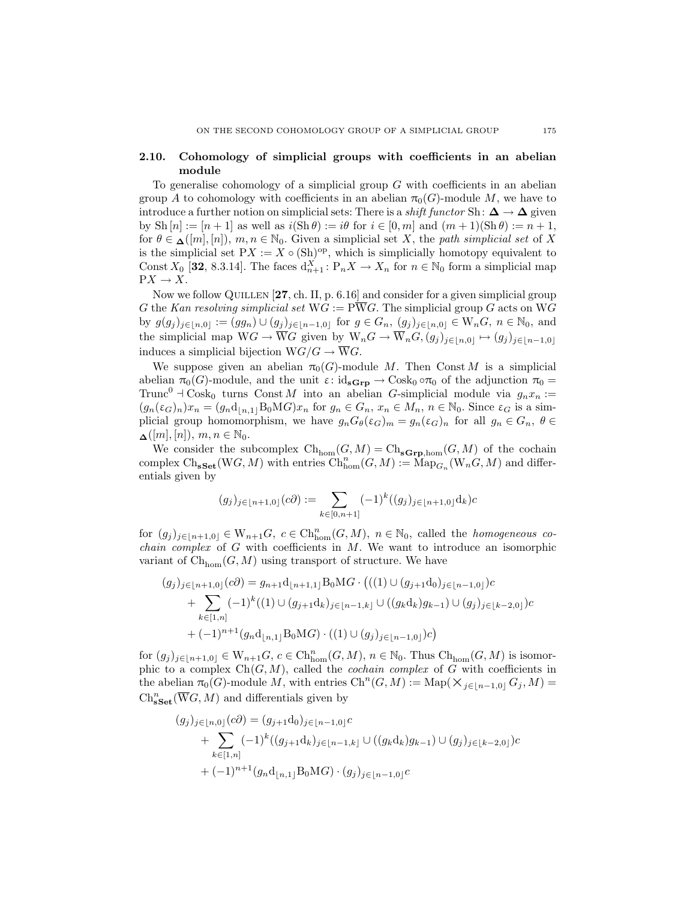## 2.10. Cohomology of simplicial groups with coefficients in an abelian module

To generalise cohomology of a simplicial group $G$ with coefficients in an abelian group $A$ to cohomology with coefficients in an abelian $\pi_0(G)$-module $M$, we have to introduce a further notion on simplicial sets: There is a *shift functor* $\mathrm{Sh}\colon \mathbf{\Delta} \to \mathbf{\Delta}$ given by $\mathrm{Sh}\,[n] := [n+1]$ as well as $i(\mathrm{Sh}\,\theta) := i\theta$ for $i \in [0,m]$ and $(m+1)(\mathrm{Sh}\,\theta) := n+1$, for $\theta \in {}_{\mathbf{\Delta}}([m],[n])$, $m, n \in \mathbb{N}_0$. Given a simplicial set $X$, the *path simplicial set* of $X$ is the simplicial set $\mathrm{P}X := X \circ (\mathrm{Sh})^{\mathrm{op}}$, which is simplicially homotopy equivalent to $\mathrm{Const}\, X_0$ [**32**, 8.3.14]. The faces $\mathrm{d}^X_{n+1}\colon \mathrm{P}_n X \to X_n$ for $n \in \mathbb{N}_0$ form a simplicial map $\mathrm{P}X \to X$.

Now we follow Quillen [**27**, ch. II, p. 6.16] and consider for a given simplicial group $G$ the *Kan resolving simplicial set* $\mathrm{W}G := \mathrm{P}\overline{\mathrm{W}}G$. The simplicial group $G$ acts on $\mathrm{W}G$ by $g(g_j)_{j\in\lfloor n,0\rfloor} := (gg_n) \cup (g_j)_{j\in\lfloor n-1,0\rfloor}$ for $g \in G_n$, $(g_j)_{j\in\lfloor n,0\rfloor} \in \mathrm{W}_n G$, $n \in \mathbb{N}_0$, and the simplicial map $\mathrm{W}G \to \overline{\mathrm{W}}G$ given by $\mathrm{W}_n G \to \overline{\mathrm{W}}_n G, (g_j)_{j\in\lfloor n,0\rfloor} \mapsto (g_j)_{j\in\lfloor n-1,0\rfloor}$ induces a simplicial bijection $\mathrm{W}G/G \to \overline{\mathrm{W}}G$.

We suppose given an abelian $\pi_0(G)$-module $M$. Then $\mathrm{Const}\, M$ is a simplicial abelian $\pi_0(G)$-module, and the unit $\varepsilon\colon \mathrm{id}_{\mathbf{sGrp}} \to \mathrm{Cosk}_0 \circ \pi_0$ of the adjunction $\pi_0 = \mathrm{Trunc}^0 \dashv \mathrm{Cosk}_0$ turns $\mathrm{Const}\, M$ into an abelian $G$-simplicial module via $g_n x_n := (g_n(\varepsilon_G)_n)x_n = (g_n \mathrm{d}_{\lfloor n,1\rfloor}\mathrm{B}_0\mathrm{M}G)x_n$ for $g_n \in G_n$, $x_n \in M_n$, $n \in \mathbb{N}_0$. Since $\varepsilon_G$ is a simplicial group homomorphism, we have $g_n G_\theta(\varepsilon_G)_m = g_n(\varepsilon_G)_n$ for all $g_n \in G_n$, $\theta \in {}_{\mathbf{\Delta}}([m],[n])$, $m, n \in \mathbb{N}_0$.

We consider the subcomplex $\mathrm{Ch}_{\mathrm{hom}}(G,M) = \mathrm{Ch}_{\mathbf{sGrp},\mathrm{hom}}(G,M)$ of the cochain complex $\mathrm{Ch}_{\mathbf{sSet}}(\mathrm{W}G,M)$ with entries $\mathrm{Ch}^n_{\mathrm{hom}}(G,M) := \mathrm{Map}_{G_n}(\mathrm{W}_n G, M)$ and differentials given by

$$(g_j)_{j\in\lfloor n+1,0\rfloor}(c\partial) := \sum_{k\in[0,n+1]} (-1)^k ((g_j)_{j\in\lfloor n+1,0\rfloor}\mathrm{d}_k)c$$

for $(g_j)_{j\in\lfloor n+1,0\rfloor} \in \mathrm{W}_{n+1}G$, $c \in \mathrm{Ch}^n_{\mathrm{hom}}(G,M)$, $n \in \mathbb{N}_0$, called the *homogeneous cochain complex* of $G$ with coefficients in $M$. We want to introduce an isomorphic variant of $\mathrm{Ch}_{\mathrm{hom}}(G,M)$ using transport of structure. We have

$$\begin{aligned}
(g_j)_{j\in\lfloor n+1,0\rfloor}(c\partial) &= g_{n+1}\mathrm{d}_{\lfloor n+1,1\rfloor}\mathrm{B}_0\mathrm{M}G \cdot \big(((1) \cup (g_{j+1}\mathrm{d}_0)_{j\in\lfloor n-1,0\rfloor})c \\
&\quad + \sum_{k\in[1,n]} (-1)^k ((1) \cup (g_{j+1}\mathrm{d}_k)_{j\in\lfloor n-1,k\rfloor} \cup ((g_k\mathrm{d}_k)g_{k-1}) \cup (g_j)_{j\in\lfloor k-2,0\rfloor})c \\
&\quad + (-1)^{n+1}(g_n\mathrm{d}_{\lfloor n,1\rfloor}\mathrm{B}_0\mathrm{M}G) \cdot ((1) \cup (g_j)_{j\in\lfloor n-1,0\rfloor})c\big)
\end{aligned}$$

for $(g_j)_{j\in\lfloor n+1,0\rfloor} \in \mathrm{W}_{n+1}G$, $c \in \mathrm{Ch}^n_{\mathrm{hom}}(G,M)$, $n \in \mathbb{N}_0$. Thus $\mathrm{Ch}_{\mathrm{hom}}(G,M)$ is isomorphic to a complex $\mathrm{Ch}(G,M)$, called the *cochain complex* of $G$ with coefficients in the abelian $\pi_0(G)$-module $M$, with entries $\mathrm{Ch}^n(G,M) := \mathrm{Map}(\times_{j\in\lfloor n-1,0\rfloor} G_j, M) = \mathrm{Ch}^n_{\mathbf{sSet}}(\overline{\mathrm{W}}G, M)$ and differentials given by

$$\begin{aligned}
(g_j)_{j\in\lfloor n,0\rfloor}(c\partial) &= (g_{j+1}\mathrm{d}_0)_{j\in\lfloor n-1,0\rfloor}c \\
&\quad + \sum_{k\in[1,n]} (-1)^k ((g_{j+1}\mathrm{d}_k)_{j\in\lfloor n-1,k\rfloor} \cup ((g_k\mathrm{d}_k)g_{k-1}) \cup (g_j)_{j\in\lfloor k-2,0\rfloor})c \\
&\quad + (-1)^{n+1}(g_n\mathrm{d}_{\lfloor n,1\rfloor}\mathrm{B}_0\mathrm{M}G) \cdot (g_j)_{j\in\lfloor n-1,0\rfloor}c
\end{aligned}$$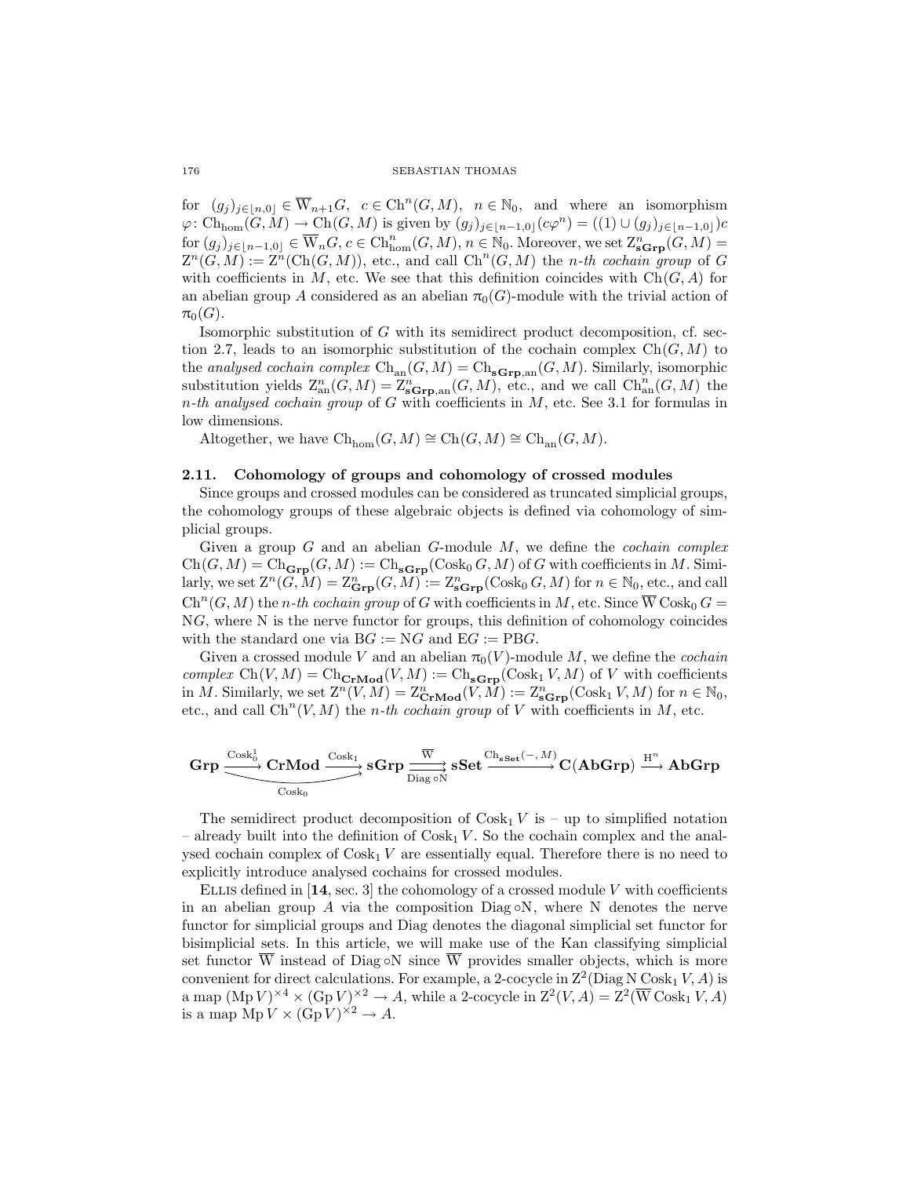for $(g_j)_{j\in\lfloor n,0\rfloor} \in \overline{\mathrm{W}}_{n+1}G$, $c \in \mathrm{Ch}^n(G,M)$, $n \in \mathbb{N}_0$, and where an isomorphism $\varphi\colon \mathrm{Ch}_{\mathrm{hom}}(G,M) \to \mathrm{Ch}(G,M)$ is given by $(g_j)_{j\in\lfloor n-1,0\rfloor}(c\varphi^n) = ((1) \cup (g_j)_{j\in\lfloor n-1,0\rfloor})c$ for $(g_j)_{j\in\lfloor n-1,0\rfloor} \in \overline{\mathrm{W}}_n G$, $c \in \mathrm{Ch}^n_{\mathrm{hom}}(G,M)$, $n \in \mathbb{N}_0$. Moreover, we set $\mathrm{Z}^n_{\mathbf{sGrp}}(G,M) = \mathrm{Z}^n(G,M) := \mathrm{Z}^n(\mathrm{Ch}(G,M))$, etc., and call $\mathrm{Ch}^n(G,M)$ the *n-th cochain group* of $G$ with coefficients in $M$, etc. We see that this definition coincides with $\mathrm{Ch}(G,A)$ for an abelian group $A$ considered as an abelian $\pi_0(G)$-module with the trivial action of $\pi_0(G)$.

Isomorphic substitution of $G$ with its semidirect product decomposition, cf. section 2.7, leads to an isomorphic substitution of the cochain complex $\mathrm{Ch}(G,M)$ to the *analysed cochain complex* $\mathrm{Ch}_{\mathrm{an}}(G,M) = \mathrm{Ch}_{\mathbf{sGrp},\mathrm{an}}(G,M)$. Similarly, isomorphic substitution yields $\mathrm{Z}^n_{\mathrm{an}}(G,M) = \mathrm{Z}^n_{\mathbf{sGrp},\mathrm{an}}(G,M)$, etc., and we call $\mathrm{Ch}^n_{\mathrm{an}}(G,M)$ the *n-th analysed cochain group* of $G$ with coefficients in $M$, etc. See 3.1 for formulas in low dimensions.

Altogether, we have $\mathrm{Ch}_{\mathrm{hom}}(G,M) \cong \mathrm{Ch}(G,M) \cong \mathrm{Ch}_{\mathrm{an}}(G,M)$.

### 2.11. Cohomology of groups and cohomology of crossed modules

Since groups and crossed modules can be considered as truncated simplicial groups, the cohomology groups of these algebraic objects is defined via cohomology of simplicial groups.

Given a group $G$ and an abelian $G$-module $M$, we define the *cochain complex* $\mathrm{Ch}(G,M) = \mathrm{Ch}_{\mathbf{Grp}}(G,M) := \mathrm{Ch}_{\mathbf{sGrp}}(\mathrm{Cosk}_0\, G, M)$ of $G$ with coefficients in $M$. Similarly, we set $\mathrm{Z}^n(G,M) = \mathrm{Z}^n_{\mathbf{Grp}}(G,M) := \mathrm{Z}^n_{\mathbf{sGrp}}(\mathrm{Cosk}_0\, G, M)$ for $n \in \mathbb{N}_0$, etc., and call $\mathrm{Ch}^n(G,M)$ the *n-th cochain group* of $G$ with coefficients in $M$, etc. Since $\overline{\mathrm{W}}\,\mathrm{Cosk}_0\, G = \mathrm{N}G$, where $\mathrm{N}$ is the nerve functor for groups, this definition of cohomology coincides with the standard one via $\mathrm{B}G := \mathrm{N}G$ and $\mathrm{E}G := \mathrm{PB}G$.

Given a crossed module $V$ and an abelian $\pi_0(V)$-module $M$, we define the *cochain complex* $\mathrm{Ch}(V,M) = \mathrm{Ch}_{\mathbf{CrMod}}(V,M) := \mathrm{Ch}_{\mathbf{sGrp}}(\mathrm{Cosk}_1\, V, M)$ of $V$ with coefficients in $M$. Similarly, we set $\mathrm{Z}^n(V,M) = \mathrm{Z}^n_{\mathbf{CrMod}}(V,M) := \mathrm{Z}^n_{\mathbf{sGrp}}(\mathrm{Cosk}_1\, V, M)$ for $n \in \mathbb{N}_0$, etc., and call $\mathrm{Ch}^n(V,M)$ the *n-th cochain group* of $V$ with coefficients in $M$, etc.

$$\mathbf{Grp} \xrightarrow{\mathrm{Cosk}_0^1} \mathbf{CrMod} \xrightarrow{\mathrm{Cosk}_1} \mathbf{sGrp} \underset{\mathrm{Diag}\,\circ \mathrm{N}}{\overset{\overline{\mathrm{W}}}{\rightrightarrows}} \mathbf{sSet} \xrightarrow{\mathrm{Ch}_{\mathbf{sSet}}(-,\,M)} \mathbf{C}(\mathbf{AbGrp}) \xrightarrow{\mathrm{H}^n} \mathbf{AbGrp}$$

(with $\mathrm{Cosk}_0\colon \mathbf{Grp} \to \mathbf{sGrp}$ as the composite of the first two arrows)

The semidirect product decomposition of $\mathrm{Cosk}_1\, V$ is – up to simplified notation – already built into the definition of $\mathrm{Cosk}_1\, V$. So the cochain complex and the analysed cochain complex of $\mathrm{Cosk}_1\, V$ are essentially equal. Therefore there is no need to explicitly introduce analysed cochains for crossed modules.

Ellis defined in [**14**, sec. 3] the cohomology of a crossed module $V$ with coefficients in an abelian group $A$ via the composition $\mathrm{Diag}\circ\mathrm{N}$, where $\mathrm{N}$ denotes the nerve functor for simplicial groups and Diag denotes the diagonal simplicial set functor for bisimplicial sets. In this article, we will make use of the Kan classifying simplicial set functor $\overline{\mathrm{W}}$ instead of $\mathrm{Diag}\circ\mathrm{N}$ since $\overline{\mathrm{W}}$ provides smaller objects, which is more convenient for direct calculations. For example, a 2-cocycle in $\mathrm{Z}^2(\mathrm{Diag}\,\mathrm{N}\,\mathrm{Cosk}_1\, V, A)$ is a map $(\mathrm{Mp}\, V)^{\times 4} \times (\mathrm{Gp}\, V)^{\times 2} \to A$, while a 2-cocycle in $\mathrm{Z}^2(V,A) = \mathrm{Z}^2(\overline{\mathrm{W}}\,\mathrm{Cosk}_1\, V, A)$ is a map $\mathrm{Mp}\, V \times (\mathrm{Gp}\, V)^{\times 2} \to A$.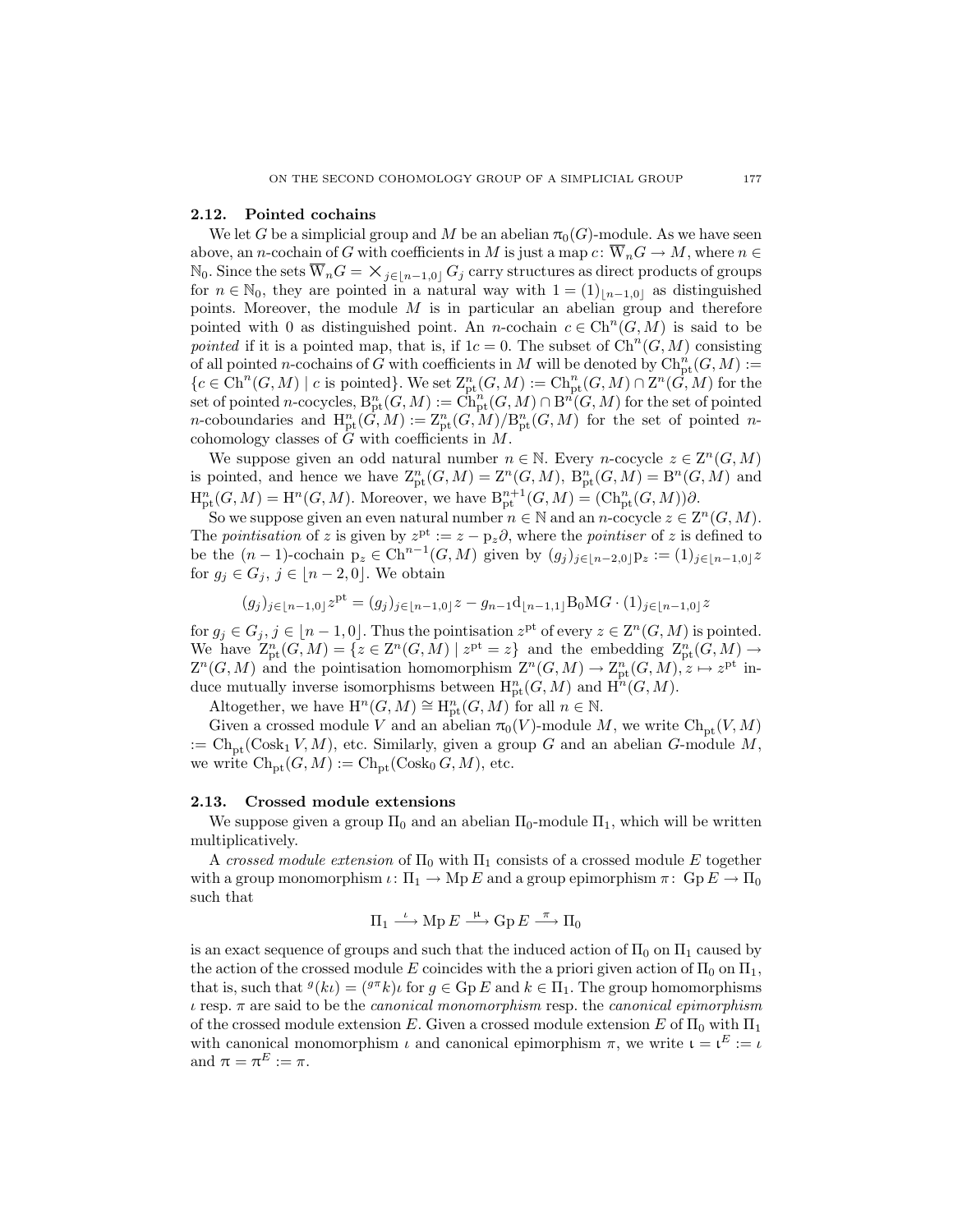### 2.12. Pointed cochains

We let $G$ be a simplicial group and $M$ be an abelian $\pi_0(G)$-module. As we have seen above, an $n$-cochain of $G$ with coefficients in $M$ is just a map $c\colon \overline{\mathrm{W}}_n G \to M$, where $n \in \mathbb{N}_0$. Since the sets $\overline{\mathrm{W}}_n G = \bigtimes_{j\in\lfloor n-1,0\rfloor} G_j$ carry structures as direct products of groups for $n \in \mathbb{N}_0$, they are pointed in a natural way with $1 = (1)_{\lfloor n-1,0\rfloor}$ as distinguished points. Moreover, the module $M$ is in particular an abelian group and therefore pointed with $0$ as distinguished point. An $n$-cochain $c \in \mathrm{Ch}^n(G,M)$ is said to be *pointed* if it is a pointed map, that is, if $1c = 0$. The subset of $\mathrm{Ch}^n(G,M)$ consisting of all pointed $n$-cochains of $G$ with coefficients in $M$ will be denoted by $\mathrm{Ch}^n_{\mathrm{pt}}(G,M) := \{c \in \mathrm{Ch}^n(G,M) \mid c \text{ is pointed}\}$. We set $\mathrm{Z}^n_{\mathrm{pt}}(G,M) := \mathrm{Ch}^n_{\mathrm{pt}}(G,M) \cap \mathrm{Z}^n(G,M)$ for the set of pointed $n$-cocycles, $\mathrm{B}^n_{\mathrm{pt}}(G,M) := \mathrm{Ch}^n_{\mathrm{pt}}(G,M) \cap \mathrm{B}^n(G,M)$ for the set of pointed $n$-coboundaries and $\mathrm{H}^n_{\mathrm{pt}}(G,M) := \mathrm{Z}^n_{\mathrm{pt}}(G,M)/\mathrm{B}^n_{\mathrm{pt}}(G,M)$ for the set of pointed $n$-cohomology classes of $G$ with coefficients in $M$.

We suppose given an odd natural number $n \in \mathbb{N}$. Every $n$-cocycle $z \in \mathrm{Z}^n(G,M)$ is pointed, and hence we have $\mathrm{Z}^n_{\mathrm{pt}}(G,M) = \mathrm{Z}^n(G,M)$, $\mathrm{B}^n_{\mathrm{pt}}(G,M) = \mathrm{B}^n(G,M)$ and $\mathrm{H}^n_{\mathrm{pt}}(G,M) = \mathrm{H}^n(G,M)$. Moreover, we have $\mathrm{B}^{n+1}_{\mathrm{pt}}(G,M) = (\mathrm{Ch}^n_{\mathrm{pt}}(G,M))\partial$.

So we suppose given an even natural number $n \in \mathbb{N}$ and an $n$-cocycle $z \in \mathrm{Z}^n(G,M)$. The *pointisation* of $z$ is given by $z^{\mathrm{pt}} := z - \mathrm{p}_z\partial$, where the *pointiser* of $z$ is defined to be the $(n-1)$-cochain $\mathrm{p}_z \in \mathrm{Ch}^{n-1}(G,M)$ given by $(g_j)_{j\in\lfloor n-2,0\rfloor}\mathrm{p}_z := (1)_{j\in\lfloor n-1,0\rfloor} z$ for $g_j \in G_j$, $j \in \lfloor n-2,0\rfloor$. We obtain

$$(g_j)_{j\in\lfloor n-1,0\rfloor} z^{\mathrm{pt}} = (g_j)_{j\in\lfloor n-1,0\rfloor} z - g_{n-1}\mathrm{d}_{\lfloor n-1,1\rfloor}\mathrm{B}_0\mathrm{M}G \cdot (1)_{j\in\lfloor n-1,0\rfloor} z$$

for $g_j \in G_j$, $j \in \lfloor n-1,0\rfloor$. Thus the pointisation $z^{\mathrm{pt}}$ of every $z \in \mathrm{Z}^n(G,M)$ is pointed. We have $\mathrm{Z}^n_{\mathrm{pt}}(G,M) = \{z \in \mathrm{Z}^n(G,M) \mid z^{\mathrm{pt}} = z\}$ and the embedding $\mathrm{Z}^n_{\mathrm{pt}}(G,M) \to \mathrm{Z}^n(G,M)$ and the pointisation homomorphism $\mathrm{Z}^n(G,M) \to \mathrm{Z}^n_{\mathrm{pt}}(G,M), z \mapsto z^{\mathrm{pt}}$ induce mutually inverse isomorphisms between $\mathrm{H}^n_{\mathrm{pt}}(G,M)$ and $\mathrm{H}^n(G,M)$.

Altogether, we have $\mathrm{H}^n(G,M) \cong \mathrm{H}^n_{\mathrm{pt}}(G,M)$ for all $n \in \mathbb{N}$.

Given a crossed module $V$ and an abelian $\pi_0(V)$-module $M$, we write $\mathrm{Ch}_{\mathrm{pt}}(V,M) := \mathrm{Ch}_{\mathrm{pt}}(\mathrm{Cosk}_1 V, M)$, etc. Similarly, given a group $G$ and an abelian $G$-module $M$, we write $\mathrm{Ch}_{\mathrm{pt}}(G,M) := \mathrm{Ch}_{\mathrm{pt}}(\mathrm{Cosk}_0 G, M)$, etc.

### 2.13. Crossed module extensions

We suppose given a group $\Pi_0$ and an abelian $\Pi_0$-module $\Pi_1$, which will be written multiplicatively.

A *crossed module extension* of $\Pi_0$ with $\Pi_1$ consists of a crossed module $E$ together with a group monomorphism $\iota\colon \Pi_1 \to \mathrm{Mp}\, E$ and a group epimorphism $\pi\colon \mathrm{Gp}\, E \to \Pi_0$ such that

$$\Pi_1 \xrightarrow{\iota} \mathrm{Mp}\, E \xrightarrow{\mu} \mathrm{Gp}\, E \xrightarrow{\pi} \Pi_0$$

is an exact sequence of groups and such that the induced action of $\Pi_0$ on $\Pi_1$ caused by the action of the crossed module $E$ coincides with the a priori given action of $\Pi_0$ on $\Pi_1$, that is, such that ${}^{g}(k\iota) = ({}^{g\pi}k)\iota$ for $g \in \mathrm{Gp}\, E$ and $k \in \Pi_1$. The group homomorphisms $\iota$ resp. $\pi$ are said to be the *canonical monomorphism* resp. the *canonical epimorphism* of the crossed module extension $E$. Given a crossed module extension $E$ of $\Pi_0$ with $\Pi_1$ with canonical monomorphism $\iota$ and canonical epimorphism $\pi$, we write $\iota = \iota^E := \iota$ and $\pi = \pi^E := \pi$.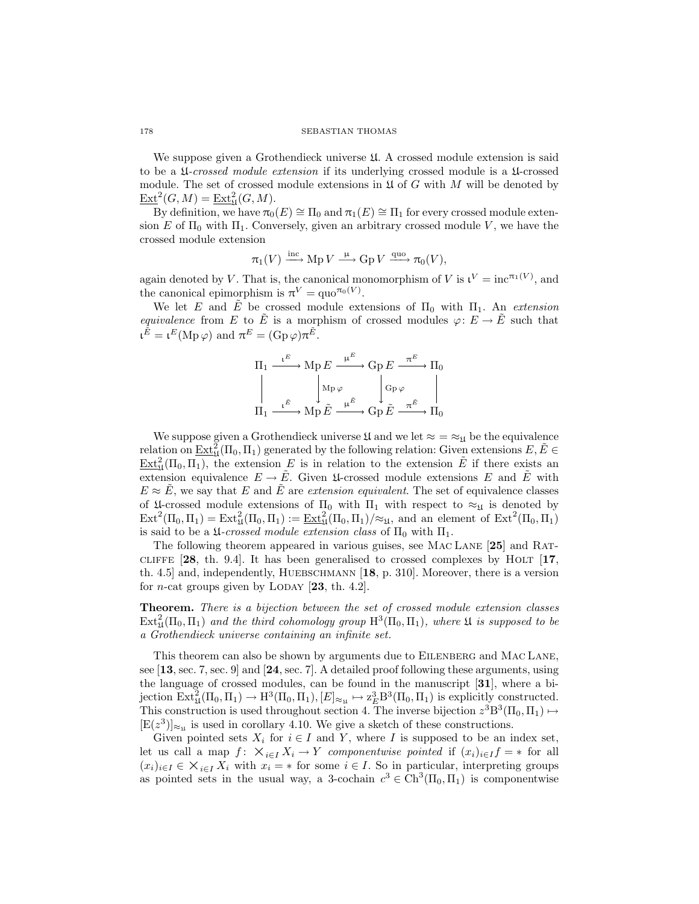We suppose given a Grothendieck universe $\mathfrak{U}$. A crossed module extension is said to be a $\mathfrak{U}$-*crossed module extension* if its underlying crossed module is a $\mathfrak{U}$-crossed module. The set of crossed module extensions in $\mathfrak{U}$ of $G$ with $M$ will be denoted by $\underline{\operatorname{Ext}}^2(G, M) = \underline{\operatorname{Ext}}^2_{\mathfrak{U}}(G, M)$.

By definition, we have $\pi_0(E) \cong \Pi_0$ and $\pi_1(E) \cong \Pi_1$ for every crossed module extension $E$ of $\Pi_0$ with $\Pi_1$. Conversely, given an arbitrary crossed module $V$, we have the crossed module extension

$$\pi_1(V) \xrightarrow{\text{inc}} \operatorname{Mp} V \xrightarrow{\mu} \operatorname{Gp} V \xrightarrow{\text{quo}} \pi_0(V),$$

again denoted by $V$. That is, the canonical monomorphism of $V$ is $\iota^V = \text{inc}^{\pi_1(V)}$, and the canonical epimorphism is $\pi^V = \text{quo}^{\pi_0(V)}$.

We let $E$ and $\tilde{E}$ be crossed module extensions of $\Pi_0$ with $\Pi_1$. An *extension equivalence* from $E$ to $\tilde{E}$ is a morphism of crossed modules $\varphi \colon E \to \tilde{E}$ such that $\iota^{\tilde{E}} = \iota^E(\operatorname{Mp}\varphi)$ and $\pi^E = (\operatorname{Gp}\varphi)\pi^{\tilde{E}}$.

$$\begin{array}{ccccccc}
\Pi_1 & \xrightarrow{\iota^E} & \operatorname{Mp} E & \xrightarrow{\mu^E} & \operatorname{Gp} E & \xrightarrow{\pi^E} & \Pi_0 \\
\Big\| & & \Big\downarrow{\scriptstyle \operatorname{Mp}\varphi} & & \Big\downarrow{\scriptstyle \operatorname{Gp}\varphi} & & \Big\| \\
\Pi_1 & \xrightarrow{\iota^{\tilde{E}}} & \operatorname{Mp} \tilde{E} & \xrightarrow{\mu^{\tilde{E}}} & \operatorname{Gp} \tilde{E} & \xrightarrow{\pi^{\tilde{E}}} & \Pi_0
\end{array}$$

We suppose given a Grothendieck universe $\mathfrak{U}$ and we let $\approx \, = \, \approx_{\mathfrak{U}}$ be the equivalence relation on $\underline{\operatorname{Ext}}^2_{\mathfrak{U}}(\Pi_0, \Pi_1)$ generated by the following relation: Given extensions $E, \tilde{E} \in \underline{\operatorname{Ext}}^2_{\mathfrak{U}}(\Pi_0, \Pi_1)$, the extension $E$ is in relation to the extension $\tilde{E}$ if there exists an extension equivalence $E \to \tilde{E}$. Given $\mathfrak{U}$-crossed module extensions $E$ and $\tilde{E}$ with $E \approx \tilde{E}$, we say that $E$ and $\tilde{E}$ are *extension equivalent*. The set of equivalence classes of $\mathfrak{U}$-crossed module extensions of $\Pi_0$ with $\Pi_1$ with respect to $\approx_{\mathfrak{U}}$ is denoted by $\operatorname{Ext}^2(\Pi_0, \Pi_1) = \operatorname{Ext}^2_{\mathfrak{U}}(\Pi_0, \Pi_1) := \underline{\operatorname{Ext}}^2_{\mathfrak{U}}(\Pi_0, \Pi_1)/\!\approx_{\mathfrak{U}}$, and an element of $\operatorname{Ext}^2(\Pi_0, \Pi_1)$ is said to be a $\mathfrak{U}$-*crossed module extension class* of $\Pi_0$ with $\Pi_1$.

The following theorem appeared in various guises, see Mac Lane [**25**] and Ratcliffe [**28**, th. 9.4]. It has been generalised to crossed complexes by Holt [**17**, th. 4.5] and, independently, Huebschmann [**18**, p. 310]. Moreover, there is a version for $n$-cat groups given by Loday [**23**, th. 4.2].

**Theorem.** *There is a bijection between the set of crossed module extension classes* $\operatorname{Ext}^2_{\mathfrak{U}}(\Pi_0, \Pi_1)$ *and the third cohomology group* $\operatorname{H}^3(\Pi_0, \Pi_1)$*, where* $\mathfrak{U}$ *is supposed to be a Grothendieck universe containing an infinite set.*

This theorem can also be shown by arguments due to Eilenberg and Mac Lane, see [**13**, sec. 7, sec. 9] and [**24**, sec. 7]. A detailed proof following these arguments, using the language of crossed modules, can be found in the manuscript [**31**], where a bijection $\operatorname{Ext}^2_{\mathfrak{U}}(\Pi_0, \Pi_1) \to \operatorname{H}^3(\Pi_0, \Pi_1), [E]_{\approx_{\mathfrak{U}}} \mapsto \mathrm{z}^3_E \operatorname{B}^3(\Pi_0, \Pi_1)$ is explicitly constructed. This construction is used throughout section 4. The inverse bijection $z^3\operatorname{B}^3(\Pi_0, \Pi_1) \mapsto [\operatorname{E}(z^3)]_{\approx_{\mathfrak{U}}}$ is used in corollary 4.10. We give a sketch of these constructions.

Given pointed sets $X_i$ for $i \in I$ and $Y$, where $I$ is supposed to be an index set, let us call a map $f \colon \times_{i \in I} X_i \to Y$ *componentwise pointed* if $(x_i)_{i \in I} f = *$ for all $(x_i)_{i \in I} \in \times_{i \in I} X_i$ with $x_i = *$ for some $i \in I$. So in particular, interpreting groups as pointed sets in the usual way, a 3-cochain $c^3 \in \operatorname{Ch}^3(\Pi_0, \Pi_1)$ is componentwise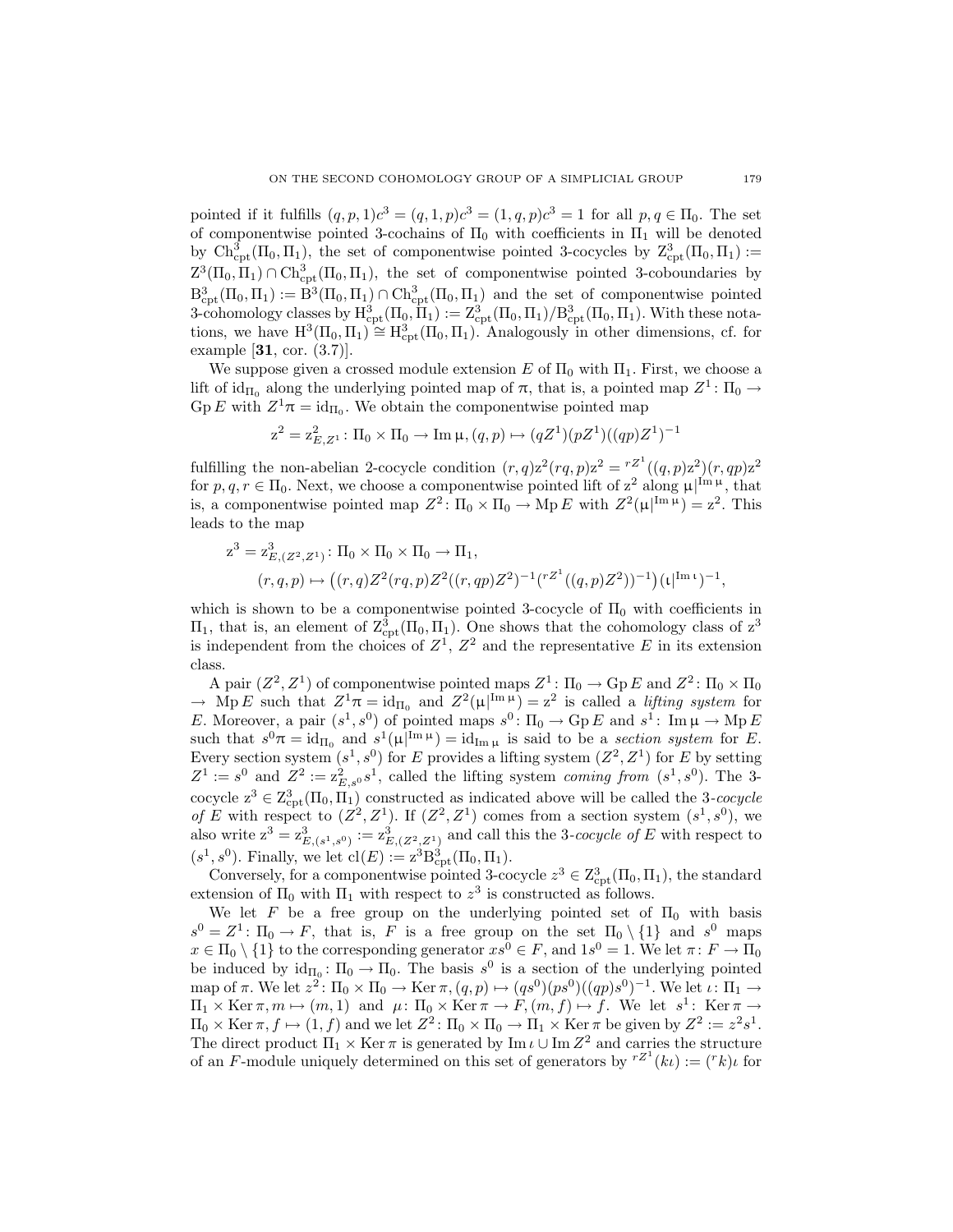pointed if it fulfills $(q,p,1)c^3 = (q,1,p)c^3 = (1,q,p)c^3 = 1$ for all $p, q \in \Pi_0$. The set of componentwise pointed 3-cochains of $\Pi_0$ with coefficients in $\Pi_1$ will be denoted by $\mathrm{Ch}^3_{\mathrm{cpt}}(\Pi_0, \Pi_1)$, the set of componentwise pointed 3-cocycles by $\mathrm{Z}^3_{\mathrm{cpt}}(\Pi_0, \Pi_1) := \mathrm{Z}^3(\Pi_0, \Pi_1) \cap \mathrm{Ch}^3_{\mathrm{cpt}}(\Pi_0, \Pi_1)$, the set of componentwise pointed 3-coboundaries by $\mathrm{B}^3_{\mathrm{cpt}}(\Pi_0, \Pi_1) := \mathrm{B}^3(\Pi_0, \Pi_1) \cap \mathrm{Ch}^3_{\mathrm{cpt}}(\Pi_0, \Pi_1)$ and the set of componentwise pointed 3-cohomology classes by $\mathrm{H}^3_{\mathrm{cpt}}(\Pi_0, \Pi_1) := \mathrm{Z}^3_{\mathrm{cpt}}(\Pi_0, \Pi_1)/\mathrm{B}^3_{\mathrm{cpt}}(\Pi_0, \Pi_1)$. With these notations, we have $\mathrm{H}^3(\Pi_0, \Pi_1) \cong \mathrm{H}^3_{\mathrm{cpt}}(\Pi_0, \Pi_1)$. Analogously in other dimensions, cf. for example [**31**, cor. (3.7)].

We suppose given a crossed module extension $E$ of $\Pi_0$ with $\Pi_1$. First, we choose a lift of $\mathrm{id}_{\Pi_0}$ along the underlying pointed map of $\pi$, that is, a pointed map $Z^1 \colon \Pi_0 \to \mathrm{Gp}\, E$ with $Z^1\pi = \mathrm{id}_{\Pi_0}$. We obtain the componentwise pointed map

$$\mathrm{z}^2 = \mathrm{z}^2_{E,Z^1} \colon \Pi_0 \times \Pi_0 \to \mathrm{Im}\, \mu, (q,p) \mapsto (qZ^1)(pZ^1)((qp)Z^1)^{-1}$$

fulfilling the non-abelian 2-cocycle condition $(r,q)\mathrm{z}^2(rq,p)\mathrm{z}^2 = {}^{rZ^1}((q,p)\mathrm{z}^2)(r,qp)\mathrm{z}^2$ for $p, q, r \in \Pi_0$. Next, we choose a componentwise pointed lift of $\mathrm{z}^2$ along $\mu|^{\mathrm{Im}\,\mu}$, that is, a componentwise pointed map $Z^2 \colon \Pi_0 \times \Pi_0 \to \mathrm{Mp}\, E$ with $Z^2(\mu|^{\mathrm{Im}\,\mu}) = \mathrm{z}^2$. This leads to the map

$$\begin{aligned}
&\mathrm{z}^3 = \mathrm{z}^3_{E,(Z^2,Z^1)} \colon \Pi_0 \times \Pi_0 \times \Pi_0 \to \Pi_1, \\
&\qquad (r,q,p) \mapsto \big((r,q)Z^2(rq,p)Z^2((r,qp)Z^2)^{-1}({}^{rZ^1}((q,p)Z^2))^{-1}\big)(\iota|^{\mathrm{Im}\,\iota})^{-1},
\end{aligned}$$

which is shown to be a componentwise pointed 3-cocycle of $\Pi_0$ with coefficients in $\Pi_1$, that is, an element of $\mathrm{Z}^3_{\mathrm{cpt}}(\Pi_0, \Pi_1)$. One shows that the cohomology class of $\mathrm{z}^3$ is independent from the choices of $Z^1$, $Z^2$ and the representative $E$ in its extension class.

A pair $(Z^2, Z^1)$ of componentwise pointed maps $Z^1 \colon \Pi_0 \to \mathrm{Gp}\, E$ and $Z^2 \colon \Pi_0 \times \Pi_0 \to \mathrm{Mp}\, E$ such that $Z^1\pi = \mathrm{id}_{\Pi_0}$ and $Z^2(\mu|^{\mathrm{Im}\,\mu}) = \mathrm{z}^2$ is called a *lifting system* for $E$. Moreover, a pair $(s^1, s^0)$ of pointed maps $s^0 \colon \Pi_0 \to \mathrm{Gp}\, E$ and $s^1 \colon \mathrm{Im}\,\mu \to \mathrm{Mp}\, E$ such that $s^0\pi = \mathrm{id}_{\Pi_0}$ and $s^1(\mu|^{\mathrm{Im}\,\mu}) = \mathrm{id}_{\mathrm{Im}\,\mu}$ is said to be a *section system* for $E$. Every section system $(s^1, s^0)$ for $E$ provides a lifting system $(Z^2, Z^1)$ for $E$ by setting $Z^1 := s^0$ and $Z^2 := \mathrm{z}^2_{E,s^0}s^1$, called the lifting system *coming from* $(s^1, s^0)$. The 3-cocycle $\mathrm{z}^3 \in \mathrm{Z}^3_{\mathrm{cpt}}(\Pi_0, \Pi_1)$ constructed as indicated above will be called the *3-cocycle of* $E$ with respect to $(Z^2, Z^1)$. If $(Z^2, Z^1)$ comes from a section system $(s^1, s^0)$, we also write $\mathrm{z}^3 = \mathrm{z}^3_{E,(s^1,s^0)} := \mathrm{z}^3_{E,(Z^2,Z^1)}$ and call this the *3-cocycle of* $E$ with respect to $(s^1, s^0)$. Finally, we let $\mathrm{cl}(E) := \mathrm{z}^3\mathrm{B}^3_{\mathrm{cpt}}(\Pi_0, \Pi_1)$.

Conversely, for a componentwise pointed 3-cocycle $z^3 \in \mathrm{Z}^3_{\mathrm{cpt}}(\Pi_0, \Pi_1)$, the standard extension of $\Pi_0$ with $\Pi_1$ with respect to $z^3$ is constructed as follows.

We let $F$ be a free group on the underlying pointed set of $\Pi_0$ with basis $s^0 = Z^1 \colon \Pi_0 \to F$, that is, $F$ is a free group on the set $\Pi_0 \setminus \{1\}$ and $s^0$ maps $x \in \Pi_0 \setminus \{1\}$ to the corresponding generator $xs^0 \in F$, and $1s^0 = 1$. We let $\pi \colon F \to \Pi_0$ be induced by $\mathrm{id}_{\Pi_0} \colon \Pi_0 \to \Pi_0$. The basis $s^0$ is a section of the underlying pointed map of $\pi$. We let $z^2 \colon \Pi_0 \times \Pi_0 \to \mathrm{Ker}\,\pi, (q,p) \mapsto (qs^0)(ps^0)((qp)s^0)^{-1}$. We let $\iota \colon \Pi_1 \to \Pi_1 \times \mathrm{Ker}\,\pi, m \mapsto (m, 1)$ and $\mu \colon \Pi_0 \times \mathrm{Ker}\,\pi \to F, (m, f) \mapsto f$. We let $s^1 \colon \mathrm{Ker}\,\pi \to \Pi_0 \times \mathrm{Ker}\,\pi, f \mapsto (1, f)$ and we let $Z^2 \colon \Pi_0 \times \Pi_0 \to \Pi_1 \times \mathrm{Ker}\,\pi$ be given by $Z^2 := z^2s^1$. The direct product $\Pi_1 \times \mathrm{Ker}\,\pi$ is generated by $\mathrm{Im}\,\iota \cup \mathrm{Im}\,Z^2$ and carries the structure of an $F$-module uniquely determined on this set of generators by ${}^{rZ^1}(k\iota) := ({}^{r}k)\iota$ for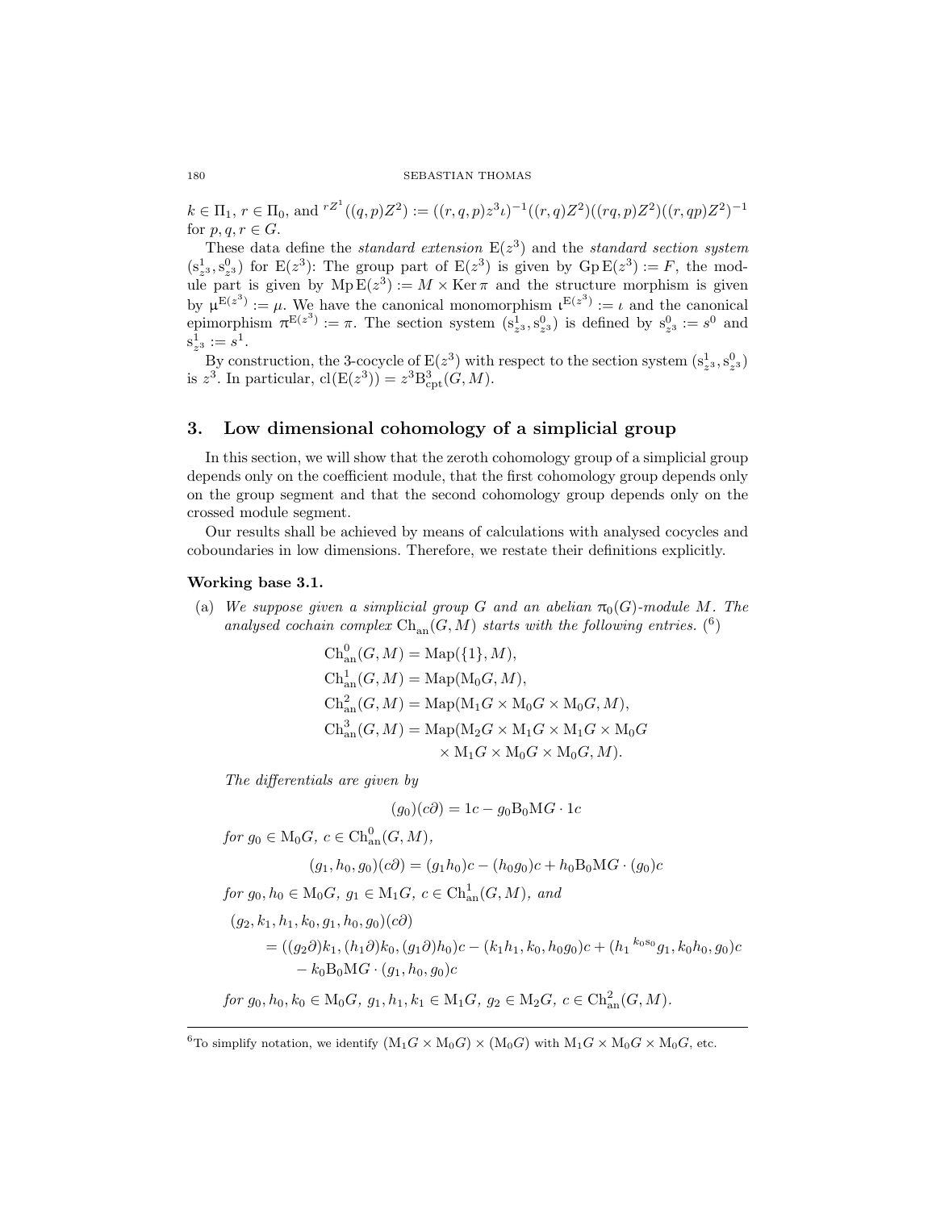$k \in \Pi_1$, $r \in \Pi_0$, and ${}^{r Z^1}((q,p)Z^2) := ((r,q,p)z^3\iota)^{-1}((r,q)Z^2)((rq,p)Z^2)((r,qp)Z^2)^{-1}$ for $p, q, r \in G$.

These data define the *standard extension* $\mathrm{E}(z^3)$ and the *standard section system* $(\mathrm{s}^1_{z^3}, \mathrm{s}^0_{z^3})$ for $\mathrm{E}(z^3)$: The group part of $\mathrm{E}(z^3)$ is given by $\mathrm{Gp}\,\mathrm{E}(z^3) := F$, the module part is given by $\mathrm{Mp}\,\mathrm{E}(z^3) := M \times \operatorname{Ker} \pi$ and the structure morphism is given by $\mu^{\mathrm{E}(z^3)} := \mu$. We have the canonical monomorphism $\iota^{\mathrm{E}(z^3)} := \iota$ and the canonical epimorphism $\pi^{\mathrm{E}(z^3)} := \pi$. The section system $(\mathrm{s}^1_{z^3}, \mathrm{s}^0_{z^3})$ is defined by $\mathrm{s}^0_{z^3} := s^0$ and $\mathrm{s}^1_{z^3} := s^1$.

By construction, the 3-cocycle of $\mathrm{E}(z^3)$ with respect to the section system $(\mathrm{s}^1_{z^3}, \mathrm{s}^0_{z^3})$ is $z^3$. In particular, $\mathrm{cl}(\mathrm{E}(z^3)) = z^3 \mathrm{B}^3_{\mathrm{cpt}}(G, M)$.

## 3. Low dimensional cohomology of a simplicial group

In this section, we will show that the zeroth cohomology group of a simplicial group depends only on the coefficient module, that the first cohomology group depends only on the group segment and that the second cohomology group depends only on the crossed module segment.

Our results shall be achieved by means of calculations with analysed cocycles and coboundaries in low dimensions. Therefore, we restate their definitions explicitly.

**Working base 3.1.**

(a) *We suppose given a simplicial group $G$ and an abelian $\pi_0(G)$-module $M$. The analysed cochain complex $\mathrm{Ch}_{\mathrm{an}}(G, M)$ starts with the following entries.* [6]

$$\mathrm{Ch}^0_{\mathrm{an}}(G, M) = \mathrm{Map}(\{1\}, M),$$
$$\mathrm{Ch}^1_{\mathrm{an}}(G, M) = \mathrm{Map}(\mathrm{M}_0 G, M),$$
$$\mathrm{Ch}^2_{\mathrm{an}}(G, M) = \mathrm{Map}(\mathrm{M}_1 G \times \mathrm{M}_0 G \times \mathrm{M}_0 G, M),$$
$$\mathrm{Ch}^3_{\mathrm{an}}(G, M) = \mathrm{Map}(\mathrm{M}_2 G \times \mathrm{M}_1 G \times \mathrm{M}_1 G \times \mathrm{M}_0 G \times \mathrm{M}_1 G \times \mathrm{M}_0 G \times \mathrm{M}_0 G, M).$$

*The differentials are given by*

$$(g_0)(c\partial) = 1c - g_0 \mathrm{B}_0 \mathrm{M} G \cdot 1c$$

*for $g_0 \in \mathrm{M}_0 G$, $c \in \mathrm{Ch}^0_{\mathrm{an}}(G, M)$,*

$$(g_1, h_0, g_0)(c\partial) = (g_1 h_0)c - (h_0 g_0)c + h_0 \mathrm{B}_0 \mathrm{M} G \cdot (g_0)c$$

*for $g_0, h_0 \in \mathrm{M}_0 G$, $g_1 \in \mathrm{M}_1 G$, $c \in \mathrm{Ch}^1_{\mathrm{an}}(G, M)$, and*

$$\begin{aligned}
&(g_2, k_1, h_1, k_0, g_1, h_0, g_0)(c\partial) \\
&\quad = ((g_2\partial)k_1, (h_1\partial)k_0, (g_1\partial)h_0)c - (k_1 h_1, k_0, h_0 g_0)c + (h_1 {}^{k_0 \mathrm{s}_0} g_1, k_0 h_0, g_0)c \\
&\qquad - k_0 \mathrm{B}_0 \mathrm{M} G \cdot (g_1, h_0, g_0)c
\end{aligned}$$

*for $g_0, h_0, k_0 \in \mathrm{M}_0 G$, $g_1, h_1, k_1 \in \mathrm{M}_1 G$, $g_2 \in \mathrm{M}_2 G$, $c \in \mathrm{Ch}^2_{\mathrm{an}}(G, M)$.*

[6] To simplify notation, we identify $(\mathrm{M}_1 G \times \mathrm{M}_0 G) \times (\mathrm{M}_0 G)$ with $\mathrm{M}_1 G \times \mathrm{M}_0 G \times \mathrm{M}_0 G$, etc.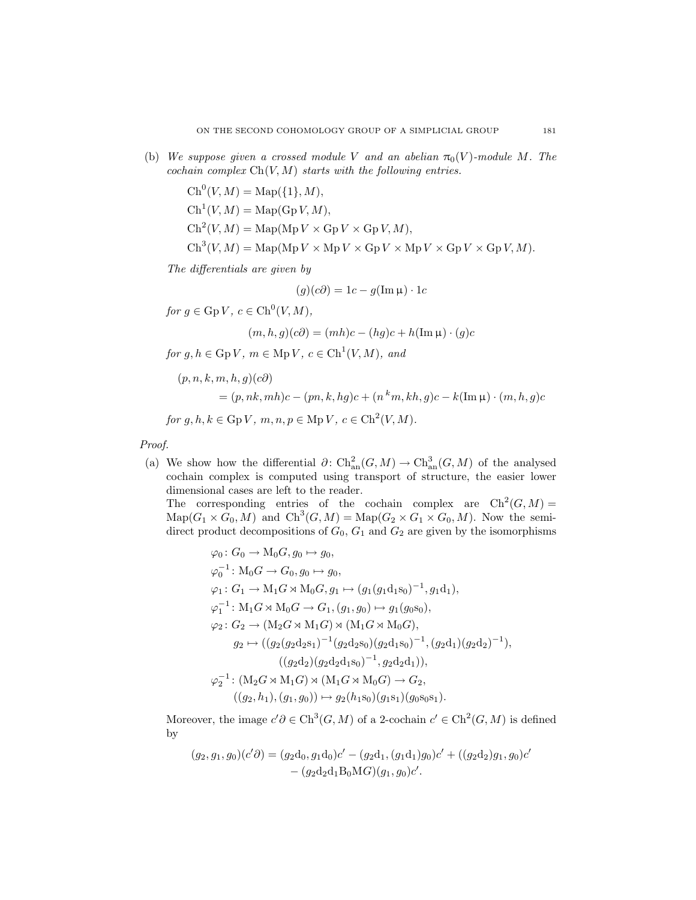(b) *We suppose given a crossed module $V$ and an abelian $\pi_0(V)$-module $M$. The cochain complex $\mathrm{Ch}(V, M)$ starts with the following entries.*

$$\mathrm{Ch}^0(V, M) = \mathrm{Map}(\{1\}, M),$$
$$\mathrm{Ch}^1(V, M) = \mathrm{Map}(\mathrm{Gp}\, V, M),$$
$$\mathrm{Ch}^2(V, M) = \mathrm{Map}(\mathrm{Mp}\, V \times \mathrm{Gp}\, V \times \mathrm{Gp}\, V, M),$$
$$\mathrm{Ch}^3(V, M) = \mathrm{Map}(\mathrm{Mp}\, V \times \mathrm{Mp}\, V \times \mathrm{Gp}\, V \times \mathrm{Mp}\, V \times \mathrm{Gp}\, V \times \mathrm{Gp}\, V, M).$$

*The differentials are given by*

$$(g)(c\partial) = 1c - g(\mathrm{Im}\, \mu) \cdot 1c$$

*for $g \in \mathrm{Gp}\, V$, $c \in \mathrm{Ch}^0(V, M)$,*

$$(m, h, g)(c\partial) = (mh)c - (hg)c + h(\mathrm{Im}\, \mu) \cdot (g)c$$

*for $g, h \in \mathrm{Gp}\, V$, $m \in \mathrm{Mp}\, V$, $c \in \mathrm{Ch}^1(V, M)$, and*

$$\begin{aligned}
&(p, n, k, m, h, g)(c\partial) \\
&\qquad = (p, nk, mh)c - (pn, k, hg)c + (n\,{}^k m, kh, g)c - k(\mathrm{Im}\, \mu) \cdot (m, h, g)c
\end{aligned}$$

*for $g, h, k \in \mathrm{Gp}\, V$, $m, n, p \in \mathrm{Mp}\, V$, $c \in \mathrm{Ch}^2(V, M)$.*

*Proof.*

(a) We show how the differential $\partial\colon \mathrm{Ch}^2_{\mathrm{an}}(G, M) \to \mathrm{Ch}^3_{\mathrm{an}}(G, M)$ of the analysed cochain complex is computed using transport of structure, the easier lower dimensional cases are left to the reader.
The corresponding entries of the cochain complex are $\mathrm{Ch}^2(G, M) = \mathrm{Map}(G_1 \times G_0, M)$ and $\mathrm{Ch}^3(G, M) = \mathrm{Map}(G_2 \times G_1 \times G_0, M)$. Now the semidirect product decompositions of $G_0$, $G_1$ and $G_2$ are given by the isomorphisms

$$\begin{aligned}
&\varphi_0\colon G_0 \to \mathrm{M}_0 G, g_0 \mapsto g_0, \\
&\varphi_0^{-1}\colon \mathrm{M}_0 G \to G_0, g_0 \mapsto g_0, \\
&\varphi_1\colon G_1 \to \mathrm{M}_1 G \rtimes \mathrm{M}_0 G, g_1 \mapsto (g_1(g_1 \mathrm{d}_1 \mathrm{s}_0)^{-1}, g_1 \mathrm{d}_1), \\
&\varphi_1^{-1}\colon \mathrm{M}_1 G \rtimes \mathrm{M}_0 G \to G_1, (g_1, g_0) \mapsto g_1(g_0 \mathrm{s}_0), \\
&\varphi_2\colon G_2 \to (\mathrm{M}_2 G \rtimes \mathrm{M}_1 G) \rtimes (\mathrm{M}_1 G \rtimes \mathrm{M}_0 G), \\
&\qquad g_2 \mapsto ((g_2(g_2 \mathrm{d}_2 \mathrm{s}_1)^{-1}(g_2 \mathrm{d}_2 \mathrm{s}_0)(g_2 \mathrm{d}_1 \mathrm{s}_0)^{-1}, (g_2 \mathrm{d}_1)(g_2 \mathrm{d}_2)^{-1}), \\
&\qquad\qquad ((g_2 \mathrm{d}_2)(g_2 \mathrm{d}_2 \mathrm{d}_1 \mathrm{s}_0)^{-1}, g_2 \mathrm{d}_2 \mathrm{d}_1)), \\
&\varphi_2^{-1}\colon (\mathrm{M}_2 G \rtimes \mathrm{M}_1 G) \rtimes (\mathrm{M}_1 G \rtimes \mathrm{M}_0 G) \to G_2, \\
&\qquad ((g_2, h_1), (g_1, g_0)) \mapsto g_2(h_1 \mathrm{s}_0)(g_1 \mathrm{s}_1)(g_0 \mathrm{s}_0 \mathrm{s}_1).
\end{aligned}$$

Moreover, the image $c'\partial \in \mathrm{Ch}^3(G, M)$ of a 2-cochain $c' \in \mathrm{Ch}^2(G, M)$ is defined by

$$\begin{aligned}
(g_2, g_1, g_0)(c'\partial) = (g_2 \mathrm{d}_0, g_1 \mathrm{d}_0)c' - (g_2 \mathrm{d}_1, (g_1 \mathrm{d}_1)g_0)c' + ((g_2 \mathrm{d}_2)g_1, g_0)c' \\
- (g_2 \mathrm{d}_2 \mathrm{d}_1 \mathrm{B}_0 \mathrm{M} G)(g_1, g_0)c'.
\end{aligned}$$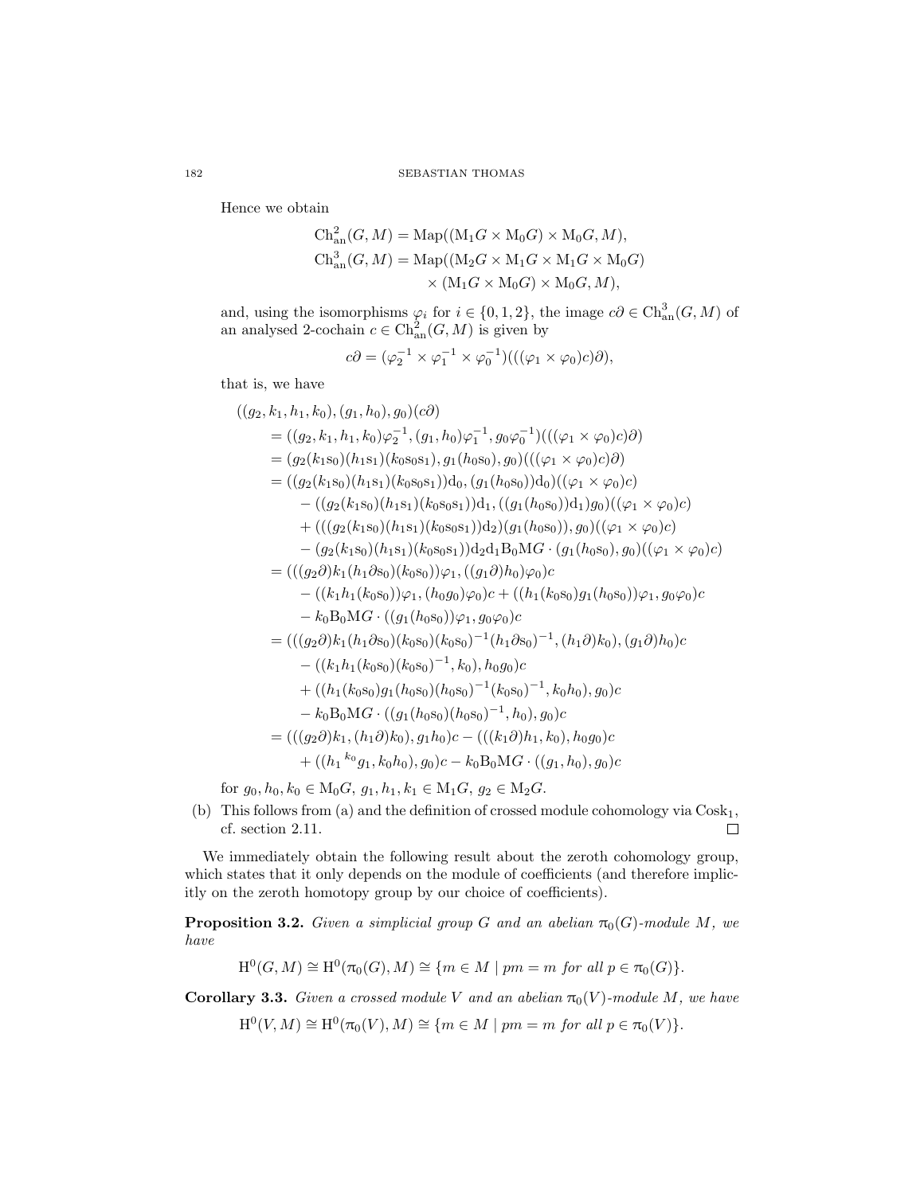Hence we obtain

$$\begin{aligned}
\mathrm{Ch}^2_{\mathrm{an}}(G, M) &= \mathrm{Map}((\mathrm{M}_1 G \times \mathrm{M}_0 G) \times \mathrm{M}_0 G, M),\\
\mathrm{Ch}^3_{\mathrm{an}}(G, M) &= \mathrm{Map}((\mathrm{M}_2 G \times \mathrm{M}_1 G \times \mathrm{M}_1 G \times \mathrm{M}_0 G)\\
&\qquad \times (\mathrm{M}_1 G \times \mathrm{M}_0 G) \times \mathrm{M}_0 G, M),
\end{aligned}$$

and, using the isomorphisms $\varphi_i$ for $i \in \{0, 1, 2\}$, the image $c\partial \in \mathrm{Ch}^3_{\mathrm{an}}(G, M)$ of an analysed 2-cochain $c \in \mathrm{Ch}^2_{\mathrm{an}}(G, M)$ is given by

$$c\partial = (\varphi_2^{-1} \times \varphi_1^{-1} \times \varphi_0^{-1})(((\varphi_1 \times \varphi_0)c)\partial),$$

that is, we have

$$\begin{aligned}
&((g_2, k_1, h_1, k_0), (g_1, h_0), g_0)(c\partial)\\
&= ((g_2, k_1, h_1, k_0)\varphi_2^{-1}, (g_1, h_0)\varphi_1^{-1}, g_0\varphi_0^{-1})(((\varphi_1 \times \varphi_0)c)\partial)\\
&= (g_2(k_1 \mathrm{s}_0)(h_1 \mathrm{s}_1)(k_0 \mathrm{s}_0 \mathrm{s}_1), g_1(h_0 \mathrm{s}_0), g_0)(((\varphi_1 \times \varphi_0)c)\partial)\\
&= ((g_2(k_1 \mathrm{s}_0)(h_1 \mathrm{s}_1)(k_0 \mathrm{s}_0 \mathrm{s}_1))\mathrm{d}_0, (g_1(h_0 \mathrm{s}_0))\mathrm{d}_0)((\varphi_1 \times \varphi_0)c)\\
&\quad - ((g_2(k_1 \mathrm{s}_0)(h_1 \mathrm{s}_1)(k_0 \mathrm{s}_0 \mathrm{s}_1))\mathrm{d}_1, ((g_1(h_0 \mathrm{s}_0))\mathrm{d}_1)g_0)((\varphi_1 \times \varphi_0)c)\\
&\quad + (((g_2(k_1 \mathrm{s}_0)(h_1 \mathrm{s}_1)(k_0 \mathrm{s}_0 \mathrm{s}_1))\mathrm{d}_2)(g_1(h_0 \mathrm{s}_0)), g_0)((\varphi_1 \times \varphi_0)c)\\
&\quad - (g_2(k_1 \mathrm{s}_0)(h_1 \mathrm{s}_1)(k_0 \mathrm{s}_0 \mathrm{s}_1))\mathrm{d}_2 \mathrm{d}_1 \mathrm{B}_0 \mathrm{M}G \cdot (g_1(h_0 \mathrm{s}_0), g_0)((\varphi_1 \times \varphi_0)c)\\
&= (((g_2\partial)k_1(h_1\partial \mathrm{s}_0)(k_0 \mathrm{s}_0))\varphi_1, ((g_1\partial)h_0)\varphi_0)c\\
&\quad - ((k_1 h_1(k_0 \mathrm{s}_0))\varphi_1, (h_0 g_0)\varphi_0)c + ((h_1(k_0 \mathrm{s}_0)g_1(h_0 \mathrm{s}_0))\varphi_1, g_0\varphi_0)c\\
&\quad - k_0 \mathrm{B}_0 \mathrm{M}G \cdot ((g_1(h_0 \mathrm{s}_0))\varphi_1, g_0\varphi_0)c\\
&= (((g_2\partial)k_1(h_1\partial \mathrm{s}_0)(k_0 \mathrm{s}_0)(k_0 \mathrm{s}_0)^{-1}(h_1\partial \mathrm{s}_0)^{-1}, (h_1\partial)k_0), (g_1\partial)h_0)c\\
&\quad - ((k_1 h_1(k_0 \mathrm{s}_0)(k_0 \mathrm{s}_0)^{-1}, k_0), h_0 g_0)c\\
&\quad + ((h_1(k_0 \mathrm{s}_0)g_1(h_0 \mathrm{s}_0)(h_0 \mathrm{s}_0)^{-1}(k_0 \mathrm{s}_0)^{-1}, k_0 h_0), g_0)c\\
&\quad - k_0 \mathrm{B}_0 \mathrm{M}G \cdot ((g_1(h_0 \mathrm{s}_0)(h_0 \mathrm{s}_0)^{-1}, h_0), g_0)c\\
&= (((g_2\partial)k_1, (h_1\partial)k_0), g_1 h_0)c - (((k_1\partial)h_1, k_0), h_0 g_0)c\\
&\quad + ((h_1{}^{k_0}g_1, k_0 h_0), g_0)c - k_0 \mathrm{B}_0 \mathrm{M}G \cdot ((g_1, h_0), g_0)c
\end{aligned}$$

for $g_0, h_0, k_0 \in \mathrm{M}_0 G$, $g_1, h_1, k_1 \in \mathrm{M}_1 G$, $g_2 \in \mathrm{M}_2 G$.

(b) This follows from (a) and the definition of crossed module cohomology via $\mathrm{Cosk}_1$, cf. section 2.11. □

We immediately obtain the following result about the zeroth cohomology group, which states that it only depends on the module of coefficients (and therefore implicitly on the zeroth homotopy group by our choice of coefficients).

**Proposition 3.2.** *Given a simplicial group $G$ and an abelian $\pi_0(G)$-module $M$, we have*

$$\mathrm{H}^0(G, M) \cong \mathrm{H}^0(\pi_0(G), M) \cong \{m \in M \mid pm = m \text{ for all } p \in \pi_0(G)\}.$$

**Corollary 3.3.** *Given a crossed module $V$ and an abelian $\pi_0(V)$-module $M$, we have*

$$\mathrm{H}^0(V, M) \cong \mathrm{H}^0(\pi_0(V), M) \cong \{m \in M \mid pm = m \text{ for all } p \in \pi_0(V)\}.$$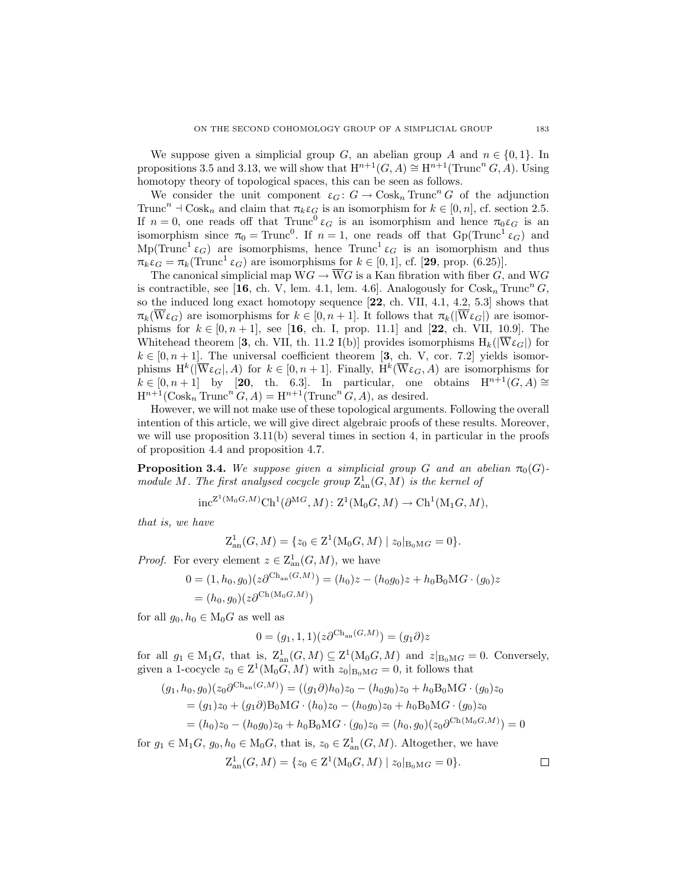We suppose given a simplicial group $G$, an abelian group $A$ and $n \in \{0, 1\}$. In propositions 3.5 and 3.13, we will show that $\mathrm{H}^{n+1}(G, A) \cong \mathrm{H}^{n+1}(\mathrm{Trunc}^n G, A)$. Using homotopy theory of topological spaces, this can be seen as follows.

We consider the unit component $\varepsilon_G \colon G \to \mathrm{Cosk}_n \mathrm{Trunc}^n G$ of the adjunction $\mathrm{Trunc}^n \dashv \mathrm{Cosk}_n$ and claim that $\pi_k \varepsilon_G$ is an isomorphism for $k \in [0, n]$, cf. section 2.5. If $n = 0$, one reads off that $\mathrm{Trunc}^0 \varepsilon_G$ is an isomorphism and hence $\pi_0 \varepsilon_G$ is an isomorphism since $\pi_0 = \mathrm{Trunc}^0$. If $n = 1$, one reads off that $\mathrm{Gp}(\mathrm{Trunc}^1 \varepsilon_G)$ and $\mathrm{Mp}(\mathrm{Trunc}^1 \varepsilon_G)$ are isomorphisms, hence $\mathrm{Trunc}^1 \varepsilon_G$ is an isomorphism and thus $\pi_k \varepsilon_G = \pi_k(\mathrm{Trunc}^1 \varepsilon_G)$ are isomorphisms for $k \in [0, 1]$, cf. [**29**, prop. (6.25)].

The canonical simplicial map $\mathrm{W}G \to \overline{\mathrm{W}}G$ is a Kan fibration with fiber $G$, and $\mathrm{W}G$ is contractible, see [**16**, ch. V, lem. 4.1, lem. 4.6]. Analogously for $\mathrm{Cosk}_n \mathrm{Trunc}^n G$, so the induced long exact homotopy sequence [**22**, ch. VII, 4.1, 4.2, 5.3] shows that $\pi_k(\overline{\mathrm{W}}\varepsilon_G)$ are isomorphisms for $k \in [0, n+1]$. It follows that $\pi_k(|\overline{\mathrm{W}}\varepsilon_G|)$ are isomorphisms for $k \in [0, n+1]$, see [**16**, ch. I, prop. 11.1] and [**22**, ch. VII, 10.9]. The Whitehead theorem [**3**, ch. VII, th. 11.2 I(b)] provides isomorphisms $\mathrm{H}_k(|\overline{\mathrm{W}}\varepsilon_G|)$ for $k \in [0, n+1]$. The universal coefficient theorem [**3**, ch. V, cor. 7.2] yields isomorphisms $\mathrm{H}^k(|\overline{\mathrm{W}}\varepsilon_G|, A)$ for $k \in [0, n+1]$. Finally, $\mathrm{H}^k(\overline{\mathrm{W}}\varepsilon_G, A)$ are isomorphisms for $k \in [0, n+1]$ by [**20**, th. 6.3]. In particular, one obtains $\mathrm{H}^{n+1}(G, A) \cong \mathrm{H}^{n+1}(\mathrm{Cosk}_n \mathrm{Trunc}^n G, A) = \mathrm{H}^{n+1}(\mathrm{Trunc}^n G, A)$, as desired.

However, we will not make use of these topological arguments. Following the overall intention of this article, we will give direct algebraic proofs of these results. Moreover, we will use proposition 3.11(b) several times in section 4, in particular in the proofs of proposition 4.4 and proposition 4.7.

**Proposition 3.4.** *We suppose given a simplicial group $G$ and an abelian $\pi_0(G)$-module $M$. The first analysed cocycle group $\mathrm{Z}^1_{\mathrm{an}}(G, M)$ is the kernel of*

$$\mathrm{inc}^{\mathrm{Z}^1(\mathrm{M}_0 G, M)} \mathrm{Ch}^1(\partial^{\mathrm{M}G}, M) \colon \mathrm{Z}^1(\mathrm{M}_0 G, M) \to \mathrm{Ch}^1(\mathrm{M}_1 G, M),$$

*that is, we have*

$$\mathrm{Z}^1_{\mathrm{an}}(G, M) = \{z_0 \in \mathrm{Z}^1(\mathrm{M}_0 G, M) \mid z_0|_{\mathrm{B}_0 \mathrm{M}G} = 0\}.$$

*Proof.* For every element $z \in \mathrm{Z}^1_{\mathrm{an}}(G, M)$, we have

$$\begin{aligned} 0 = (1, h_0, g_0)(z\partial^{\mathrm{Ch}_{\mathrm{an}}(G,M)}) &= (h_0)z - (h_0 g_0)z + h_0 \mathrm{B}_0 \mathrm{M}G \cdot (g_0)z \\ &= (h_0, g_0)(z\partial^{\mathrm{Ch}(\mathrm{M}_0 G, M)}) \end{aligned}$$

for all $g_0, h_0 \in \mathrm{M}_0 G$ as well as

$$0 = (g_1, 1, 1)(z\partial^{\mathrm{Ch}_{\mathrm{an}}(G,M)}) = (g_1 \partial)z$$

for all $g_1 \in \mathrm{M}_1 G$, that is, $\mathrm{Z}^1_{\mathrm{an}}(G, M) \subseteq \mathrm{Z}^1(\mathrm{M}_0 G, M)$ and $z|_{\mathrm{B}_0 \mathrm{M}G} = 0$. Conversely, given a 1-cocycle $z_0 \in \mathrm{Z}^1(\mathrm{M}_0 G, M)$ with $z_0|_{\mathrm{B}_0 \mathrm{M}G} = 0$, it follows that

$$\begin{aligned} (g_1, h_0, g_0)(z_0\partial^{\mathrm{Ch}_{\mathrm{an}}(G,M)}) &= ((g_1\partial)h_0)z_0 - (h_0 g_0)z_0 + h_0 \mathrm{B}_0 \mathrm{M}G \cdot (g_0)z_0 \\ &= (g_1)z_0 + (g_1\partial)\mathrm{B}_0 \mathrm{M}G \cdot (h_0)z_0 - (h_0 g_0)z_0 + h_0 \mathrm{B}_0 \mathrm{M}G \cdot (g_0)z_0 \\ &= (h_0)z_0 - (h_0 g_0)z_0 + h_0 \mathrm{B}_0 \mathrm{M}G \cdot (g_0)z_0 = (h_0, g_0)(z_0\partial^{\mathrm{Ch}(\mathrm{M}_0 G, M)}) = 0 \end{aligned}$$

for $g_1 \in \mathrm{M}_1 G$, $g_0, h_0 \in \mathrm{M}_0 G$, that is, $z_0 \in \mathrm{Z}^1_{\mathrm{an}}(G, M)$. Altogether, we have

$$\mathrm{Z}^1_{\mathrm{an}}(G, M) = \{z_0 \in \mathrm{Z}^1(\mathrm{M}_0 G, M) \mid z_0|_{\mathrm{B}_0 \mathrm{M}G} = 0\}.$$

∎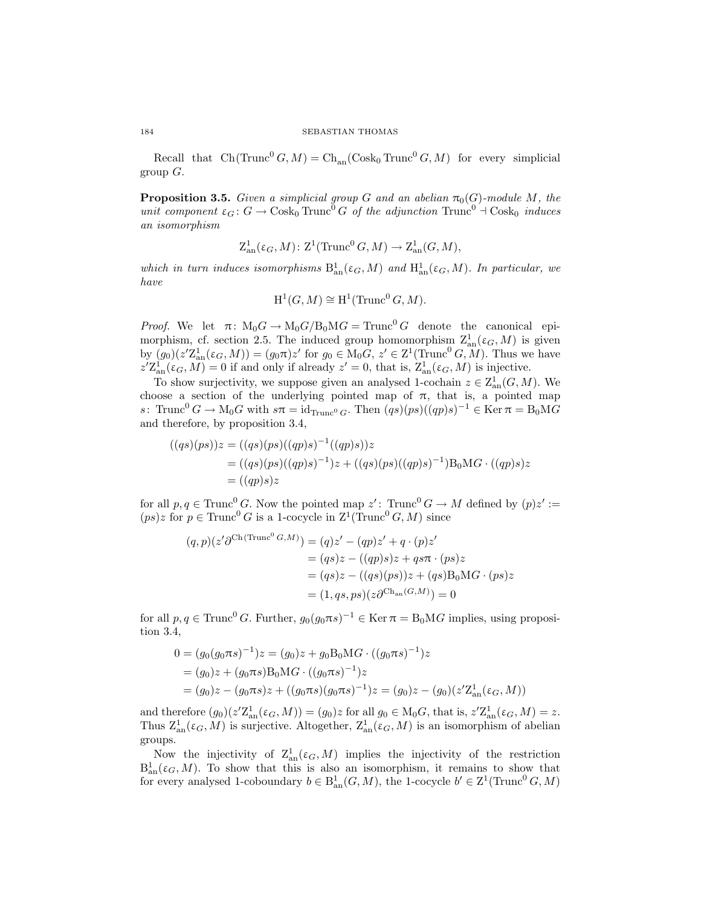Recall that $\mathrm{Ch}(\mathrm{Trunc}^0 G, M) = \mathrm{Ch}_{\mathrm{an}}(\mathrm{Cosk}_0 \mathrm{Trunc}^0 G, M)$ for every simplicial group $G$.

**Proposition 3.5.** *Given a simplicial group $G$ and an abelian $\pi_0(G)$-module $M$, the unit component $\varepsilon_G \colon G \to \mathrm{Cosk}_0 \mathrm{Trunc}^0 G$ of the adjunction $\mathrm{Trunc}^0 \dashv \mathrm{Cosk}_0$ induces an isomorphism*

$$\mathrm{Z}^1_{\mathrm{an}}(\varepsilon_G, M) \colon \mathrm{Z}^1(\mathrm{Trunc}^0 G, M) \to \mathrm{Z}^1_{\mathrm{an}}(G, M),$$

*which in turn induces isomorphisms $\mathrm{B}^1_{\mathrm{an}}(\varepsilon_G, M)$ and $\mathrm{H}^1_{\mathrm{an}}(\varepsilon_G, M)$. In particular, we have*

$$\mathrm{H}^1(G, M) \cong \mathrm{H}^1(\mathrm{Trunc}^0 G, M).$$

*Proof.* We let $\pi \colon \mathrm{M}_0 G \to \mathrm{M}_0 G / \mathrm{B}_0 \mathrm{M} G = \mathrm{Trunc}^0 G$ denote the canonical epimorphism, cf. section 2.5. The induced group homomorphism $\mathrm{Z}^1_{\mathrm{an}}(\varepsilon_G, M)$ is given by $(g_0)(z' \mathrm{Z}^1_{\mathrm{an}}(\varepsilon_G, M)) = (g_0 \pi) z'$ for $g_0 \in \mathrm{M}_0 G$, $z' \in \mathrm{Z}^1(\mathrm{Trunc}^0 G, M)$. Thus we have $z' \mathrm{Z}^1_{\mathrm{an}}(\varepsilon_G, M) = 0$ if and only if already $z' = 0$, that is, $\mathrm{Z}^1_{\mathrm{an}}(\varepsilon_G, M)$ is injective.

To show surjectivity, we suppose given an analysed 1-cochain $z \in \mathrm{Z}^1_{\mathrm{an}}(G, M)$. We choose a section of the underlying pointed map of $\pi$, that is, a pointed map $s \colon \mathrm{Trunc}^0 G \to \mathrm{M}_0 G$ with $s\pi = \mathrm{id}_{\mathrm{Trunc}^0 G}$. Then $(qs)(ps)((qp)s)^{-1} \in \operatorname{Ker} \pi = \mathrm{B}_0 \mathrm{M} G$ and therefore, by proposition 3.4,

$$\begin{aligned}
((qs)(ps))z &= ((qs)(ps)((qp)s)^{-1}((qp)s))z \\
&= ((qs)(ps)((qp)s)^{-1})z + ((qs)(ps)((qp)s)^{-1}) \mathrm{B}_0 \mathrm{M} G \cdot ((qp)s) z \\
&= ((qp)s)z
\end{aligned}$$

for all $p, q \in \mathrm{Trunc}^0 G$. Now the pointed map $z' \colon \mathrm{Trunc}^0 G \to M$ defined by $(p)z' := (ps)z$ for $p \in \mathrm{Trunc}^0 G$ is a 1-cocycle in $\mathrm{Z}^1(\mathrm{Trunc}^0 G, M)$ since

$$\begin{aligned}
(q, p)(z' \partial^{\mathrm{Ch}(\mathrm{Trunc}^0 G, M)}) &= (q)z' - (qp)z' + q \cdot (p)z' \\
&= (qs)z - ((qp)s)z + qs\pi \cdot (ps)z \\
&= (qs)z - ((qs)(ps))z + (qs)\mathrm{B}_0 \mathrm{M} G \cdot (ps)z \\
&= (1, qs, ps)(z \partial^{\mathrm{Ch}_{\mathrm{an}}(G, M)}) = 0
\end{aligned}$$

for all $p, q \in \mathrm{Trunc}^0 G$. Further, $g_0 (g_0 \pi s)^{-1} \in \operatorname{Ker} \pi = \mathrm{B}_0 \mathrm{M} G$ implies, using proposition 3.4,

$$\begin{aligned}
0 = (g_0 (g_0 \pi s)^{-1})z &= (g_0)z + g_0 \mathrm{B}_0 \mathrm{M} G \cdot ((g_0 \pi s)^{-1})z \\
&= (g_0)z + (g_0 \pi s) \mathrm{B}_0 \mathrm{M} G \cdot ((g_0 \pi s)^{-1})z \\
&= (g_0)z - (g_0 \pi s)z + ((g_0 \pi s)(g_0 \pi s)^{-1})z = (g_0)z - (g_0)(z' \mathrm{Z}^1_{\mathrm{an}}(\varepsilon_G, M))
\end{aligned}$$

and therefore $(g_0)(z' \mathrm{Z}^1_{\mathrm{an}}(\varepsilon_G, M)) = (g_0)z$ for all $g_0 \in \mathrm{M}_0 G$, that is, $z' \mathrm{Z}^1_{\mathrm{an}}(\varepsilon_G, M) = z$. Thus $\mathrm{Z}^1_{\mathrm{an}}(\varepsilon_G, M)$ is surjective. Altogether, $\mathrm{Z}^1_{\mathrm{an}}(\varepsilon_G, M)$ is an isomorphism of abelian groups.

Now the injectivity of $\mathrm{Z}^1_{\mathrm{an}}(\varepsilon_G, M)$ implies the injectivity of the restriction $\mathrm{B}^1_{\mathrm{an}}(\varepsilon_G, M)$. To show that this is also an isomorphism, it remains to show that for every analysed 1-coboundary $b \in \mathrm{B}^1_{\mathrm{an}}(G, M)$, the 1-cocycle $b' \in \mathrm{Z}^1(\mathrm{Trunc}^0 G, M)$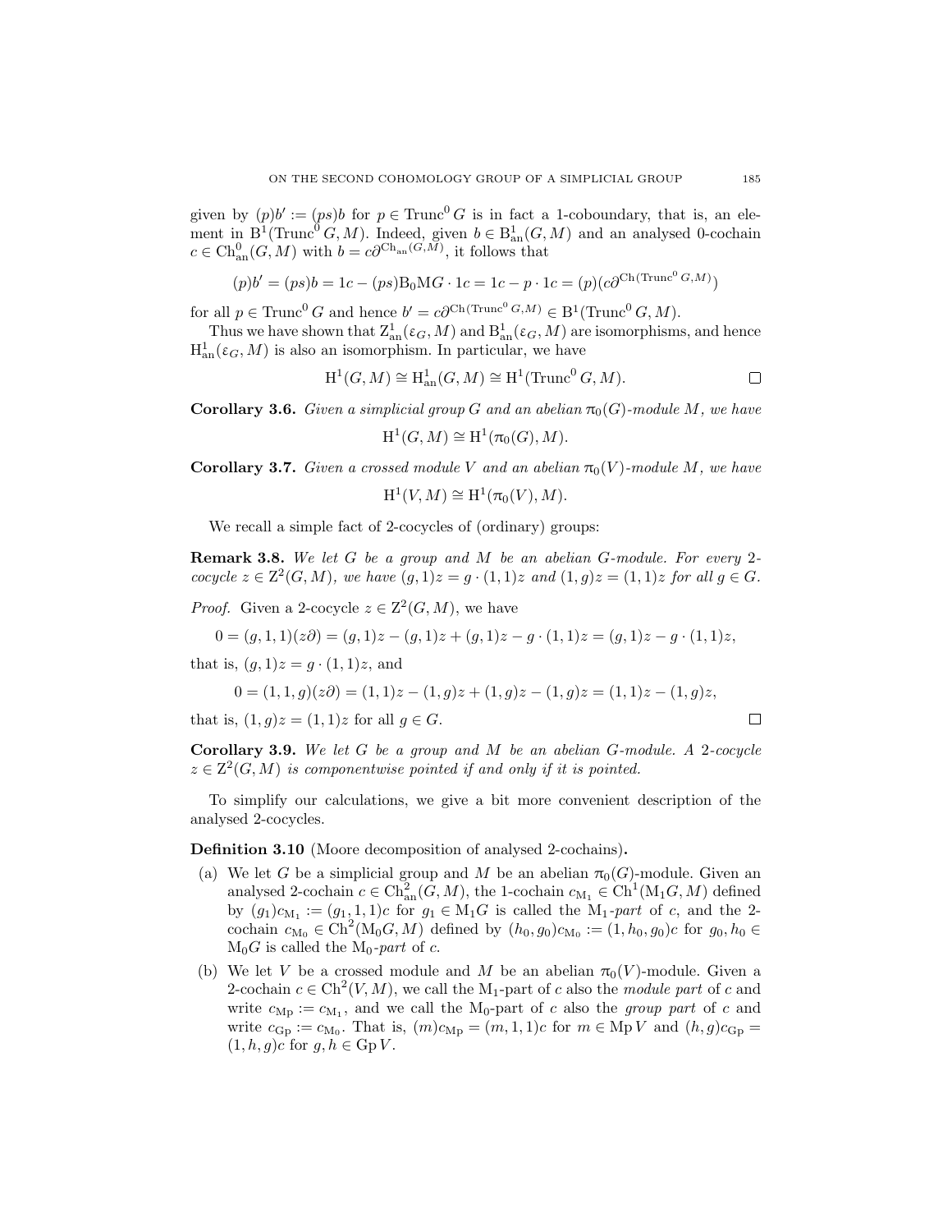given by $(p)b' := (ps)b$ for $p \in \operatorname{Trunc}^0 G$ is in fact a 1-coboundary, that is, an element in $\mathrm{B}^1(\operatorname{Trunc}^0 G, M)$. Indeed, given $b \in \mathrm{B}^1_{\mathrm{an}}(G, M)$ and an analysed 0-cochain $c \in \mathrm{Ch}^0_{\mathrm{an}}(G, M)$ with $b = c\partial^{\mathrm{Ch}_{\mathrm{an}}(G,M)}$, it follows that

$$(p)b' = (ps)b = 1c - (ps)\mathrm{B}_0\mathrm{M}G \cdot 1c = 1c - p \cdot 1c = (p)(c\partial^{\mathrm{Ch}(\operatorname{Trunc}^0 G, M)})$$

for all $p \in \operatorname{Trunc}^0 G$ and hence $b' = c\partial^{\mathrm{Ch}(\operatorname{Trunc}^0 G, M)} \in \mathrm{B}^1(\operatorname{Trunc}^0 G, M)$.

Thus we have shown that $\mathrm{Z}^1_{\mathrm{an}}(\varepsilon_G, M)$ and $\mathrm{B}^1_{\mathrm{an}}(\varepsilon_G, M)$ are isomorphisms, and hence $\mathrm{H}^1_{\mathrm{an}}(\varepsilon_G, M)$ is also an isomorphism. In particular, we have

$$\mathrm{H}^1(G, M) \cong \mathrm{H}^1_{\mathrm{an}}(G, M) \cong \mathrm{H}^1(\operatorname{Trunc}^0 G, M). \qquad \square$$

**Corollary 3.6.** *Given a simplicial group $G$ and an abelian $\pi_0(G)$-module $M$, we have*

$$\mathrm{H}^1(G, M) \cong \mathrm{H}^1(\pi_0(G), M).$$

**Corollary 3.7.** *Given a crossed module $V$ and an abelian $\pi_0(V)$-module $M$, we have*

$$\mathrm{H}^1(V, M) \cong \mathrm{H}^1(\pi_0(V), M).$$

We recall a simple fact of 2-cocycles of (ordinary) groups:

**Remark 3.8.** *We let $G$ be a group and $M$ be an abelian $G$-module. For every 2-cocycle $z \in \mathrm{Z}^2(G, M)$, we have $(g, 1)z = g \cdot (1, 1)z$ and $(1, g)z = (1, 1)z$ for all $g \in G$.*

*Proof.* Given a 2-cocycle $z \in \mathrm{Z}^2(G, M)$, we have

$$0 = (g, 1, 1)(z\partial) = (g, 1)z - (g, 1)z + (g, 1)z - g \cdot (1, 1)z = (g, 1)z - g \cdot (1, 1)z,$$

that is, $(g, 1)z = g \cdot (1, 1)z$, and

$$0 = (1, 1, g)(z\partial) = (1, 1)z - (1, g)z + (1, g)z - (1, g)z = (1, 1)z - (1, g)z,$$

that is, $(1, g)z = (1, 1)z$ for all $g \in G$. $\square$

**Corollary 3.9.** *We let $G$ be a group and $M$ be an abelian $G$-module. A 2-cocycle $z \in \mathrm{Z}^2(G, M)$ is componentwise pointed if and only if it is pointed.*

To simplify our calculations, we give a bit more convenient description of the analysed 2-cocycles.

**Definition 3.10** (Moore decomposition of analysed 2-cochains)**.**

(a) We let $G$ be a simplicial group and $M$ be an abelian $\pi_0(G)$-module. Given an analysed 2-cochain $c \in \mathrm{Ch}^2_{\mathrm{an}}(G, M)$, the 1-cochain $c_{\mathrm{M}_1} \in \mathrm{Ch}^1(\mathrm{M}_1 G, M)$ defined by $(g_1)c_{\mathrm{M}_1} := (g_1, 1, 1)c$ for $g_1 \in \mathrm{M}_1 G$ is called the $\mathrm{M}_1$-*part* of $c$, and the 2-cochain $c_{\mathrm{M}_0} \in \mathrm{Ch}^2(\mathrm{M}_0 G, M)$ defined by $(h_0, g_0)c_{\mathrm{M}_0} := (1, h_0, g_0)c$ for $g_0, h_0 \in \mathrm{M}_0 G$ is called the $\mathrm{M}_0$-*part* of $c$.

(b) We let $V$ be a crossed module and $M$ be an abelian $\pi_0(V)$-module. Given a 2-cochain $c \in \mathrm{Ch}^2(V, M)$, we call the $\mathrm{M}_1$-part of $c$ also the *module part* of $c$ and write $c_{\mathrm{Mp}} := c_{\mathrm{M}_1}$, and we call the $\mathrm{M}_0$-part of $c$ also the *group part* of $c$ and write $c_{\mathrm{Gp}} := c_{\mathrm{M}_0}$. That is, $(m)c_{\mathrm{Mp}} = (m, 1, 1)c$ for $m \in \operatorname{Mp} V$ and $(h, g)c_{\mathrm{Gp}} = (1, h, g)c$ for $g, h \in \operatorname{Gp} V$.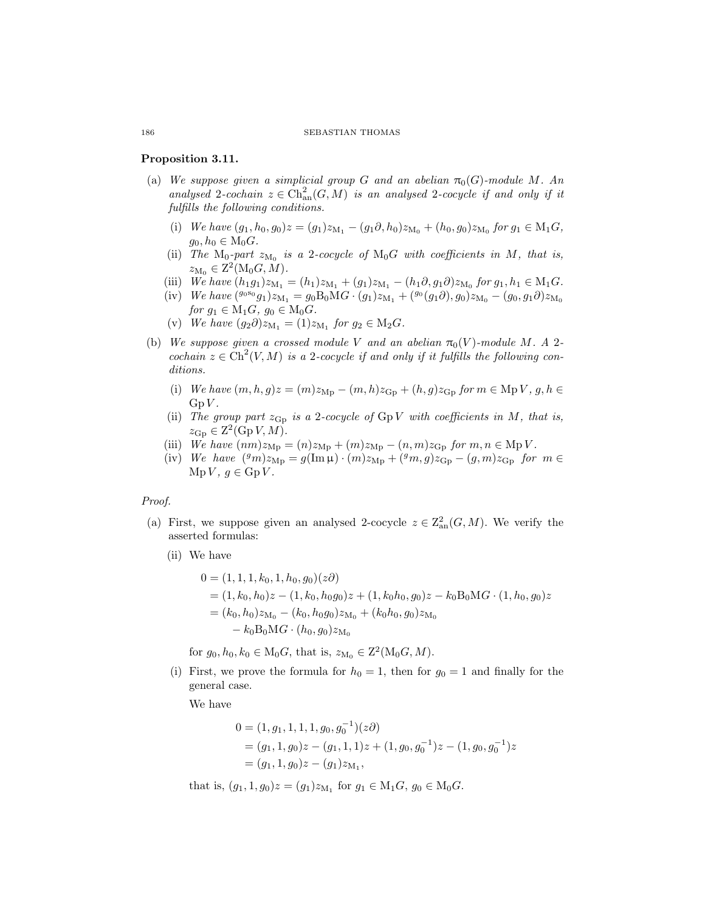**Proposition 3.11.**

(a) *We suppose given a simplicial group $G$ and an abelian $\pi_0(G)$-module $M$. An analysed 2-cochain $z \in \mathrm{Ch}^2_{\mathrm{an}}(G, M)$ is an analysed 2-cocycle if and only if it fulfills the following conditions.*

   (i) *We have $(g_1, h_0, g_0)z = (g_1)z_{\mathrm{M}_1} - (g_1\partial, h_0)z_{\mathrm{M}_0} + (h_0, g_0)z_{\mathrm{M}_0}$ for $g_1 \in \mathrm{M}_1 G$, $g_0, h_0 \in \mathrm{M}_0 G$.*

   (ii) *The $\mathrm{M}_0$-part $z_{\mathrm{M}_0}$ is a 2-cocycle of $\mathrm{M}_0 G$ with coefficients in $M$, that is, $z_{\mathrm{M}_0} \in \mathrm{Z}^2(\mathrm{M}_0 G, M)$.*

   (iii) *We have $(h_1 g_1)z_{\mathrm{M}_1} = (h_1)z_{\mathrm{M}_1} + (g_1)z_{\mathrm{M}_1} - (h_1\partial, g_1\partial)z_{\mathrm{M}_0}$ for $g_1, h_1 \in \mathrm{M}_1 G$.*

   (iv) *We have $({}^{g_0 s_0} g_1)z_{\mathrm{M}_1} = g_0 \mathrm{B}_0 \mathrm{M} G \cdot (g_1)z_{\mathrm{M}_1} + ({}^{g_0}(g_1\partial), g_0)z_{\mathrm{M}_0} - (g_0, g_1\partial)z_{\mathrm{M}_0}$ for $g_1 \in \mathrm{M}_1 G$, $g_0 \in \mathrm{M}_0 G$.*

   (v) *We have $(g_2\partial)z_{\mathrm{M}_1} = (1)z_{\mathrm{M}_1}$ for $g_2 \in \mathrm{M}_2 G$.*

(b) *We suppose given a crossed module $V$ and an abelian $\pi_0(V)$-module $M$. A 2-cochain $z \in \mathrm{Ch}^2(V, M)$ is a 2-cocycle if and only if it fulfills the following conditions.*

   (i) *We have $(m, h, g)z = (m)z_{\mathrm{Mp}} - (m, h)z_{\mathrm{Gp}} + (h, g)z_{\mathrm{Gp}}$ for $m \in \mathrm{Mp}\, V$, $g, h \in \mathrm{Gp}\, V$.*

   (ii) *The group part $z_{\mathrm{Gp}}$ is a 2-cocycle of $\mathrm{Gp}\, V$ with coefficients in $M$, that is, $z_{\mathrm{Gp}} \in \mathrm{Z}^2(\mathrm{Gp}\, V, M)$.*

   (iii) *We have $(nm)z_{\mathrm{Mp}} = (n)z_{\mathrm{Mp}} + (m)z_{\mathrm{Mp}} - (n, m)z_{\mathrm{Gp}}$ for $m, n \in \mathrm{Mp}\, V$.*

   (iv) *We have $({}^{g}m)z_{\mathrm{Mp}} = g(\mathrm{Im}\, \mu) \cdot (m)z_{\mathrm{Mp}} + ({}^{g}m, g)z_{\mathrm{Gp}} - (g, m)z_{\mathrm{Gp}}$ for $m \in \mathrm{Mp}\, V$, $g \in \mathrm{Gp}\, V$.*

*Proof.*

(a) First, we suppose given an analysed 2-cocycle $z \in \mathrm{Z}^2_{\mathrm{an}}(G, M)$. We verify the asserted formulas:

   (ii) We have

$$\begin{aligned}
0 &= (1, 1, 1, k_0, 1, h_0, g_0)(z\partial) \\
&= (1, k_0, h_0)z - (1, k_0, h_0 g_0)z + (1, k_0 h_0, g_0)z - k_0 \mathrm{B}_0 \mathrm{M} G \cdot (1, h_0, g_0)z \\
&= (k_0, h_0)z_{\mathrm{M}_0} - (k_0, h_0 g_0)z_{\mathrm{M}_0} + (k_0 h_0, g_0)z_{\mathrm{M}_0} \\
&\qquad - k_0 \mathrm{B}_0 \mathrm{M} G \cdot (h_0, g_0)z_{\mathrm{M}_0}
\end{aligned}$$

   for $g_0, h_0, k_0 \in \mathrm{M}_0 G$, that is, $z_{\mathrm{M}_0} \in \mathrm{Z}^2(\mathrm{M}_0 G, M)$.

   (i) First, we prove the formula for $h_0 = 1$, then for $g_0 = 1$ and finally for the general case.

   We have

$$\begin{aligned}
0 &= (1, g_1, 1, 1, 1, g_0, g_0^{-1})(z\partial) \\
&= (g_1, 1, g_0)z - (g_1, 1, 1)z + (1, g_0, g_0^{-1})z - (1, g_0, g_0^{-1})z \\
&= (g_1, 1, g_0)z - (g_1)z_{\mathrm{M}_1},
\end{aligned}$$

   that is, $(g_1, 1, g_0)z = (g_1)z_{\mathrm{M}_1}$ for $g_1 \in \mathrm{M}_1 G$, $g_0 \in \mathrm{M}_0 G$.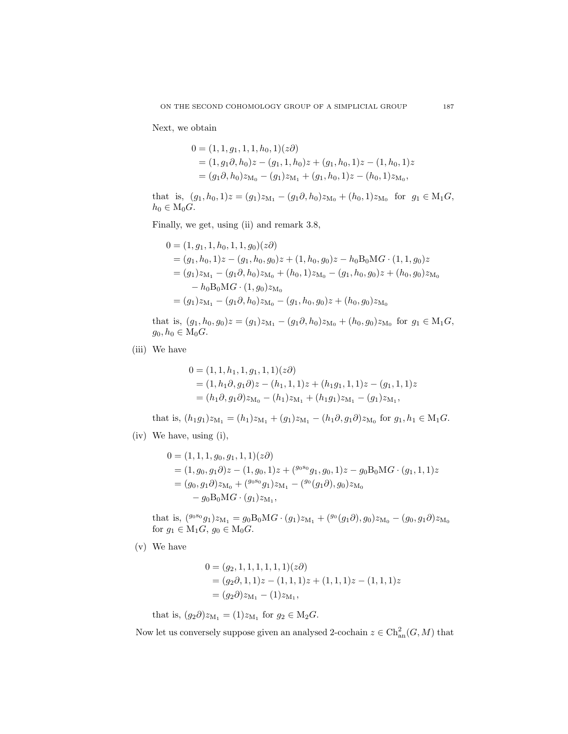Next, we obtain

$$
\begin{aligned}
0 &= (1,1,g_1,1,1,h_0,1)(z\partial)\\
&= (1,g_1\partial,h_0)z - (g_1,1,h_0)z + (g_1,h_0,1)z - (1,h_0,1)z\\
&= (g_1\partial,h_0)z_{\mathrm{M}_0} - (g_1)z_{\mathrm{M}_1} + (g_1,h_0,1)z - (h_0,1)z_{\mathrm{M}_0},
\end{aligned}
$$

that is, $(g_1,h_0,1)z = (g_1)z_{\mathrm{M}_1} - (g_1\partial,h_0)z_{\mathrm{M}_0} + (h_0,1)z_{\mathrm{M}_0}$ for $g_1 \in \mathrm{M}_1G$, $h_0 \in \mathrm{M}_0G$.

Finally, we get, using (ii) and remark 3.8,

$$
\begin{aligned}
0 &= (1,g_1,1,h_0,1,1,g_0)(z\partial)\\
&= (g_1,h_0,1)z - (g_1,h_0,g_0)z + (1,h_0,g_0)z - h_0\mathrm{B}_0\mathrm{M}G\cdot(1,1,g_0)z\\
&= (g_1)z_{\mathrm{M}_1} - (g_1\partial,h_0)z_{\mathrm{M}_0} + (h_0,1)z_{\mathrm{M}_0} - (g_1,h_0,g_0)z + (h_0,g_0)z_{\mathrm{M}_0}\\
&\qquad - h_0\mathrm{B}_0\mathrm{M}G\cdot(1,g_0)z_{\mathrm{M}_0}\\
&= (g_1)z_{\mathrm{M}_1} - (g_1\partial,h_0)z_{\mathrm{M}_0} - (g_1,h_0,g_0)z + (h_0,g_0)z_{\mathrm{M}_0}
\end{aligned}
$$

that is, $(g_1,h_0,g_0)z = (g_1)z_{\mathrm{M}_1} - (g_1\partial,h_0)z_{\mathrm{M}_0} + (h_0,g_0)z_{\mathrm{M}_0}$ for $g_1 \in \mathrm{M}_1G$, $g_0,h_0 \in \mathrm{M}_0G$.

(iii) We have

$$
\begin{aligned}
0 &= (1,1,h_1,1,g_1,1,1)(z\partial)\\
&= (1,h_1\partial,g_1\partial)z - (h_1,1,1)z + (h_1g_1,1,1)z - (g_1,1,1)z\\
&= (h_1\partial,g_1\partial)z_{\mathrm{M}_0} - (h_1)z_{\mathrm{M}_1} + (h_1g_1)z_{\mathrm{M}_1} - (g_1)z_{\mathrm{M}_1},
\end{aligned}
$$

that is, $(h_1g_1)z_{\mathrm{M}_1} = (h_1)z_{\mathrm{M}_1} + (g_1)z_{\mathrm{M}_1} - (h_1\partial,g_1\partial)z_{\mathrm{M}_0}$ for $g_1,h_1 \in \mathrm{M}_1G$.

(iv) We have, using (i),

$$
\begin{aligned}
0 &= (1,1,1,g_0,g_1,1,1)(z\partial)\\
&= (1,g_0,g_1\partial)z - (1,g_0,1)z + ({}^{g_0\mathrm{s}_0}g_1,g_0,1)z - g_0\mathrm{B}_0\mathrm{M}G\cdot(g_1,1,1)z\\
&= (g_0,g_1\partial)z_{\mathrm{M}_0} + ({}^{g_0\mathrm{s}_0}g_1)z_{\mathrm{M}_1} - ({}^{g_0}(g_1\partial),g_0)z_{\mathrm{M}_0}\\
&\qquad - g_0\mathrm{B}_0\mathrm{M}G\cdot(g_1)z_{\mathrm{M}_1},
\end{aligned}
$$

that is, $({}^{g_0\mathrm{s}_0}g_1)z_{\mathrm{M}_1} = g_0\mathrm{B}_0\mathrm{M}G\cdot(g_1)z_{\mathrm{M}_1} + ({}^{g_0}(g_1\partial),g_0)z_{\mathrm{M}_0} - (g_0,g_1\partial)z_{\mathrm{M}_0}$ for $g_1 \in \mathrm{M}_1G$, $g_0 \in \mathrm{M}_0G$.

(v) We have

$$
\begin{aligned}
0 &= (g_2,1,1,1,1,1,1)(z\partial)\\
&= (g_2\partial,1,1)z - (1,1,1)z + (1,1,1)z - (1,1,1)z\\
&= (g_2\partial)z_{\mathrm{M}_1} - (1)z_{\mathrm{M}_1},
\end{aligned}
$$

that is, $(g_2\partial)z_{\mathrm{M}_1} = (1)z_{\mathrm{M}_1}$ for $g_2 \in \mathrm{M}_2G$.

Now let us conversely suppose given an analysed 2-cochain $z \in \mathrm{Ch}^2_{\mathrm{an}}(G,M)$ that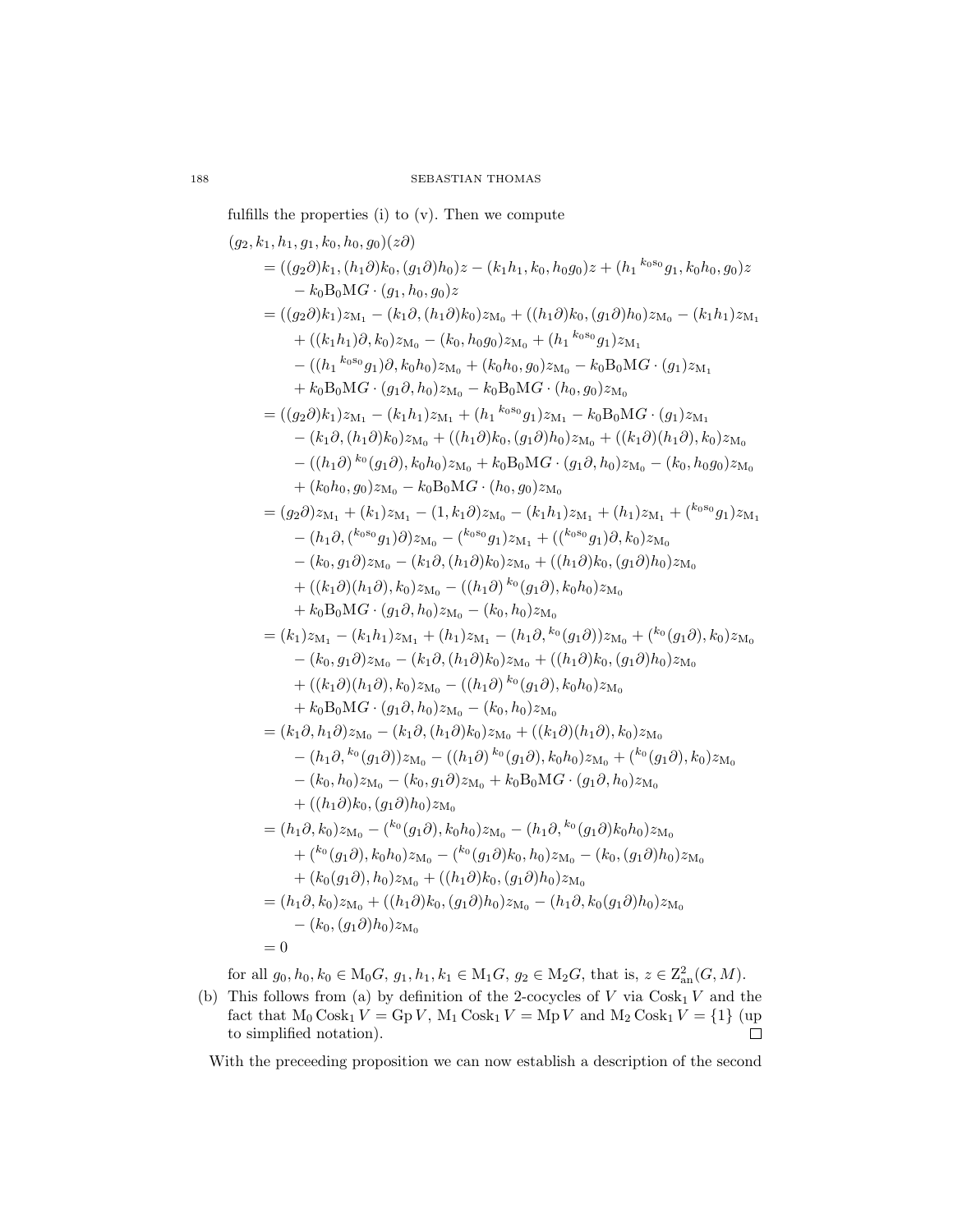fulfills the properties (i) to (v). Then we compute

$$
\begin{aligned}
&(g_2, k_1, h_1, g_1, k_0, h_0, g_0)(z\partial) \\
&= ((g_2\partial)k_1, (h_1\partial)k_0, (g_1\partial)h_0)z - (k_1h_1, k_0, h_0g_0)z + (h_1{}^{k_0 \mathrm{s}_0}g_1, k_0h_0, g_0)z \\
&\quad - k_0\mathrm{B}_0\mathrm{M}G \cdot (g_1, h_0, g_0)z \\
&= ((g_2\partial)k_1)z_{\mathrm{M}_1} - (k_1\partial, (h_1\partial)k_0)z_{\mathrm{M}_0} + ((h_1\partial)k_0, (g_1\partial)h_0)z_{\mathrm{M}_0} - (k_1h_1)z_{\mathrm{M}_1} \\
&\quad + ((k_1h_1)\partial, k_0)z_{\mathrm{M}_0} - (k_0, h_0g_0)z_{\mathrm{M}_0} + (h_1{}^{k_0\mathrm{s}_0}g_1)z_{\mathrm{M}_1} \\
&\quad - ((h_1{}^{k_0\mathrm{s}_0}g_1)\partial, k_0h_0)z_{\mathrm{M}_0} + (k_0h_0, g_0)z_{\mathrm{M}_0} - k_0\mathrm{B}_0\mathrm{M}G \cdot (g_1)z_{\mathrm{M}_1} \\
&\quad + k_0\mathrm{B}_0\mathrm{M}G \cdot (g_1\partial, h_0)z_{\mathrm{M}_0} - k_0\mathrm{B}_0\mathrm{M}G \cdot (h_0, g_0)z_{\mathrm{M}_0} \\
&= ((g_2\partial)k_1)z_{\mathrm{M}_1} - (k_1h_1)z_{\mathrm{M}_1} + (h_1{}^{k_0\mathrm{s}_0}g_1)z_{\mathrm{M}_1} - k_0\mathrm{B}_0\mathrm{M}G \cdot (g_1)z_{\mathrm{M}_1} \\
&\quad - (k_1\partial, (h_1\partial)k_0)z_{\mathrm{M}_0} + ((h_1\partial)k_0, (g_1\partial)h_0)z_{\mathrm{M}_0} + ((k_1\partial)(h_1\partial), k_0)z_{\mathrm{M}_0} \\
&\quad - ((h_1\partial)^{k_0}(g_1\partial), k_0h_0)z_{\mathrm{M}_0} + k_0\mathrm{B}_0\mathrm{M}G \cdot (g_1\partial, h_0)z_{\mathrm{M}_0} - (k_0, h_0g_0)z_{\mathrm{M}_0} \\
&\quad + (k_0h_0, g_0)z_{\mathrm{M}_0} - k_0\mathrm{B}_0\mathrm{M}G \cdot (h_0, g_0)z_{\mathrm{M}_0} \\
&= (g_2\partial)z_{\mathrm{M}_1} + (k_1)z_{\mathrm{M}_1} - (1, k_1\partial)z_{\mathrm{M}_0} - (k_1h_1)z_{\mathrm{M}_1} + (h_1)z_{\mathrm{M}_1} + ({}^{k_0\mathrm{s}_0}g_1)z_{\mathrm{M}_1} \\
&\quad - (h_1\partial, ({}^{k_0\mathrm{s}_0}g_1)\partial)z_{\mathrm{M}_0} - ({}^{k_0\mathrm{s}_0}g_1)z_{\mathrm{M}_1} + (({}^{k_0\mathrm{s}_0}g_1)\partial, k_0)z_{\mathrm{M}_0} \\
&\quad - (k_0, g_1\partial)z_{\mathrm{M}_0} - (k_1\partial, (h_1\partial)k_0)z_{\mathrm{M}_0} + ((h_1\partial)k_0, (g_1\partial)h_0)z_{\mathrm{M}_0} \\
&\quad + ((k_1\partial)(h_1\partial), k_0)z_{\mathrm{M}_0} - ((h_1\partial)^{k_0}(g_1\partial), k_0h_0)z_{\mathrm{M}_0} \\
&\quad + k_0\mathrm{B}_0\mathrm{M}G \cdot (g_1\partial, h_0)z_{\mathrm{M}_0} - (k_0, h_0)z_{\mathrm{M}_0} \\
&= (k_1)z_{\mathrm{M}_1} - (k_1h_1)z_{\mathrm{M}_1} + (h_1)z_{\mathrm{M}_1} - (h_1\partial, {}^{k_0}(g_1\partial))z_{\mathrm{M}_0} + ({}^{k_0}(g_1\partial), k_0)z_{\mathrm{M}_0} \\
&\quad - (k_0, g_1\partial)z_{\mathrm{M}_0} - (k_1\partial, (h_1\partial)k_0)z_{\mathrm{M}_0} + ((h_1\partial)k_0, (g_1\partial)h_0)z_{\mathrm{M}_0} \\
&\quad + ((k_1\partial)(h_1\partial), k_0)z_{\mathrm{M}_0} - ((h_1\partial)^{k_0}(g_1\partial), k_0h_0)z_{\mathrm{M}_0} \\
&\quad + k_0\mathrm{B}_0\mathrm{M}G \cdot (g_1\partial, h_0)z_{\mathrm{M}_0} - (k_0, h_0)z_{\mathrm{M}_0} \\
&= (k_1\partial, h_1\partial)z_{\mathrm{M}_0} - (k_1\partial, (h_1\partial)k_0)z_{\mathrm{M}_0} + ((k_1\partial)(h_1\partial), k_0)z_{\mathrm{M}_0} \\
&\quad - (h_1\partial, {}^{k_0}(g_1\partial))z_{\mathrm{M}_0} - ((h_1\partial)^{k_0}(g_1\partial), k_0h_0)z_{\mathrm{M}_0} + ({}^{k_0}(g_1\partial), k_0)z_{\mathrm{M}_0} \\
&\quad - (k_0, h_0)z_{\mathrm{M}_0} - (k_0, g_1\partial)z_{\mathrm{M}_0} + k_0\mathrm{B}_0\mathrm{M}G \cdot (g_1\partial, h_0)z_{\mathrm{M}_0} \\
&\quad + ((h_1\partial)k_0, (g_1\partial)h_0)z_{\mathrm{M}_0} \\
&= (h_1\partial, k_0)z_{\mathrm{M}_0} - ({}^{k_0}(g_1\partial), k_0h_0)z_{\mathrm{M}_0} - (h_1\partial, {}^{k_0}(g_1\partial)k_0h_0)z_{\mathrm{M}_0} \\
&\quad + ({}^{k_0}(g_1\partial), k_0h_0)z_{\mathrm{M}_0} - ({}^{k_0}(g_1\partial)k_0, h_0)z_{\mathrm{M}_0} - (k_0, (g_1\partial)h_0)z_{\mathrm{M}_0} \\
&\quad + (k_0(g_1\partial), h_0)z_{\mathrm{M}_0} + ((h_1\partial)k_0, (g_1\partial)h_0)z_{\mathrm{M}_0} \\
&= (h_1\partial, k_0)z_{\mathrm{M}_0} + ((h_1\partial)k_0, (g_1\partial)h_0)z_{\mathrm{M}_0} - (h_1\partial, k_0(g_1\partial)h_0)z_{\mathrm{M}_0} \\
&\quad - (k_0, (g_1\partial)h_0)z_{\mathrm{M}_0} \\
&= 0
\end{aligned}
$$

for all $g_0, h_0, k_0 \in \mathrm{M}_0G$, $g_1, h_1, k_1 \in \mathrm{M}_1G$, $g_2 \in \mathrm{M}_2G$, that is, $z \in \mathrm{Z}^2_{\mathrm{an}}(G, M)$.

(b) This follows from (a) by definition of the 2-cocycles of $V$ via $\mathrm{Cosk}_1 V$ and the fact that $\mathrm{M}_0 \mathrm{Cosk}_1 V = \mathrm{Gp}\, V$, $\mathrm{M}_1 \mathrm{Cosk}_1 V = \mathrm{Mp}\, V$ and $\mathrm{M}_2 \mathrm{Cosk}_1 V = \{1\}$ (up to simplified notation). ∎

With the preceeding proposition we can now establish a description of the second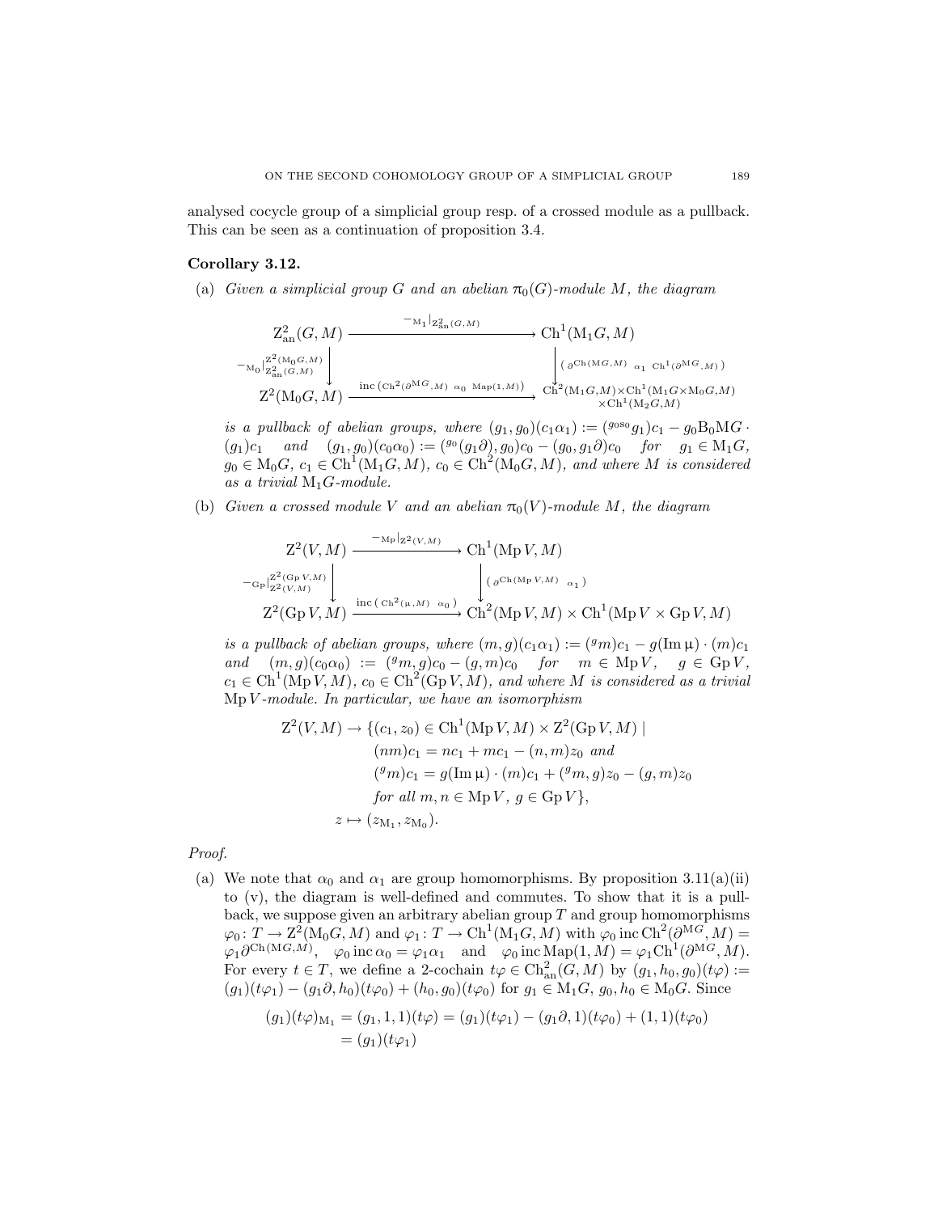analysed cocycle group of a simplicial group resp. of a crossed module as a pullback. This can be seen as a continuation of proposition 3.4.

**Corollary 3.12.**

(a) *Given a simplicial group $G$ and an abelian $\pi_0(G)$-module $M$, the diagram*

$$\begin{array}{ccc}
\mathrm{Z}^2_{\mathrm{an}}(G,M) & \xrightarrow{\ -_{\mathrm{M}_1}|_{\mathrm{Z}^2_{\mathrm{an}}(G,M)}\ } & \mathrm{Ch}^1(\mathrm{M}_1 G, M) \\
\Big\downarrow {\scriptstyle -_{\mathrm{M}_0}|^{\mathrm{Z}^2(\mathrm{M}_0 G,M)}_{\mathrm{Z}^2_{\mathrm{an}}(G,M)}} & & \Big\downarrow {\scriptstyle (\,\partial^{\mathrm{Ch}(\mathrm{M}G,M)}\ \ \alpha_1\ \ \mathrm{Ch}^1(\partial^{\mathrm{M}G},M)\,)} \\
\mathrm{Z}^2(\mathrm{M}_0 G, M) & \xrightarrow{\ \mathrm{inc}\,(\,\mathrm{Ch}^2(\partial^{\mathrm{M}G},M)\ \ \alpha_0\ \ \mathrm{Map}(1,M)\,)\ } & \mathrm{Ch}^2(\mathrm{M}_1 G,M)\times\mathrm{Ch}^1(\mathrm{M}_1 G\times\mathrm{M}_0 G,M)\times\mathrm{Ch}^1(\mathrm{M}_2 G,M)
\end{array}$$

*is a pullback of abelian groups, where $(g_1,g_0)(c_1\alpha_1) := ({}^{g_0 s_0}g_1)c_1 - g_0\mathrm{B}_0\mathrm{M}G\cdot(g_1)c_1$ and $(g_1,g_0)(c_0\alpha_0) := ({}^{g_0}(g_1\partial),g_0)c_0 - (g_0,g_1\partial)c_0$ for $g_1\in\mathrm{M}_1 G$, $g_0\in\mathrm{M}_0 G$, $c_1\in\mathrm{Ch}^1(\mathrm{M}_1 G,M)$, $c_0\in\mathrm{Ch}^2(\mathrm{M}_0 G,M)$, and where $M$ is considered as a trivial $\mathrm{M}_1 G$-module.*

(b) *Given a crossed module $V$ and an abelian $\pi_0(V)$-module $M$, the diagram*

$$\begin{array}{ccc}
\mathrm{Z}^2(V,M) & \xrightarrow{\ -_{\mathrm{Mp}}|_{\mathrm{Z}^2(V,M)}\ } & \mathrm{Ch}^1(\mathrm{Mp}\,V, M) \\
\Big\downarrow {\scriptstyle -_{\mathrm{Gp}}|^{\mathrm{Z}^2(\mathrm{Gp}\,V,M)}_{\mathrm{Z}^2(V,M)}} & & \Big\downarrow {\scriptstyle (\,\partial^{\mathrm{Ch}(\mathrm{Mp}\,V,M)}\ \ \alpha_1\,)} \\
\mathrm{Z}^2(\mathrm{Gp}\,V, M) & \xrightarrow{\ \mathrm{inc}\,(\,\mathrm{Ch}^2(\mu,M)\ \ \alpha_0\,)\ } & \mathrm{Ch}^2(\mathrm{Mp}\,V,M)\times\mathrm{Ch}^1(\mathrm{Mp}\,V\times\mathrm{Gp}\,V,M)
\end{array}$$

*is a pullback of abelian groups, where $(m,g)(c_1\alpha_1) := ({}^{g}m)c_1 - g(\mathrm{Im}\,\mu)\cdot(m)c_1$ and $(m,g)(c_0\alpha_0) := ({}^{g}m,g)c_0 - (g,m)c_0$ for $m\in\mathrm{Mp}\,V$, $g\in\mathrm{Gp}\,V$, $c_1\in\mathrm{Ch}^1(\mathrm{Mp}\,V,M)$, $c_0\in\mathrm{Ch}^2(\mathrm{Gp}\,V,M)$, and where $M$ is considered as a trivial $\mathrm{Mp}\,V$-module. In particular, we have an isomorphism*

$$\begin{aligned}
\mathrm{Z}^2(V,M) \to \{(c_1,z_0)\in\mathrm{Ch}^1(\mathrm{Mp}\,V,M)\times\mathrm{Z}^2(\mathrm{Gp}\,V,M) \mid\ & \\
(nm)c_1 = nc_1 + mc_1 - (n,m)z_0 \text{ and }& \\
({}^{g}m)c_1 = g(\mathrm{Im}\,\mu)\cdot(m)c_1 + ({}^{g}m,g)z_0 - (g,m)z_0& \\
\text{for all } m,n\in\mathrm{Mp}\,V,\ g\in\mathrm{Gp}\,V\},& \\
z \mapsto (z_{\mathrm{M}_1}, z_{\mathrm{M}_0}).&
\end{aligned}$$

*Proof.*

(a) We note that $\alpha_0$ and $\alpha_1$ are group homomorphisms. By proposition 3.11(a)(ii) to (v), the diagram is well-defined and commutes. To show that it is a pullback, we suppose given an arbitrary abelian group $T$ and group homomorphisms $\varphi_0\colon T\to\mathrm{Z}^2(\mathrm{M}_0 G,M)$ and $\varphi_1\colon T\to\mathrm{Ch}^1(\mathrm{M}_1 G,M)$ with $\varphi_0\,\mathrm{inc}\,\mathrm{Ch}^2(\partial^{\mathrm{M}G},M) = \varphi_1\partial^{\mathrm{Ch}(\mathrm{M}G,M)}$, $\varphi_0\,\mathrm{inc}\,\alpha_0 = \varphi_1\alpha_1$ and $\varphi_0\,\mathrm{inc}\,\mathrm{Map}(1,M) = \varphi_1\mathrm{Ch}^1(\partial^{\mathrm{M}G},M)$. For every $t\in T$, we define a 2-cochain $t\varphi\in\mathrm{Ch}^2_{\mathrm{an}}(G,M)$ by $(g_1,h_0,g_0)(t\varphi) := (g_1)(t\varphi_1) - (g_1\partial,h_0)(t\varphi_0) + (h_0,g_0)(t\varphi_0)$ for $g_1\in\mathrm{M}_1 G$, $g_0,h_0\in\mathrm{M}_0 G$. Since

$$\begin{aligned}
(g_1)(t\varphi)_{\mathrm{M}_1} &= (g_1,1,1)(t\varphi) = (g_1)(t\varphi_1) - (g_1\partial,1)(t\varphi_0) + (1,1)(t\varphi_0) \\
&= (g_1)(t\varphi_1)
\end{aligned}$$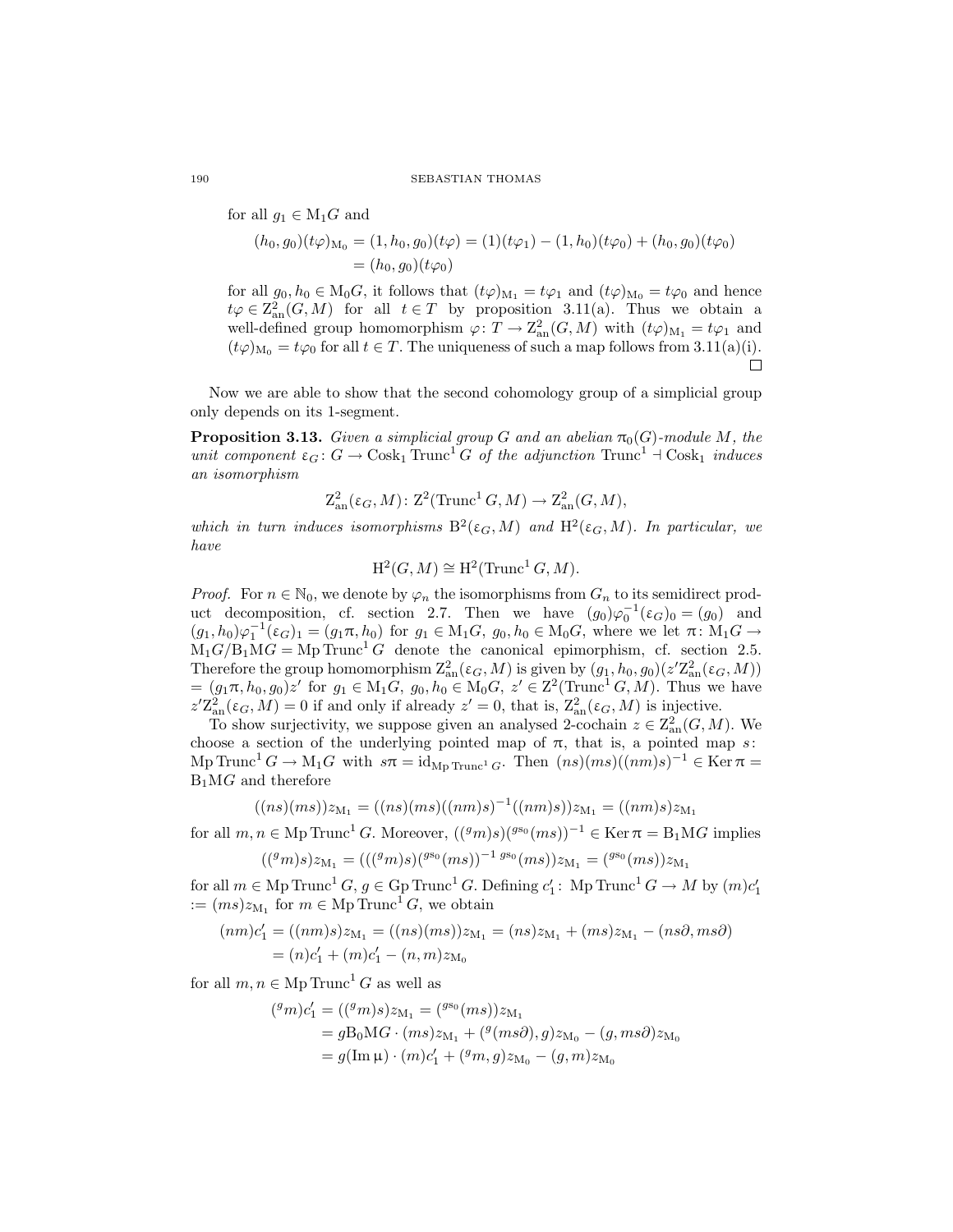for all $g_1 \in \mathrm{M}_1 G$ and

$$
\begin{aligned}
(h_0, g_0)(t\varphi)_{\mathrm{M}_0} &= (1, h_0, g_0)(t\varphi) = (1)(t\varphi_1) - (1, h_0)(t\varphi_0) + (h_0, g_0)(t\varphi_0) \\
&= (h_0, g_0)(t\varphi_0)
\end{aligned}
$$

for all $g_0, h_0 \in \mathrm{M}_0 G$, it follows that $(t\varphi)_{\mathrm{M}_1} = t\varphi_1$ and $(t\varphi)_{\mathrm{M}_0} = t\varphi_0$ and hence $t\varphi \in \mathrm{Z}^2_{\mathrm{an}}(G, M)$ for all $t \in T$ by proposition 3.11(a). Thus we obtain a well-defined group homomorphism $\varphi \colon T \to \mathrm{Z}^2_{\mathrm{an}}(G, M)$ with $(t\varphi)_{\mathrm{M}_1} = t\varphi_1$ and $(t\varphi)_{\mathrm{M}_0} = t\varphi_0$ for all $t \in T$. The uniqueness of such a map follows from 3.11(a)(i). □

Now we are able to show that the second cohomology group of a simplicial group only depends on its 1-segment.

**Proposition 3.13.** *Given a simplicial group $G$ and an abelian $\pi_0(G)$-module $M$, the unit component $\varepsilon_G \colon G \to \mathrm{Cosk}_1 \mathrm{Trunc}^1 G$ of the adjunction $\mathrm{Trunc}^1 \dashv \mathrm{Cosk}_1$ induces an isomorphism*

$$
\mathrm{Z}^2_{\mathrm{an}}(\varepsilon_G, M) \colon \mathrm{Z}^2(\mathrm{Trunc}^1 G, M) \to \mathrm{Z}^2_{\mathrm{an}}(G, M),
$$

*which in turn induces isomorphisms $\mathrm{B}^2(\varepsilon_G, M)$ and $\mathrm{H}^2(\varepsilon_G, M)$. In particular, we have*

$$
\mathrm{H}^2(G, M) \cong \mathrm{H}^2(\mathrm{Trunc}^1 G, M).
$$

*Proof.* For $n \in \mathbb{N}_0$, we denote by $\varphi_n$ the isomorphisms from $G_n$ to its semidirect product decomposition, cf. section 2.7. Then we have $(g_0)\varphi_0^{-1}(\varepsilon_G)_0 = (g_0)$ and $(g_1, h_0)\varphi_1^{-1}(\varepsilon_G)_1 = (g_1\pi, h_0)$ for $g_1 \in \mathrm{M}_1 G$, $g_0, h_0 \in \mathrm{M}_0 G$, where we let $\pi \colon \mathrm{M}_1 G \to \mathrm{M}_1 G / \mathrm{B}_1 \mathrm{M} G = \mathrm{Mp}\,\mathrm{Trunc}^1 G$ denote the canonical epimorphism, cf. section 2.5. Therefore the group homomorphism $\mathrm{Z}^2_{\mathrm{an}}(\varepsilon_G, M)$ is given by $(g_1, h_0, g_0)(z'\mathrm{Z}^2_{\mathrm{an}}(\varepsilon_G, M)) = (g_1\pi, h_0, g_0)z'$ for $g_1 \in \mathrm{M}_1 G$, $g_0, h_0 \in \mathrm{M}_0 G$, $z' \in \mathrm{Z}^2(\mathrm{Trunc}^1 G, M)$. Thus we have $z'\mathrm{Z}^2_{\mathrm{an}}(\varepsilon_G, M) = 0$ if and only if already $z' = 0$, that is, $\mathrm{Z}^2_{\mathrm{an}}(\varepsilon_G, M)$ is injective.

To show surjectivity, we suppose given an analysed 2-cochain $z \in \mathrm{Z}^2_{\mathrm{an}}(G, M)$. We choose a section of the underlying pointed map of $\pi$, that is, a pointed map $s \colon \mathrm{Mp}\,\mathrm{Trunc}^1 G \to \mathrm{M}_1 G$ with $s\pi = \mathrm{id}_{\mathrm{Mp}\,\mathrm{Trunc}^1 G}$. Then $(ns)(ms)((nm)s)^{-1} \in \mathrm{Ker}\,\pi = \mathrm{B}_1 \mathrm{M} G$ and therefore

$$
((ns)(ms))z_{\mathrm{M}_1} = ((ns)(ms)((nm)s)^{-1}((nm)s))z_{\mathrm{M}_1} = ((nm)s)z_{\mathrm{M}_1}
$$

for all $m, n \in \mathrm{Mp}\,\mathrm{Trunc}^1 G$. Moreover, $(({}^g m)s)({}^{gs_0}(ms))^{-1} \in \mathrm{Ker}\,\pi = \mathrm{B}_1 \mathrm{M} G$ implies

$$
(({}^g m)s)z_{\mathrm{M}_1} = ((({}^g m)s)({}^{gs_0}(ms))^{-1}\,{}^{gs_0}(ms))z_{\mathrm{M}_1} = ({}^{gs_0}(ms))z_{\mathrm{M}_1}
$$

for all $m \in \mathrm{Mp}\,\mathrm{Trunc}^1 G$, $g \in \mathrm{Gp}\,\mathrm{Trunc}^1 G$. Defining $c'_1 \colon \mathrm{Mp}\,\mathrm{Trunc}^1 G \to M$ by $(m)c'_1 := (ms)z_{\mathrm{M}_1}$ for $m \in \mathrm{Mp}\,\mathrm{Trunc}^1 G$, we obtain

$$
\begin{aligned}
(nm)c'_1 &= ((nm)s)z_{\mathrm{M}_1} = ((ns)(ms))z_{\mathrm{M}_1} = (ns)z_{\mathrm{M}_1} + (ms)z_{\mathrm{M}_1} - (ns\partial, ms\partial) \\
&= (n)c'_1 + (m)c'_1 - (n, m)z_{\mathrm{M}_0}
\end{aligned}
$$

for all $m, n \in \mathrm{Mp}\,\mathrm{Trunc}^1 G$ as well as

$$
\begin{aligned}
({}^g m)c'_1 &= (({}^g m)s)z_{\mathrm{M}_1} = ({}^{gs_0}(ms))z_{\mathrm{M}_1} \\
&= g\mathrm{B}_0 \mathrm{M} G \cdot (ms)z_{\mathrm{M}_1} + ({}^g(ms\partial), g)z_{\mathrm{M}_0} - (g, ms\partial)z_{\mathrm{M}_0} \\
&= g(\mathrm{Im}\,\mu) \cdot (m)c'_1 + ({}^g m, g)z_{\mathrm{M}_0} - (g, m)z_{\mathrm{M}_0}
\end{aligned}
$$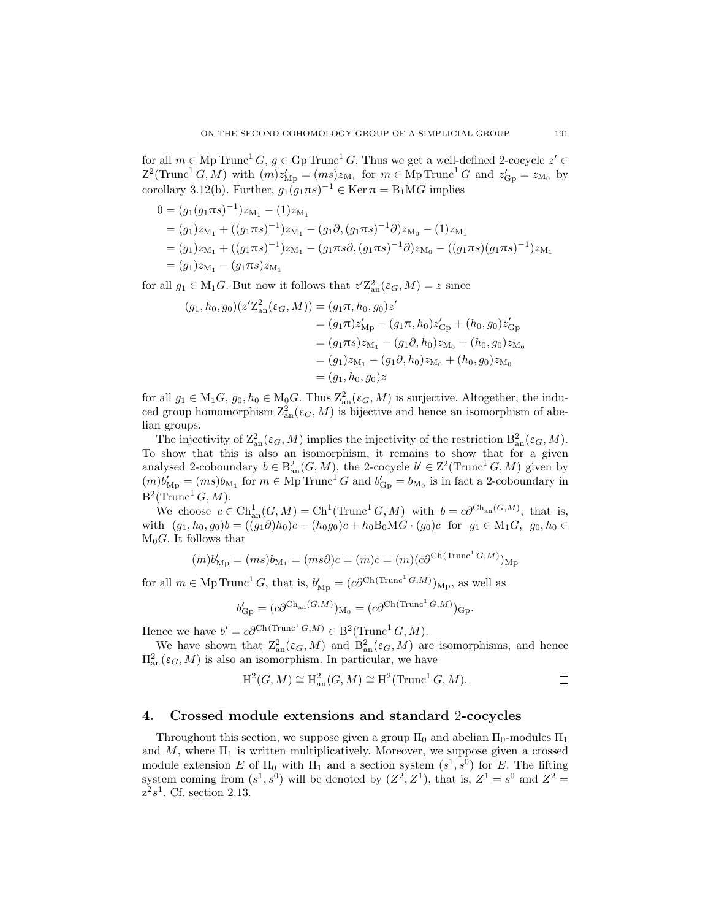for all $m \in \operatorname{Mp} \operatorname{Trunc}^1 G$, $g \in \operatorname{Gp} \operatorname{Trunc}^1 G$. Thus we get a well-defined 2-cocycle $z' \in \mathrm{Z}^2(\operatorname{Trunc}^1 G, M)$ with $(m)z'_{\mathrm{Mp}} = (ms)z_{\mathrm{M}_1}$ for $m \in \operatorname{Mp} \operatorname{Trunc}^1 G$ and $z'_{\mathrm{Gp}} = z_{\mathrm{M}_0}$ by corollary 3.12(b). Further, $g_1(g_1\pi s)^{-1} \in \operatorname{Ker} \pi = \mathrm{B}_1 \mathrm{M} G$ implies

$$
\begin{aligned}
0 &= (g_1(g_1\pi s)^{-1})z_{\mathrm{M}_1} - (1)z_{\mathrm{M}_1} \\
&= (g_1)z_{\mathrm{M}_1} + ((g_1\pi s)^{-1})z_{\mathrm{M}_1} - (g_1\partial, (g_1\pi s)^{-1}\partial)z_{\mathrm{M}_0} - (1)z_{\mathrm{M}_1} \\
&= (g_1)z_{\mathrm{M}_1} + ((g_1\pi s)^{-1})z_{\mathrm{M}_1} - (g_1\pi s\partial, (g_1\pi s)^{-1}\partial)z_{\mathrm{M}_0} - ((g_1\pi s)(g_1\pi s)^{-1})z_{\mathrm{M}_1} \\
&= (g_1)z_{\mathrm{M}_1} - (g_1\pi s)z_{\mathrm{M}_1}
\end{aligned}
$$

for all $g_1 \in \mathrm{M}_1 G$. But now it follows that $z' \mathrm{Z}^2_{\mathrm{an}}(\varepsilon_G, M) = z$ since

$$
\begin{aligned}
(g_1, h_0, g_0)(z' \mathrm{Z}^2_{\mathrm{an}}(\varepsilon_G, M)) &= (g_1\pi, h_0, g_0)z' \\
&= (g_1\pi)z'_{\mathrm{Mp}} - (g_1\pi, h_0)z'_{\mathrm{Gp}} + (h_0, g_0)z'_{\mathrm{Gp}} \\
&= (g_1\pi s)z_{\mathrm{M}_1} - (g_1\partial, h_0)z_{\mathrm{M}_0} + (h_0, g_0)z_{\mathrm{M}_0} \\
&= (g_1)z_{\mathrm{M}_1} - (g_1\partial, h_0)z_{\mathrm{M}_0} + (h_0, g_0)z_{\mathrm{M}_0} \\
&= (g_1, h_0, g_0)z
\end{aligned}
$$

for all $g_1 \in \mathrm{M}_1 G$, $g_0, h_0 \in \mathrm{M}_0 G$. Thus $\mathrm{Z}^2_{\mathrm{an}}(\varepsilon_G, M)$ is surjective. Altogether, the induced group homomorphism $\mathrm{Z}^2_{\mathrm{an}}(\varepsilon_G, M)$ is bijective and hence an isomorphism of abelian groups.

The injectivity of $\mathrm{Z}^2_{\mathrm{an}}(\varepsilon_G, M)$ implies the injectivity of the restriction $\mathrm{B}^2_{\mathrm{an}}(\varepsilon_G, M)$. To show that this is also an isomorphism, it remains to show that for a given analysed 2-coboundary $b \in \mathrm{B}^2_{\mathrm{an}}(G, M)$, the 2-cocycle $b' \in \mathrm{Z}^2(\operatorname{Trunc}^1 G, M)$ given by $(m)b'_{\mathrm{Mp}} = (ms)b_{\mathrm{M}_1}$ for $m \in \operatorname{Mp} \operatorname{Trunc}^1 G$ and $b'_{\mathrm{Gp}} = b_{\mathrm{M}_0}$ is in fact a 2-coboundary in $\mathrm{B}^2(\operatorname{Trunc}^1 G, M)$.

We choose $c \in \mathrm{Ch}^1_{\mathrm{an}}(G, M) = \mathrm{Ch}^1(\operatorname{Trunc}^1 G, M)$ with $b = c\partial^{\mathrm{Ch}_{\mathrm{an}}(G,M)}$, that is, with $(g_1, h_0, g_0)b = ((g_1\partial)h_0)c - (h_0 g_0)c + h_0 \mathrm{B}_0 \mathrm{M} G \cdot (g_0)c$ for $g_1 \in \mathrm{M}_1 G$, $g_0, h_0 \in \mathrm{M}_0 G$. It follows that

$$
(m)b'_{\mathrm{Mp}} = (ms)b_{\mathrm{M}_1} = (ms\partial)c = (m)c = (m)(c\partial^{\mathrm{Ch}(\operatorname{Trunc}^1 G, M)})_{\mathrm{Mp}}
$$

for all $m \in \operatorname{Mp} \operatorname{Trunc}^1 G$, that is, $b'_{\mathrm{Mp}} = (c\partial^{\mathrm{Ch}(\operatorname{Trunc}^1 G, M)})_{\mathrm{Mp}}$, as well as

$$
b'_{\mathrm{Gp}} = (c\partial^{\mathrm{Ch}_{\mathrm{an}}(G,M)})_{\mathrm{M}_0} = (c\partial^{\mathrm{Ch}(\operatorname{Trunc}^1 G, M)})_{\mathrm{Gp}}.
$$

Hence we have $b' = c\partial^{\mathrm{Ch}(\operatorname{Trunc}^1 G, M)} \in \mathrm{B}^2(\operatorname{Trunc}^1 G, M)$.

We have shown that $\mathrm{Z}^2_{\mathrm{an}}(\varepsilon_G, M)$ and $\mathrm{B}^2_{\mathrm{an}}(\varepsilon_G, M)$ are isomorphisms, and hence $\mathrm{H}^2_{\mathrm{an}}(\varepsilon_G, M)$ is also an isomorphism. In particular, we have

$$
\mathrm{H}^2(G, M) \cong \mathrm{H}^2_{\mathrm{an}}(G, M) \cong \mathrm{H}^2(\operatorname{Trunc}^1 G, M). \qquad \square
$$

## 4. Crossed module extensions and standard 2-cocycles

Throughout this section, we suppose given a group $\Pi_0$ and abelian $\Pi_0$-modules $\Pi_1$ and $M$, where $\Pi_1$ is written multiplicatively. Moreover, we suppose given a crossed module extension $E$ of $\Pi_0$ with $\Pi_1$ and a section system $(s^1, s^0)$ for $E$. The lifting system coming from $(s^1, s^0)$ will be denoted by $(Z^2, Z^1)$, that is, $Z^1 = s^0$ and $Z^2 = \mathrm{z}^2 s^1$. Cf. section 2.13.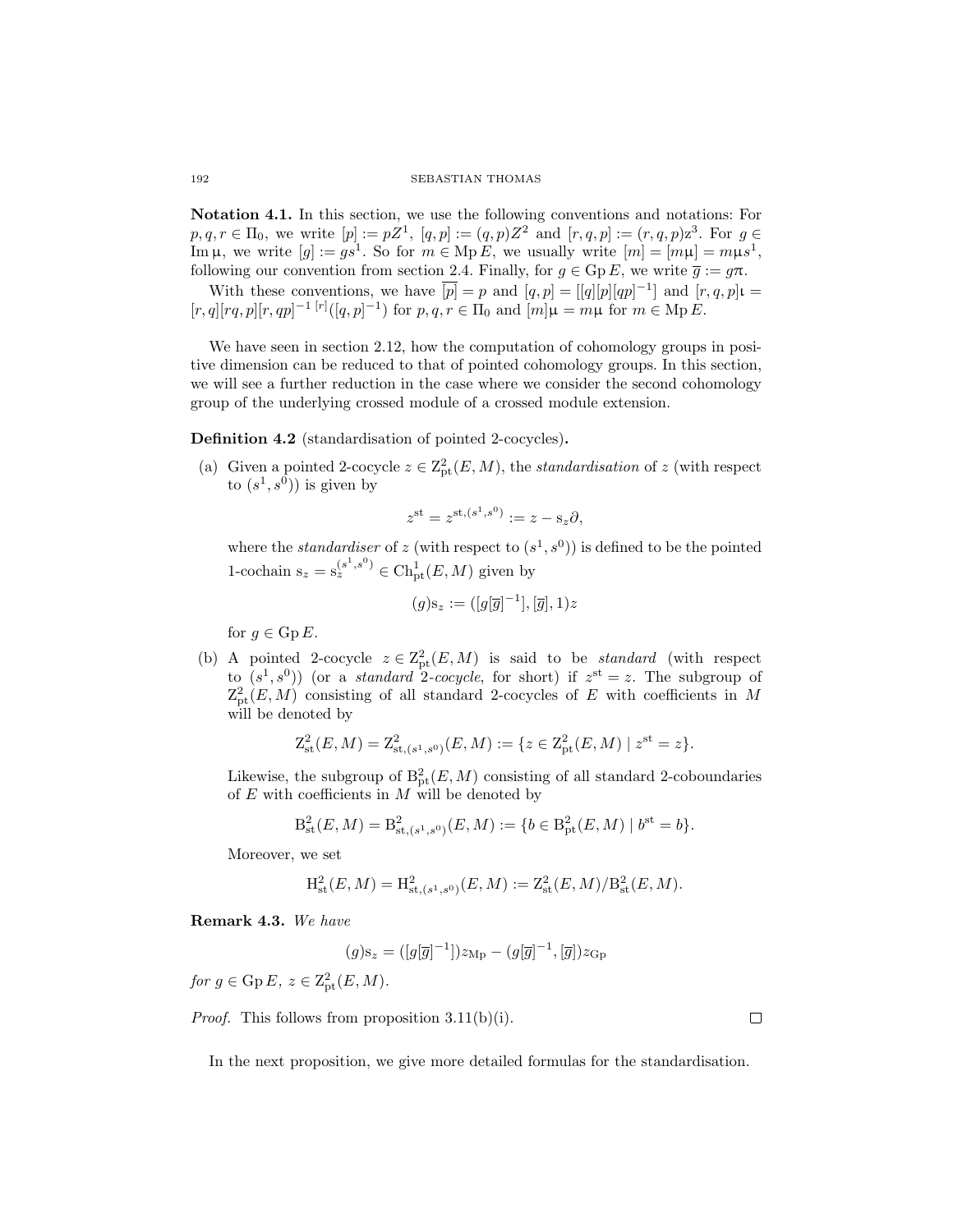**Notation 4.1.** In this section, we use the following conventions and notations: For $p, q, r \in \Pi_0$, we write $[p] := pZ^1$, $[q,p] := (q,p)Z^2$ and $[r,q,p] := (r,q,p)z^3$. For $g \in \operatorname{Im} \mu$, we write $[g] := gs^1$. So for $m \in \operatorname{Mp} E$, we usually write $[m] = [m\mu] = m\mu s^1$, following our convention from section 2.4. Finally, for $g \in \operatorname{Gp} E$, we write $\overline{g} := g\pi$.

With these conventions, we have $\overline{[p]} = p$ and $[q,p] = [[q][p][qp]^{-1}]$ and $[r,q,p]\iota = [r,q][rq,p][r,qp]^{-1}\,{}^{[r]}([q,p]^{-1})$ for $p, q, r \in \Pi_0$ and $[m]\mu = m\mu$ for $m \in \operatorname{Mp} E$.

We have seen in section 2.12, how the computation of cohomology groups in positive dimension can be reduced to that of pointed cohomology groups. In this section, we will see a further reduction in the case where we consider the second cohomology group of the underlying crossed module of a crossed module extension.

**Definition 4.2** (standardisation of pointed 2-cocycles)**.**

(a) Given a pointed 2-cocycle $z \in \mathrm{Z}^2_{\mathrm{pt}}(E, M)$, the *standardisation* of $z$ (with respect to $(s^1, s^0)$) is given by

$$z^{\mathrm{st}} = z^{\mathrm{st},(s^1,s^0)} := z - \mathrm{s}_z \partial,$$

where the *standardiser* of $z$ (with respect to $(s^1, s^0)$) is defined to be the pointed 1-cochain $\mathrm{s}_z = \mathrm{s}_z^{(s^1,s^0)} \in \mathrm{Ch}^1_{\mathrm{pt}}(E, M)$ given by

$$(g)\mathrm{s}_z := ([g[\overline{g}]^{-1}], [\overline{g}], 1)z$$

for $g \in \operatorname{Gp} E$.

(b) A pointed 2-cocycle $z \in \mathrm{Z}^2_{\mathrm{pt}}(E, M)$ is said to be *standard* (with respect to $(s^1, s^0)$) (or a *standard 2-cocycle*, for short) if $z^{\mathrm{st}} = z$. The subgroup of $\mathrm{Z}^2_{\mathrm{pt}}(E, M)$ consisting of all standard 2-cocycles of $E$ with coefficients in $M$ will be denoted by

$$\mathrm{Z}^2_{\mathrm{st}}(E, M) = \mathrm{Z}^2_{\mathrm{st},(s^1,s^0)}(E, M) := \{z \in \mathrm{Z}^2_{\mathrm{pt}}(E, M) \mid z^{\mathrm{st}} = z\}.$$

Likewise, the subgroup of $\mathrm{B}^2_{\mathrm{pt}}(E, M)$ consisting of all standard 2-coboundaries of $E$ with coefficients in $M$ will be denoted by

$$\mathrm{B}^2_{\mathrm{st}}(E, M) = \mathrm{B}^2_{\mathrm{st},(s^1,s^0)}(E, M) := \{b \in \mathrm{B}^2_{\mathrm{pt}}(E, M) \mid b^{\mathrm{st}} = b\}.$$

Moreover, we set

$$\mathrm{H}^2_{\mathrm{st}}(E, M) = \mathrm{H}^2_{\mathrm{st},(s^1,s^0)}(E, M) := \mathrm{Z}^2_{\mathrm{st}}(E, M)/\mathrm{B}^2_{\mathrm{st}}(E, M).$$

**Remark 4.3.** *We have*

$$(g)\mathrm{s}_z = ([g[\overline{g}]^{-1}])z_{\mathrm{Mp}} - (g[\overline{g}]^{-1}, [\overline{g}])z_{\mathrm{Gp}}$$

*for* $g \in \operatorname{Gp} E$, $z \in \mathrm{Z}^2_{\mathrm{pt}}(E, M)$.

*Proof.* This follows from proposition 3.11(b)(i). $\square$

In the next proposition, we give more detailed formulas for the standardisation.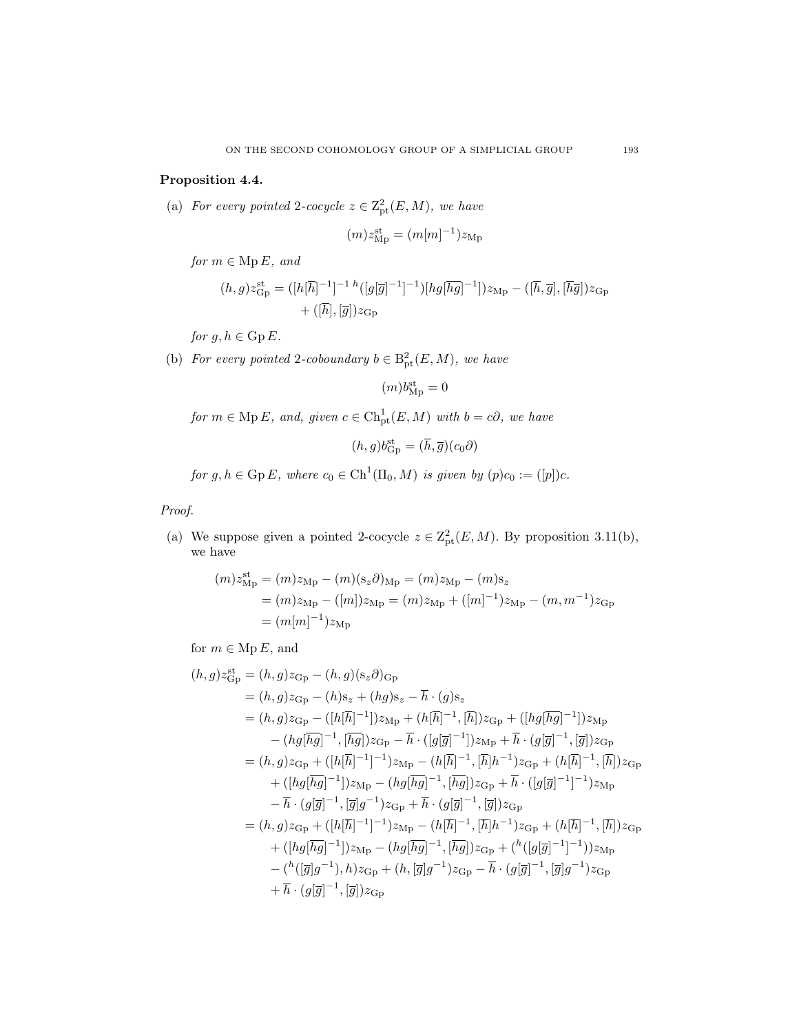**Proposition 4.4.**

(a) *For every pointed 2-cocycle $z \in \mathrm{Z}^2_{\mathrm{pt}}(E, M)$, we have*

$$(m)z^{\mathrm{st}}_{\mathrm{Mp}} = (m[m]^{-1})z_{\mathrm{Mp}}$$

*for $m \in \mathrm{Mp}\, E$, and*

$$(h,g)z^{\mathrm{st}}_{\mathrm{Gp}} = ([h[\overline{h}]^{-1}]^{-1}\, {}^{h}([g[\overline{g}]^{-1}]^{-1})[hg[\overline{hg}]^{-1}])z_{\mathrm{Mp}} - ([\overline{h}, \overline{g}], [\overline{hg}])z_{\mathrm{Gp}} + ([\overline{h}], [\overline{g}])z_{\mathrm{Gp}}$$

*for $g, h \in \mathrm{Gp}\, E$.*

(b) *For every pointed 2-coboundary $b \in \mathrm{B}^2_{\mathrm{pt}}(E, M)$, we have*

$$(m)b^{\mathrm{st}}_{\mathrm{Mp}} = 0$$

*for $m \in \mathrm{Mp}\, E$, and, given $c \in \mathrm{Ch}^1_{\mathrm{pt}}(E, M)$ with $b = c\partial$, we have*

$$(h,g)b^{\mathrm{st}}_{\mathrm{Gp}} = (\overline{h}, \overline{g})(c_0\partial)$$

*for $g, h \in \mathrm{Gp}\, E$, where $c_0 \in \mathrm{Ch}^1(\Pi_0, M)$ is given by $(p)c_0 := ([p])c$.*

*Proof.*

(a) We suppose given a pointed 2-cocycle $z \in \mathrm{Z}^2_{\mathrm{pt}}(E, M)$. By proposition 3.11(b), we have

$$\begin{aligned}
(m)z^{\mathrm{st}}_{\mathrm{Mp}} &= (m)z_{\mathrm{Mp}} - (m)(\mathrm{s}_z\partial)_{\mathrm{Mp}} = (m)z_{\mathrm{Mp}} - (m)\mathrm{s}_z \\
&= (m)z_{\mathrm{Mp}} - ([m])z_{\mathrm{Mp}} = (m)z_{\mathrm{Mp}} + ([m]^{-1})z_{\mathrm{Mp}} - (m, m^{-1})z_{\mathrm{Gp}} \\
&= (m[m]^{-1})z_{\mathrm{Mp}}
\end{aligned}$$

for $m \in \mathrm{Mp}\, E$, and

$$\begin{aligned}
(h,g)z^{\mathrm{st}}_{\mathrm{Gp}} &= (h,g)z_{\mathrm{Gp}} - (h,g)(\mathrm{s}_z\partial)_{\mathrm{Gp}} \\
&= (h,g)z_{\mathrm{Gp}} - (h)\mathrm{s}_z + (hg)\mathrm{s}_z - \overline{h} \cdot (g)\mathrm{s}_z \\
&= (h,g)z_{\mathrm{Gp}} - ([h[\overline{h}]^{-1}])z_{\mathrm{Mp}} + (h[\overline{h}]^{-1}, [\overline{h}])z_{\mathrm{Gp}} + ([hg[\overline{hg}]^{-1}])z_{\mathrm{Mp}} \\
&\quad - (hg[\overline{hg}]^{-1}, [\overline{hg}])z_{\mathrm{Gp}} - \overline{h} \cdot ([g[\overline{g}]^{-1}])z_{\mathrm{Mp}} + \overline{h} \cdot (g[\overline{g}]^{-1}, [\overline{g}])z_{\mathrm{Gp}} \\
&= (h,g)z_{\mathrm{Gp}} + ([h[\overline{h}]^{-1}]^{-1})z_{\mathrm{Mp}} - (h[\overline{h}]^{-1}, [\overline{h}]h^{-1})z_{\mathrm{Gp}} + (h[\overline{h}]^{-1}, [\overline{h}])z_{\mathrm{Gp}} \\
&\quad + ([hg[\overline{hg}]^{-1}])z_{\mathrm{Mp}} - (hg[\overline{hg}]^{-1}, [\overline{hg}])z_{\mathrm{Gp}} + \overline{h} \cdot ([g[\overline{g}]^{-1}]^{-1})z_{\mathrm{Mp}} \\
&\quad - \overline{h} \cdot (g[\overline{g}]^{-1}, [\overline{g}]g^{-1})z_{\mathrm{Gp}} + \overline{h} \cdot (g[\overline{g}]^{-1}, [\overline{g}])z_{\mathrm{Gp}} \\
&= (h,g)z_{\mathrm{Gp}} + ([h[\overline{h}]^{-1}]^{-1})z_{\mathrm{Mp}} - (h[\overline{h}]^{-1}, [\overline{h}]h^{-1})z_{\mathrm{Gp}} + (h[\overline{h}]^{-1}, [\overline{h}])z_{\mathrm{Gp}} \\
&\quad + ([hg[\overline{hg}]^{-1}])z_{\mathrm{Mp}} - (hg[\overline{hg}]^{-1}, [\overline{hg}])z_{\mathrm{Gp}} + ({}^{h}([g[\overline{g}]^{-1}]^{-1}))z_{\mathrm{Mp}} \\
&\quad - ({}^{h}([\overline{g}]g^{-1}), h)z_{\mathrm{Gp}} + (h, [\overline{g}]g^{-1})z_{\mathrm{Gp}} - \overline{h} \cdot (g[\overline{g}]^{-1}, [\overline{g}]g^{-1})z_{\mathrm{Gp}} \\
&\quad + \overline{h} \cdot (g[\overline{g}]^{-1}, [\overline{g}])z_{\mathrm{Gp}}
\end{aligned}$$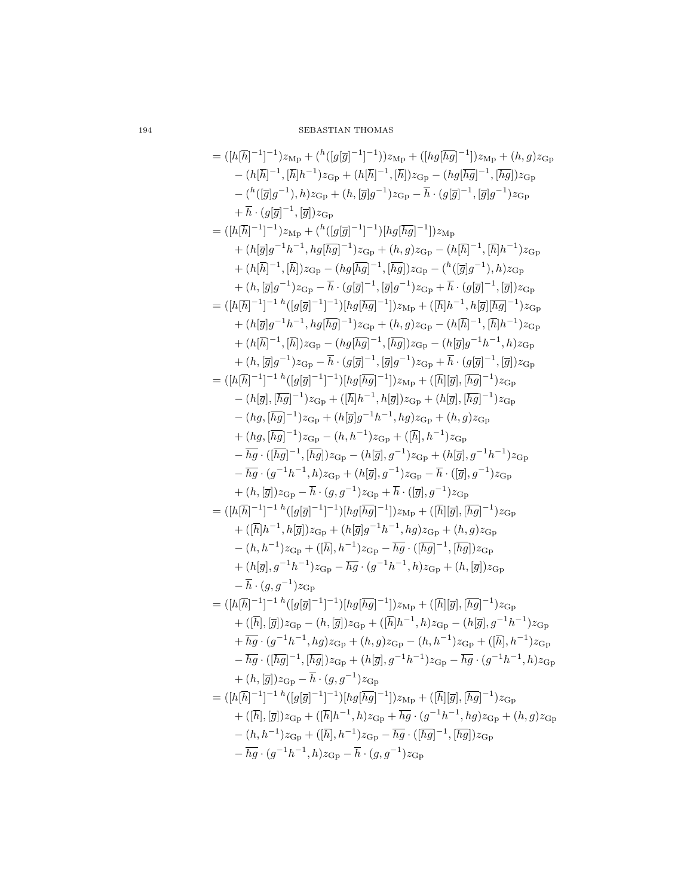$$
\begin{aligned}
&= ([h[\overline{h}]^{-1}]^{-1})z_{\mathrm{Mp}} + ({}^{h}([g[\overline{g}]^{-1}]^{-1}))z_{\mathrm{Mp}} + ([hg[\overline{hg}]^{-1}])z_{\mathrm{Mp}} + (h,g)z_{\mathrm{Gp}} \\
&\quad - (h[\overline{h}]^{-1},[\overline{h}]h^{-1})z_{\mathrm{Gp}} + (h[\overline{h}]^{-1},[\overline{h}])z_{\mathrm{Gp}} - (hg[\overline{hg}]^{-1},[\overline{hg}])z_{\mathrm{Gp}} \\
&\quad - ({}^{h}([\overline{g}]g^{-1}),h)z_{\mathrm{Gp}} + (h,[\overline{g}]g^{-1})z_{\mathrm{Gp}} - \overline{h}\cdot(g[\overline{g}]^{-1},[\overline{g}]g^{-1})z_{\mathrm{Gp}} \\
&\quad + \overline{h}\cdot(g[\overline{g}]^{-1},[\overline{g}])z_{\mathrm{Gp}} \\
&= ([h[\overline{h}]^{-1}]^{-1})z_{\mathrm{Mp}} + ({}^{h}([g[\overline{g}]^{-1}]^{-1})[hg[\overline{hg}]^{-1}])z_{\mathrm{Mp}} \\
&\quad + (h[\overline{g}]g^{-1}h^{-1},hg[\overline{hg}]^{-1})z_{\mathrm{Gp}} + (h,g)z_{\mathrm{Gp}} - (h[\overline{h}]^{-1},[\overline{h}]h^{-1})z_{\mathrm{Gp}} \\
&\quad + (h[\overline{h}]^{-1},[\overline{h}])z_{\mathrm{Gp}} - (hg[\overline{hg}]^{-1},[\overline{hg}])z_{\mathrm{Gp}} - ({}^{h}([\overline{g}]g^{-1}),h)z_{\mathrm{Gp}} \\
&\quad + (h,[\overline{g}]g^{-1})z_{\mathrm{Gp}} - \overline{h}\cdot(g[\overline{g}]^{-1},[\overline{g}]g^{-1})z_{\mathrm{Gp}} + \overline{h}\cdot(g[\overline{g}]^{-1},[\overline{g}])z_{\mathrm{Gp}} \\
&= ([h[\overline{h}]^{-1}]^{-1}\,{}^{h}([g[\overline{g}]^{-1}]^{-1})[hg[\overline{hg}]^{-1}])z_{\mathrm{Mp}} + ([\overline{h}]h^{-1},h[\overline{g}][\overline{hg}]^{-1})z_{\mathrm{Gp}} \\
&\quad + (h[\overline{g}]g^{-1}h^{-1},hg[\overline{hg}]^{-1})z_{\mathrm{Gp}} + (h,g)z_{\mathrm{Gp}} - (h[\overline{h}]^{-1},[\overline{h}]h^{-1})z_{\mathrm{Gp}} \\
&\quad + (h[\overline{h}]^{-1},[\overline{h}])z_{\mathrm{Gp}} - (hg[\overline{hg}]^{-1},[\overline{hg}])z_{\mathrm{Gp}} - (h[\overline{g}]g^{-1}h^{-1},h)z_{\mathrm{Gp}} \\
&\quad + (h,[\overline{g}]g^{-1})z_{\mathrm{Gp}} - \overline{h}\cdot(g[\overline{g}]^{-1},[\overline{g}]g^{-1})z_{\mathrm{Gp}} + \overline{h}\cdot(g[\overline{g}]^{-1},[\overline{g}])z_{\mathrm{Gp}} \\
&= ([h[\overline{h}]^{-1}]^{-1}\,{}^{h}([g[\overline{g}]^{-1}]^{-1})[hg[\overline{hg}]^{-1}])z_{\mathrm{Mp}} + ([\overline{h}][\overline{g}],[\overline{hg}]^{-1})z_{\mathrm{Gp}} \\
&\quad - (h[\overline{g}],[\overline{hg}]^{-1})z_{\mathrm{Gp}} + ([\overline{h}]h^{-1},h[\overline{g}])z_{\mathrm{Gp}} + (h[\overline{g}],[\overline{hg}]^{-1})z_{\mathrm{Gp}} \\
&\quad - (hg,[\overline{hg}]^{-1})z_{\mathrm{Gp}} + (h[\overline{g}]g^{-1}h^{-1},hg)z_{\mathrm{Gp}} + (h,g)z_{\mathrm{Gp}} \\
&\quad + (hg,[\overline{hg}]^{-1})z_{\mathrm{Gp}} - (h,h^{-1})z_{\mathrm{Gp}} + ([\overline{h}],h^{-1})z_{\mathrm{Gp}} \\
&\quad - \overline{hg}\cdot([\overline{hg}]^{-1},[\overline{hg}])z_{\mathrm{Gp}} - (h[\overline{g}],g^{-1})z_{\mathrm{Gp}} + (h[\overline{g}],g^{-1}h^{-1})z_{\mathrm{Gp}} \\
&\quad - \overline{hg}\cdot(g^{-1}h^{-1},h)z_{\mathrm{Gp}} + (h[\overline{g}],g^{-1})z_{\mathrm{Gp}} - \overline{h}\cdot([\overline{g}],g^{-1})z_{\mathrm{Gp}} \\
&\quad + (h,[\overline{g}])z_{\mathrm{Gp}} - \overline{h}\cdot(g,g^{-1})z_{\mathrm{Gp}} + \overline{h}\cdot([\overline{g}],g^{-1})z_{\mathrm{Gp}} \\
&= ([h[\overline{h}]^{-1}]^{-1}\,{}^{h}([g[\overline{g}]^{-1}]^{-1})[hg[\overline{hg}]^{-1}])z_{\mathrm{Mp}} + ([\overline{h}][\overline{g}],[\overline{hg}]^{-1})z_{\mathrm{Gp}} \\
&\quad + ([\overline{h}]h^{-1},h[\overline{g}])z_{\mathrm{Gp}} + (h[\overline{g}]g^{-1}h^{-1},hg)z_{\mathrm{Gp}} + (h,g)z_{\mathrm{Gp}} \\
&\quad - (h,h^{-1})z_{\mathrm{Gp}} + ([\overline{h}],h^{-1})z_{\mathrm{Gp}} - \overline{hg}\cdot([\overline{hg}]^{-1},[\overline{hg}])z_{\mathrm{Gp}} \\
&\quad + (h[\overline{g}],g^{-1}h^{-1})z_{\mathrm{Gp}} - \overline{hg}\cdot(g^{-1}h^{-1},h)z_{\mathrm{Gp}} + (h,[\overline{g}])z_{\mathrm{Gp}} \\
&\quad - \overline{h}\cdot(g,g^{-1})z_{\mathrm{Gp}} \\
&= ([h[\overline{h}]^{-1}]^{-1}\,{}^{h}([g[\overline{g}]^{-1}]^{-1})[hg[\overline{hg}]^{-1}])z_{\mathrm{Mp}} + ([\overline{h}][\overline{g}],[\overline{hg}]^{-1})z_{\mathrm{Gp}} \\
&\quad + ([\overline{h}],[\overline{g}])z_{\mathrm{Gp}} - (h,[\overline{g}])z_{\mathrm{Gp}} + ([\overline{h}]h^{-1},h)z_{\mathrm{Gp}} - (h[\overline{g}],g^{-1}h^{-1})z_{\mathrm{Gp}} \\
&\quad + \overline{hg}\cdot(g^{-1}h^{-1},hg)z_{\mathrm{Gp}} + (h,g)z_{\mathrm{Gp}} - (h,h^{-1})z_{\mathrm{Gp}} + ([\overline{h}],h^{-1})z_{\mathrm{Gp}} \\
&\quad - \overline{hg}\cdot([\overline{hg}]^{-1},[\overline{hg}])z_{\mathrm{Gp}} + (h[\overline{g}],g^{-1}h^{-1})z_{\mathrm{Gp}} - \overline{hg}\cdot(g^{-1}h^{-1},h)z_{\mathrm{Gp}} \\
&\quad + (h,[\overline{g}])z_{\mathrm{Gp}} - \overline{h}\cdot(g,g^{-1})z_{\mathrm{Gp}} \\
&= ([h[\overline{h}]^{-1}]^{-1}\,{}^{h}([g[\overline{g}]^{-1}]^{-1})[hg[\overline{hg}]^{-1}])z_{\mathrm{Mp}} + ([\overline{h}][\overline{g}],[\overline{hg}]^{-1})z_{\mathrm{Gp}} \\
&\quad + ([\overline{h}],[\overline{g}])z_{\mathrm{Gp}} + ([\overline{h}]h^{-1},h)z_{\mathrm{Gp}} + \overline{hg}\cdot(g^{-1}h^{-1},hg)z_{\mathrm{Gp}} + (h,g)z_{\mathrm{Gp}} \\
&\quad - (h,h^{-1})z_{\mathrm{Gp}} + ([\overline{h}],h^{-1})z_{\mathrm{Gp}} - \overline{hg}\cdot([\overline{hg}]^{-1},[\overline{hg}])z_{\mathrm{Gp}} \\
&\quad - \overline{hg}\cdot(g^{-1}h^{-1},h)z_{\mathrm{Gp}} - \overline{h}\cdot(g,g^{-1})z_{\mathrm{Gp}}
\end{aligned}
$$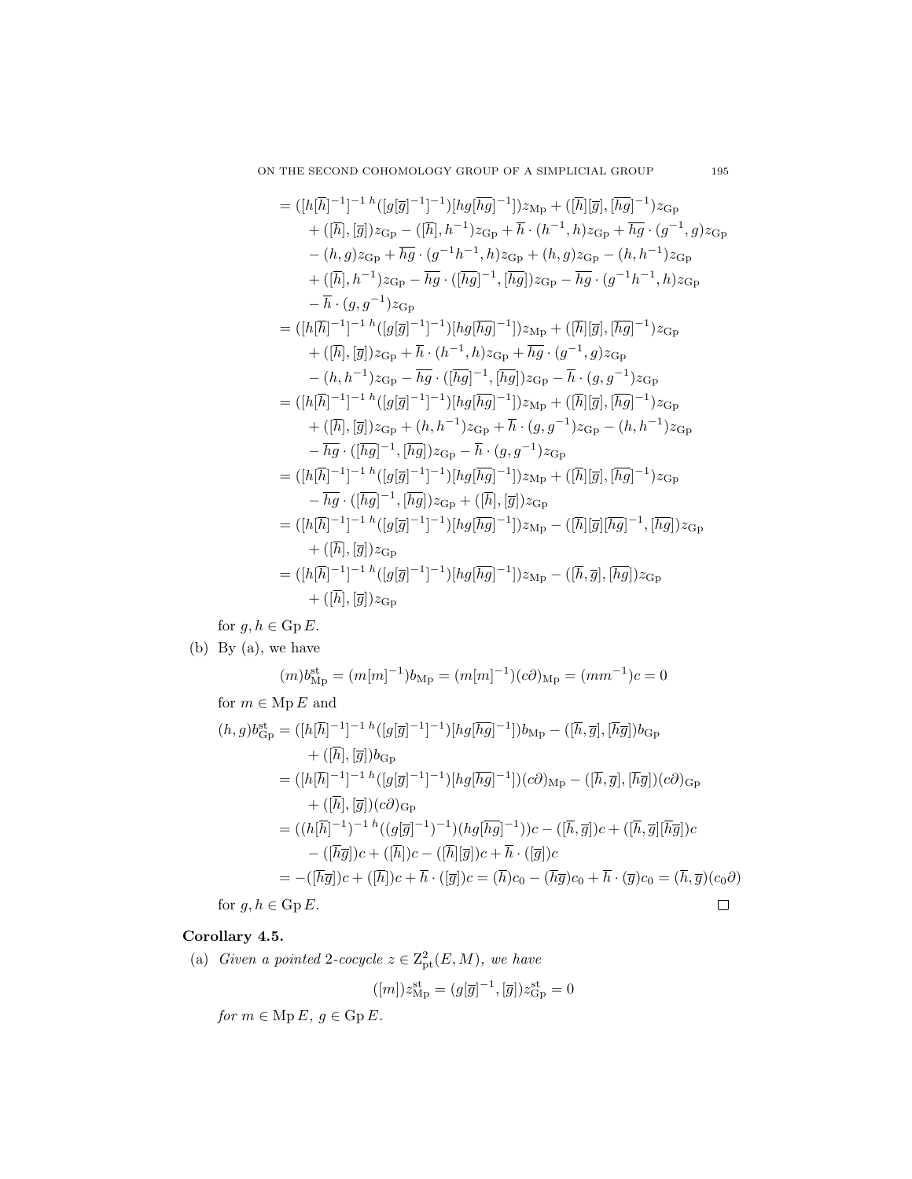$$
\begin{aligned}
&= ([h[\overline{h}]^{-1}]^{-1\,h}([g[\overline{g}]^{-1}]^{-1})[hg[\overline{hg}]^{-1}])z_{\mathrm{Mp}} + ([\overline{h}][\overline{g}], [\overline{hg}]^{-1})z_{\mathrm{Gp}} \\
&\quad + ([\overline{h}], [\overline{g}])z_{\mathrm{Gp}} - ([\overline{h}], h^{-1})z_{\mathrm{Gp}} + \overline{h} \cdot (h^{-1}, h)z_{\mathrm{Gp}} + \overline{hg} \cdot (g^{-1}, g)z_{\mathrm{Gp}} \\
&\quad - (h, g)z_{\mathrm{Gp}} + \overline{hg} \cdot (g^{-1}h^{-1}, h)z_{\mathrm{Gp}} + (h, g)z_{\mathrm{Gp}} - (h, h^{-1})z_{\mathrm{Gp}} \\
&\quad + ([\overline{h}], h^{-1})z_{\mathrm{Gp}} - \overline{hg} \cdot ([\overline{hg}]^{-1}, [\overline{hg}])z_{\mathrm{Gp}} - \overline{hg} \cdot (g^{-1}h^{-1}, h)z_{\mathrm{Gp}} \\
&\quad - \overline{h} \cdot (g, g^{-1})z_{\mathrm{Gp}} \\
&= ([h[\overline{h}]^{-1}]^{-1\,h}([g[\overline{g}]^{-1}]^{-1})[hg[\overline{hg}]^{-1}])z_{\mathrm{Mp}} + ([\overline{h}][\overline{g}], [\overline{hg}]^{-1})z_{\mathrm{Gp}} \\
&\quad + ([\overline{h}], [\overline{g}])z_{\mathrm{Gp}} + \overline{h} \cdot (h^{-1}, h)z_{\mathrm{Gp}} + \overline{hg} \cdot (g^{-1}, g)z_{\mathrm{Gp}} \\
&\quad - (h, h^{-1})z_{\mathrm{Gp}} - \overline{hg} \cdot ([\overline{hg}]^{-1}, [\overline{hg}])z_{\mathrm{Gp}} - \overline{h} \cdot (g, g^{-1})z_{\mathrm{Gp}} \\
&= ([h[\overline{h}]^{-1}]^{-1\,h}([g[\overline{g}]^{-1}]^{-1})[hg[\overline{hg}]^{-1}])z_{\mathrm{Mp}} + ([\overline{h}][\overline{g}], [\overline{hg}]^{-1})z_{\mathrm{Gp}} \\
&\quad + ([\overline{h}], [\overline{g}])z_{\mathrm{Gp}} + (h, h^{-1})z_{\mathrm{Gp}} + \overline{h} \cdot (g, g^{-1})z_{\mathrm{Gp}} - (h, h^{-1})z_{\mathrm{Gp}} \\
&\quad - \overline{hg} \cdot ([\overline{hg}]^{-1}, [\overline{hg}])z_{\mathrm{Gp}} - \overline{h} \cdot (g, g^{-1})z_{\mathrm{Gp}} \\
&= ([h[\overline{h}]^{-1}]^{-1\,h}([g[\overline{g}]^{-1}]^{-1})[hg[\overline{hg}]^{-1}])z_{\mathrm{Mp}} + ([\overline{h}][\overline{g}], [\overline{hg}]^{-1})z_{\mathrm{Gp}} \\
&\quad - \overline{hg} \cdot ([\overline{hg}]^{-1}, [\overline{hg}])z_{\mathrm{Gp}} + ([\overline{h}], [\overline{g}])z_{\mathrm{Gp}} \\
&= ([h[\overline{h}]^{-1}]^{-1\,h}([g[\overline{g}]^{-1}]^{-1})[hg[\overline{hg}]^{-1}])z_{\mathrm{Mp}} - ([\overline{h}][\overline{g}][\overline{hg}]^{-1}, [\overline{hg}])z_{\mathrm{Gp}} \\
&\quad + ([\overline{h}], [\overline{g}])z_{\mathrm{Gp}} \\
&= ([h[\overline{h}]^{-1}]^{-1\,h}([g[\overline{g}]^{-1}]^{-1})[hg[\overline{hg}]^{-1}])z_{\mathrm{Mp}} - ([\overline{h}, \overline{g}], [\overline{hg}])z_{\mathrm{Gp}} \\
&\quad + ([\overline{h}], [\overline{g}])z_{\mathrm{Gp}}
\end{aligned}
$$

for $g, h \in \mathrm{Gp}\, E$.

(b) By (a), we have

$$
(m)b^{\mathrm{st}}_{\mathrm{Mp}} = (m[m]^{-1})b_{\mathrm{Mp}} = (m[m]^{-1})(c\partial)_{\mathrm{Mp}} = (mm^{-1})c = 0
$$

for $m \in \mathrm{Mp}\, E$ and

$$
\begin{aligned}
(h, g)b^{\mathrm{st}}_{\mathrm{Gp}} &= ([h[\overline{h}]^{-1}]^{-1\,h}([g[\overline{g}]^{-1}]^{-1})[hg[\overline{hg}]^{-1}])b_{\mathrm{Mp}} - ([\overline{h}, \overline{g}], [\overline{hg}])b_{\mathrm{Gp}} \\
&\quad + ([\overline{h}], [\overline{g}])b_{\mathrm{Gp}} \\
&= ([h[\overline{h}]^{-1}]^{-1\,h}([g[\overline{g}]^{-1}]^{-1})[hg[\overline{hg}]^{-1}])(c\partial)_{\mathrm{Mp}} - ([\overline{h}, \overline{g}], [\overline{hg}])(c\partial)_{\mathrm{Gp}} \\
&\quad + ([\overline{h}], [\overline{g}])(c\partial)_{\mathrm{Gp}} \\
&= ((h[\overline{h}]^{-1})^{-1\,h}((g[\overline{g}]^{-1})^{-1})(hg[\overline{hg}]^{-1}))c - ([\overline{h}, \overline{g}])c + ([\overline{h}, \overline{g}][\overline{hg}])c \\
&\quad - ([\overline{hg}])c + ([\overline{h}])c - ([\overline{h}][\overline{g}])c + \overline{h} \cdot ([\overline{g}])c \\
&= -([\overline{hg}])c + ([\overline{h}])c + \overline{h} \cdot ([\overline{g}])c = (\overline{h})c_0 - (\overline{hg})c_0 + \overline{h} \cdot (\overline{g})c_0 = (\overline{h}, \overline{g})(c_0\partial)
\end{aligned}
$$

for $g, h \in \mathrm{Gp}\, E$. $\square$

**Corollary 4.5.**

(a) *Given a pointed* 2*-cocycle* $z \in \mathrm{Z}^2_{\mathrm{pt}}(E, M)$*, we have*

$$
([m])z^{\mathrm{st}}_{\mathrm{Mp}} = (g[\overline{g}]^{-1}, [\overline{g}])z^{\mathrm{st}}_{\mathrm{Gp}} = 0
$$

*for* $m \in \mathrm{Mp}\, E$*,* $g \in \mathrm{Gp}\, E$*.*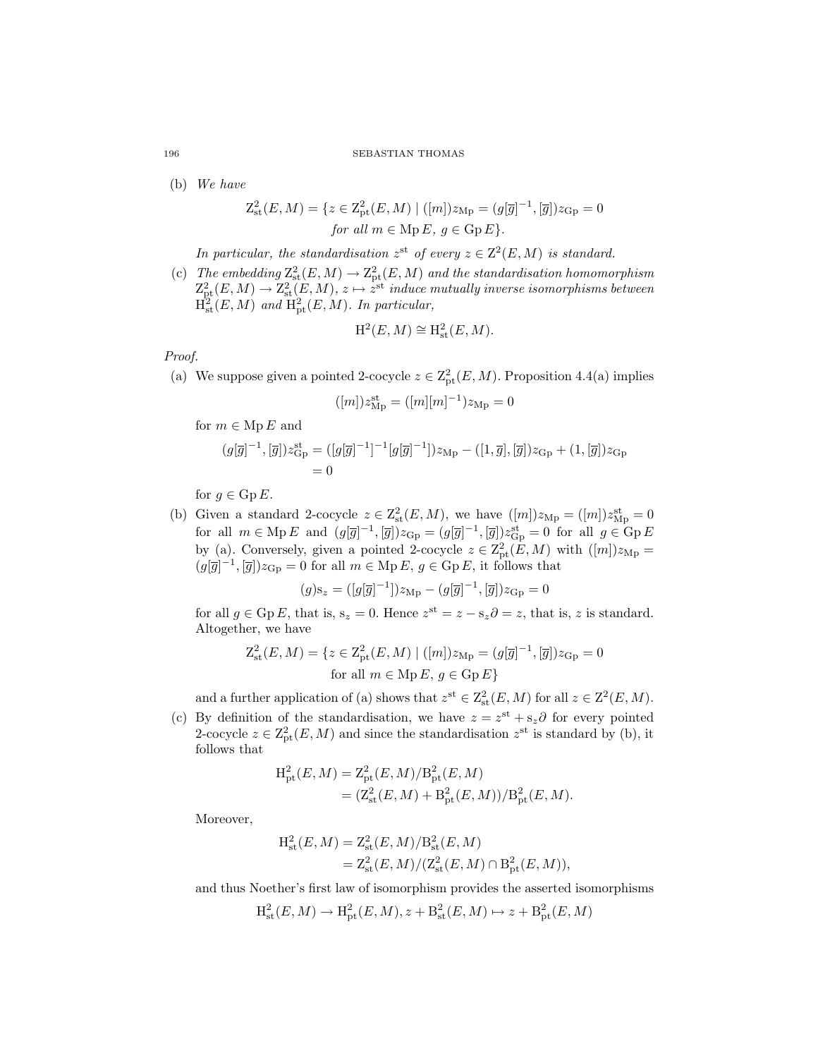(b) *We have*

$$\mathrm{Z}^2_{\mathrm{st}}(E, M) = \{z \in \mathrm{Z}^2_{\mathrm{pt}}(E, M) \mid ([m])z_{\mathrm{Mp}} = (g[\overline{g}]^{-1}, [\overline{g}])z_{\mathrm{Gp}} = 0$$
$$\text{for all } m \in \mathrm{Mp}\, E,\ g \in \mathrm{Gp}\, E\}.$$

*In particular, the standardisation $z^{\mathrm{st}}$ of every $z \in \mathrm{Z}^2(E, M)$ is standard.*

(c) *The embedding $\mathrm{Z}^2_{\mathrm{st}}(E, M) \to \mathrm{Z}^2_{\mathrm{pt}}(E, M)$ and the standardisation homomorphism $\mathrm{Z}^2_{\mathrm{pt}}(E, M) \to \mathrm{Z}^2_{\mathrm{st}}(E, M)$, $z \mapsto z^{\mathrm{st}}$ induce mutually inverse isomorphisms between $\mathrm{H}^2_{\mathrm{st}}(E, M)$ and $\mathrm{H}^2_{\mathrm{pt}}(E, M)$. In particular,*

$$\mathrm{H}^2(E, M) \cong \mathrm{H}^2_{\mathrm{st}}(E, M).$$

*Proof.*

(a) We suppose given a pointed 2-cocycle $z \in \mathrm{Z}^2_{\mathrm{pt}}(E, M)$. Proposition 4.4(a) implies

$$([m])z^{\mathrm{st}}_{\mathrm{Mp}} = ([m][m]^{-1})z_{\mathrm{Mp}} = 0$$

for $m \in \mathrm{Mp}\, E$ and

$$\begin{aligned}(g[\overline{g}]^{-1}, [\overline{g}])z^{\mathrm{st}}_{\mathrm{Gp}} &= ([g[\overline{g}]^{-1}]^{-1}[g[\overline{g}]^{-1}])z_{\mathrm{Mp}} - ([1, \overline{g}], [\overline{g}])z_{\mathrm{Gp}} + (1, [\overline{g}])z_{\mathrm{Gp}} \\ &= 0\end{aligned}$$

for $g \in \mathrm{Gp}\, E$.

(b) Given a standard 2-cocycle $z \in \mathrm{Z}^2_{\mathrm{st}}(E, M)$, we have $([m])z_{\mathrm{Mp}} = ([m])z^{\mathrm{st}}_{\mathrm{Mp}} = 0$ for all $m \in \mathrm{Mp}\, E$ and $(g[\overline{g}]^{-1}, [\overline{g}])z_{\mathrm{Gp}} = (g[\overline{g}]^{-1}, [\overline{g}])z^{\mathrm{st}}_{\mathrm{Gp}} = 0$ for all $g \in \mathrm{Gp}\, E$ by (a). Conversely, given a pointed 2-cocycle $z \in \mathrm{Z}^2_{\mathrm{pt}}(E, M)$ with $([m])z_{\mathrm{Mp}} = (g[\overline{g}]^{-1}, [\overline{g}])z_{\mathrm{Gp}} = 0$ for all $m \in \mathrm{Mp}\, E$, $g \in \mathrm{Gp}\, E$, it follows that

$$(g)\mathrm{s}_z = ([g[\overline{g}]^{-1}])z_{\mathrm{Mp}} - (g[\overline{g}]^{-1}, [\overline{g}])z_{\mathrm{Gp}} = 0$$

for all $g \in \mathrm{Gp}\, E$, that is, $\mathrm{s}_z = 0$. Hence $z^{\mathrm{st}} = z - \mathrm{s}_z\partial = z$, that is, $z$ is standard. Altogether, we have

$$\mathrm{Z}^2_{\mathrm{st}}(E, M) = \{z \in \mathrm{Z}^2_{\mathrm{pt}}(E, M) \mid ([m])z_{\mathrm{Mp}} = (g[\overline{g}]^{-1}, [\overline{g}])z_{\mathrm{Gp}} = 0$$
$$\text{for all } m \in \mathrm{Mp}\, E,\ g \in \mathrm{Gp}\, E\}$$

and a further application of (a) shows that $z^{\mathrm{st}} \in \mathrm{Z}^2_{\mathrm{st}}(E, M)$ for all $z \in \mathrm{Z}^2(E, M)$.

(c) By definition of the standardisation, we have $z = z^{\mathrm{st}} + \mathrm{s}_z\partial$ for every pointed 2-cocycle $z \in \mathrm{Z}^2_{\mathrm{pt}}(E, M)$ and since the standardisation $z^{\mathrm{st}}$ is standard by (b), it follows that

$$\begin{aligned}\mathrm{H}^2_{\mathrm{pt}}(E, M) &= \mathrm{Z}^2_{\mathrm{pt}}(E, M)/\mathrm{B}^2_{\mathrm{pt}}(E, M) \\ &= (\mathrm{Z}^2_{\mathrm{st}}(E, M) + \mathrm{B}^2_{\mathrm{pt}}(E, M))/\mathrm{B}^2_{\mathrm{pt}}(E, M).\end{aligned}$$

Moreover,

$$\begin{aligned}\mathrm{H}^2_{\mathrm{st}}(E, M) &= \mathrm{Z}^2_{\mathrm{st}}(E, M)/\mathrm{B}^2_{\mathrm{st}}(E, M) \\ &= \mathrm{Z}^2_{\mathrm{st}}(E, M)/(\mathrm{Z}^2_{\mathrm{st}}(E, M) \cap \mathrm{B}^2_{\mathrm{pt}}(E, M)),\end{aligned}$$

and thus Noether's first law of isomorphism provides the asserted isomorphisms

$$\mathrm{H}^2_{\mathrm{st}}(E, M) \to \mathrm{H}^2_{\mathrm{pt}}(E, M), z + \mathrm{B}^2_{\mathrm{st}}(E, M) \mapsto z + \mathrm{B}^2_{\mathrm{pt}}(E, M)$$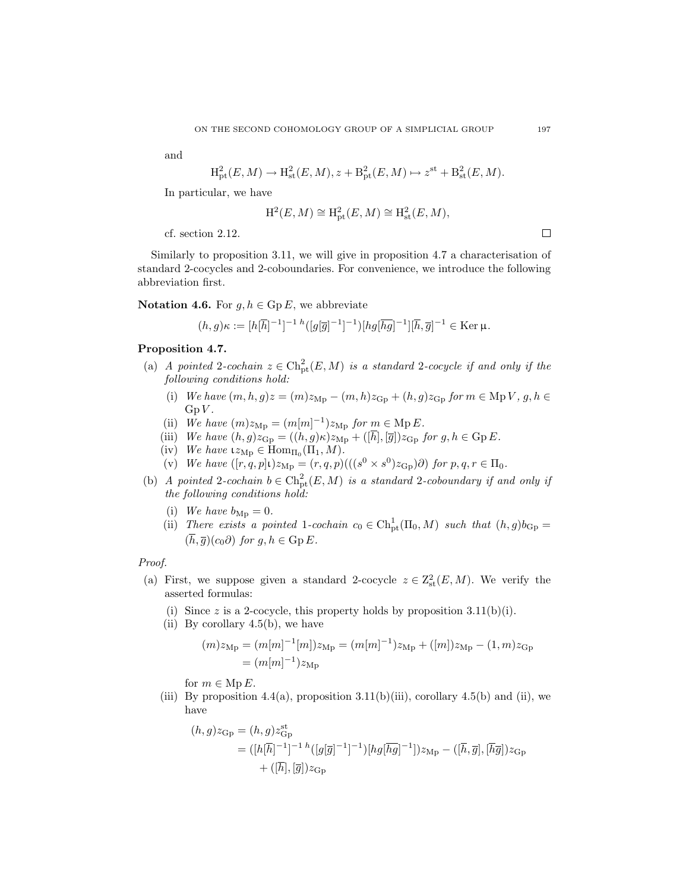and

$$\mathrm{H}^2_{\mathrm{pt}}(E,M) \to \mathrm{H}^2_{\mathrm{st}}(E,M), z + \mathrm{B}^2_{\mathrm{pt}}(E,M) \mapsto z^{\mathrm{st}} + \mathrm{B}^2_{\mathrm{st}}(E,M).$$

In particular, we have

$$\mathrm{H}^2(E,M) \cong \mathrm{H}^2_{\mathrm{pt}}(E,M) \cong \mathrm{H}^2_{\mathrm{st}}(E,M),$$

cf. section 2.12. $\square$

Similarly to proposition 3.11, we will give in proposition 4.7 a characterisation of standard 2-cocycles and 2-coboundaries. For convenience, we introduce the following abbreviation first.

**Notation 4.6.** For $g, h \in \mathrm{Gp}\, E$, we abbreviate

$$(h,g)\kappa := [h[\overline{h}]^{-1}]^{-1}\,{}^{h}([g[\overline{g}]^{-1}]^{-1})[hg[\overline{hg}]^{-1}][\overline{h},\overline{g}]^{-1} \in \mathrm{Ker}\,\mu.$$

**Proposition 4.7.**

(a) *A pointed 2-cochain $z \in \mathrm{Ch}^2_{\mathrm{pt}}(E,M)$ is a standard 2-cocycle if and only if the following conditions hold:*

  (i) *We have $(m,h,g)z = (m)z_{\mathrm{Mp}} - (m,h)z_{\mathrm{Gp}} + (h,g)z_{\mathrm{Gp}}$ for $m \in \mathrm{Mp}\, V$, $g, h \in \mathrm{Gp}\, V$.*

  (ii) *We have $(m)z_{\mathrm{Mp}} = (m[m]^{-1})z_{\mathrm{Mp}}$ for $m \in \mathrm{Mp}\, E$.*

  (iii) *We have $(h,g)z_{\mathrm{Gp}} = ((h,g)\kappa)z_{\mathrm{Mp}} + ([\overline{h}],[\overline{g}])z_{\mathrm{Gp}}$ for $g, h \in \mathrm{Gp}\, E$.*

  (iv) *We have $\iota z_{\mathrm{Mp}} \in \mathrm{Hom}_{\Pi_0}(\Pi_1, M)$.*

  (v) *We have $([r,q,p]\iota)z_{\mathrm{Mp}} = (r,q,p)(((s^0 \times s^0)z_{\mathrm{Gp}})\partial)$ for $p, q, r \in \Pi_0$.*

(b) *A pointed 2-cochain $b \in \mathrm{Ch}^2_{\mathrm{pt}}(E,M)$ is a standard 2-coboundary if and only if the following conditions hold:*

  (i) *We have $b_{\mathrm{Mp}} = 0$.*

  (ii) *There exists a pointed 1-cochain $c_0 \in \mathrm{Ch}^1_{\mathrm{pt}}(\Pi_0, M)$ such that $(h,g)b_{\mathrm{Gp}} = (\overline{h},\overline{g})(c_0\partial)$ for $g, h \in \mathrm{Gp}\, E$.*

*Proof.*

(a) First, we suppose given a standard 2-cocycle $z \in \mathrm{Z}^2_{\mathrm{st}}(E,M)$. We verify the asserted formulas:

  (i) Since $z$ is a 2-cocycle, this property holds by proposition 3.11(b)(i).

  (ii) By corollary 4.5(b), we have

$$\begin{aligned}(m)z_{\mathrm{Mp}} &= (m[m]^{-1}[m])z_{\mathrm{Mp}} = (m[m]^{-1})z_{\mathrm{Mp}} + ([m])z_{\mathrm{Mp}} - (1,m)z_{\mathrm{Gp}} \\ &= (m[m]^{-1})z_{\mathrm{Mp}}\end{aligned}$$

  for $m \in \mathrm{Mp}\, E$.

  (iii) By proposition 4.4(a), proposition 3.11(b)(iii), corollary 4.5(b) and (ii), we have

$$\begin{aligned}(h,g)z_{\mathrm{Gp}} &= (h,g)z^{\mathrm{st}}_{\mathrm{Gp}} \\ &= ([h[\overline{h}]^{-1}]^{-1}\,{}^{h}([g[\overline{g}]^{-1}]^{-1})[hg[\overline{hg}]^{-1}])z_{\mathrm{Mp}} - ([\overline{h},\overline{g}],[\overline{h}\overline{g}])z_{\mathrm{Gp}} \\ &\quad + ([\overline{h}],[\overline{g}])z_{\mathrm{Gp}}\end{aligned}$$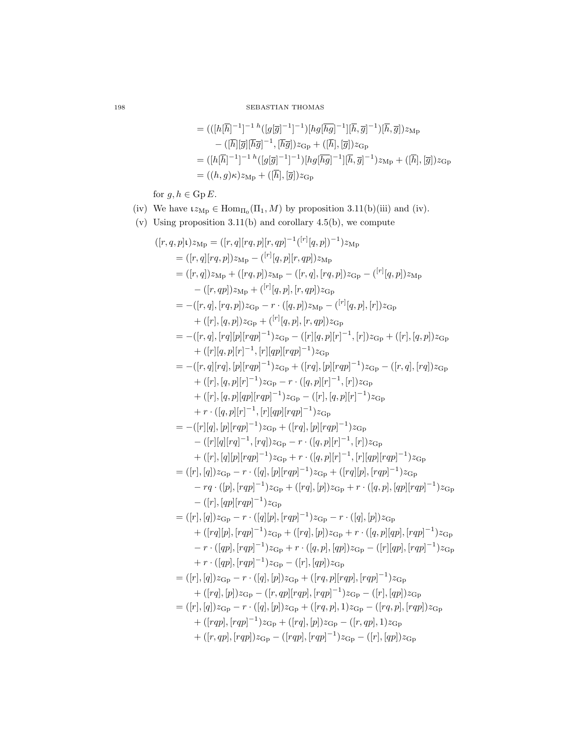$$
\begin{aligned}
&= (([h[\overline{h}]^{-1}]^{-1}\,{}^{h}([g[\overline{g}]^{-1}]^{-1})[hg[\overline{hg}]^{-1}][\overline{h},\overline{g}]^{-1})[\overline{h},\overline{g}])z_{\mathrm{Mp}} \\
&\qquad - ([\overline{h}][\overline{g}][\overline{hg}]^{-1},[\overline{hg}])z_{\mathrm{Gp}} + ([\overline{h}],[\overline{g}])z_{\mathrm{Gp}} \\
&= ([h[\overline{h}]^{-1}]^{-1}\,{}^{h}([g[\overline{g}]^{-1}]^{-1})[hg[\overline{hg}]^{-1}][\overline{h},\overline{g}]^{-1})z_{\mathrm{Mp}} + ([\overline{h}],[\overline{g}])z_{\mathrm{Gp}} \\
&= ((h,g)\kappa)z_{\mathrm{Mp}} + ([\overline{h}],[\overline{g}])z_{\mathrm{Gp}}
\end{aligned}
$$

for $g, h \in \operatorname{Gp} E$.

(iv) We have $\iota z_{\mathrm{Mp}} \in \operatorname{Hom}_{\Pi_0}(\Pi_1, M)$ by proposition 3.11(b)(iii) and (iv).

(v) Using proposition 3.11(b) and corollary 4.5(b), we compute

$$
\begin{aligned}
([r,q,p]\iota)z_{\mathrm{Mp}} &= ([r,q][rq,p][r,qp]^{-1}({}^{[r]}[q,p])^{-1})z_{\mathrm{Mp}} \\
&= ([r,q][rq,p])z_{\mathrm{Mp}} - ({}^{[r]}[q,p][r,qp])z_{\mathrm{Mp}} \\
&= ([r,q])z_{\mathrm{Mp}} + ([rq,p])z_{\mathrm{Mp}} - ([r,q],[rq,p])z_{\mathrm{Gp}} - ({}^{[r]}[q,p])z_{\mathrm{Mp}} \\
&\qquad - ([r,qp])z_{\mathrm{Mp}} + ({}^{[r]}[q,p],[r,qp])z_{\mathrm{Gp}} \\
&= -([r,q],[rq,p])z_{\mathrm{Gp}} - r\cdot([q,p])z_{\mathrm{Mp}} - ({}^{[r]}[q,p],[r])z_{\mathrm{Gp}} \\
&\qquad + ([r],[q,p])z_{\mathrm{Gp}} + ({}^{[r]}[q,p],[r,qp])z_{\mathrm{Gp}} \\
&= -([r,q],[rq][p][rqp]^{-1})z_{\mathrm{Gp}} - ([r][q,p][r]^{-1},[r])z_{\mathrm{Gp}} + ([r],[q,p])z_{\mathrm{Gp}} \\
&\qquad + ([r][q,p][r]^{-1},[r][qp][rqp]^{-1})z_{\mathrm{Gp}} \\
&= -([r,q][rq],[p][rqp]^{-1})z_{\mathrm{Gp}} + ([rq],[p][rqp]^{-1})z_{\mathrm{Gp}} - ([r,q],[rq])z_{\mathrm{Gp}} \\
&\qquad + ([r],[q,p][r]^{-1})z_{\mathrm{Gp}} - r\cdot([q,p][r]^{-1},[r])z_{\mathrm{Gp}} \\
&\qquad + ([r],[q,p][qp][rqp]^{-1})z_{\mathrm{Gp}} - ([r],[q,p][r]^{-1})z_{\mathrm{Gp}} \\
&\qquad + r\cdot([q,p][r]^{-1},[r][qp][rqp]^{-1})z_{\mathrm{Gp}} \\
&= -([r][q],[p][rqp]^{-1})z_{\mathrm{Gp}} + ([rq],[p][rqp]^{-1})z_{\mathrm{Gp}} \\
&\qquad - ([r][q][rq]^{-1},[rq])z_{\mathrm{Gp}} - r\cdot([q,p][r]^{-1},[r])z_{\mathrm{Gp}} \\
&\qquad + ([r],[q][p][rqp]^{-1})z_{\mathrm{Gp}} + r\cdot([q,p][r]^{-1},[r][qp][rqp]^{-1})z_{\mathrm{Gp}} \\
&= ([r],[q])z_{\mathrm{Gp}} - r\cdot([q],[p][rqp]^{-1})z_{\mathrm{Gp}} + ([rq][p],[rqp]^{-1})z_{\mathrm{Gp}} \\
&\qquad - rq\cdot([p],[rqp]^{-1})z_{\mathrm{Gp}} + ([rq],[p])z_{\mathrm{Gp}} + r\cdot([q,p],[qp][rqp]^{-1})z_{\mathrm{Gp}} \\
&\qquad - ([r],[qp][rqp]^{-1})z_{\mathrm{Gp}} \\
&= ([r],[q])z_{\mathrm{Gp}} - r\cdot([q][p],[rqp]^{-1})z_{\mathrm{Gp}} - r\cdot([q],[p])z_{\mathrm{Gp}} \\
&\qquad + ([rq][p],[rqp]^{-1})z_{\mathrm{Gp}} + ([rq],[p])z_{\mathrm{Gp}} + r\cdot([q,p][qp],[rqp]^{-1})z_{\mathrm{Gp}} \\
&\qquad - r\cdot([qp],[rqp]^{-1})z_{\mathrm{Gp}} + r\cdot([q,p],[qp])z_{\mathrm{Gp}} - ([r][qp],[rqp]^{-1})z_{\mathrm{Gp}} \\
&\qquad + r\cdot([qp],[rqp]^{-1})z_{\mathrm{Gp}} - ([r],[qp])z_{\mathrm{Gp}} \\
&= ([r],[q])z_{\mathrm{Gp}} - r\cdot([q],[p])z_{\mathrm{Gp}} + ([rq,p][rqp],[rqp]^{-1})z_{\mathrm{Gp}} \\
&\qquad + ([rq],[p])z_{\mathrm{Gp}} - ([r,qp][rqp],[rqp]^{-1})z_{\mathrm{Gp}} - ([r],[qp])z_{\mathrm{Gp}} \\
&= ([r],[q])z_{\mathrm{Gp}} - r\cdot([q],[p])z_{\mathrm{Gp}} + ([rq,p],1)z_{\mathrm{Gp}} - ([rq,p],[rqp])z_{\mathrm{Gp}} \\
&\qquad + ([rqp],[rqp]^{-1})z_{\mathrm{Gp}} + ([rq],[p])z_{\mathrm{Gp}} - ([r,qp],1)z_{\mathrm{Gp}} \\
&\qquad + ([r,qp],[rqp])z_{\mathrm{Gp}} - ([rqp],[rqp]^{-1})z_{\mathrm{Gp}} - ([r],[qp])z_{\mathrm{Gp}}
\end{aligned}
$$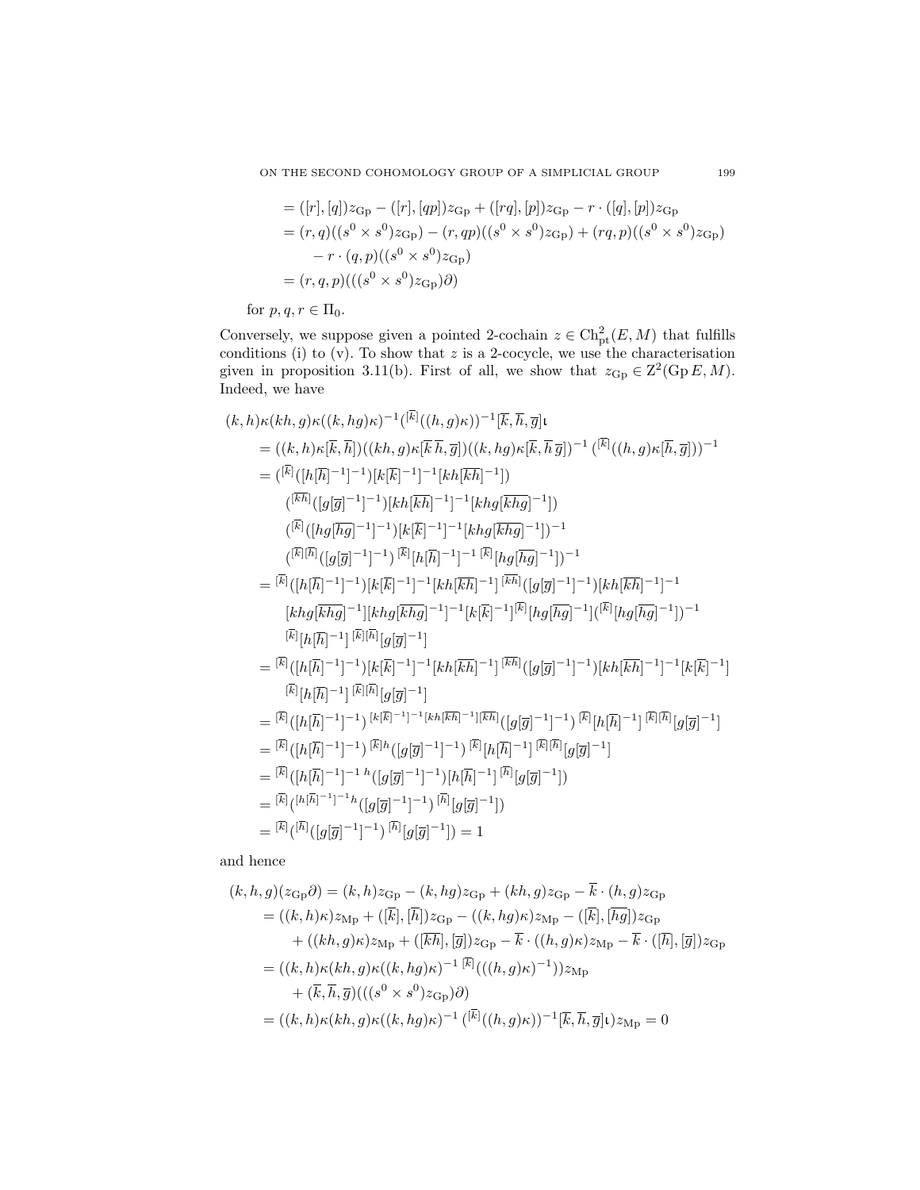$$
\begin{aligned}
&= ([r],[q])z_{\mathrm{Gp}} - ([r],[qp])z_{\mathrm{Gp}} + ([rq],[p])z_{\mathrm{Gp}} - r\cdot([q],[p])z_{\mathrm{Gp}} \\
&= (r,q)((s^0\times s^0)z_{\mathrm{Gp}}) - (r,qp)((s^0\times s^0)z_{\mathrm{Gp}}) + (rq,p)((s^0\times s^0)z_{\mathrm{Gp}}) \\
&\qquad - r\cdot(q,p)((s^0\times s^0)z_{\mathrm{Gp}}) \\
&= (r,q,p)(((s^0\times s^0)z_{\mathrm{Gp}})\partial)
\end{aligned}
$$

for $p, q, r \in \Pi_0$.

Conversely, we suppose given a pointed 2-cochain $z \in \mathrm{Ch}^2_{\mathrm{pt}}(E, M)$ that fulfills conditions (i) to (v). To show that $z$ is a 2-cocycle, we use the characterisation given in proposition 3.11(b). First of all, we show that $z_{\mathrm{Gp}} \in \mathrm{Z}^2(\mathrm{Gp}\,E, M)$. Indeed, we have

$$
\begin{aligned}
&(k,h)\kappa(kh,g)\kappa((k,hg)\kappa)^{-1}({}^{[\overline{k}]}((h,g)\kappa))^{-1}[\overline{k},\overline{h},\overline{g}]\mathfrak{l} \\
&= ((k,h)\kappa[\overline{k},\overline{h}])((kh,g)\kappa[\overline{k}\,\overline{h},\overline{g}])((k,hg)\kappa[\overline{k},\overline{h}\,\overline{g}])^{-1}\,({}^{[\overline{k}]}((h,g)\kappa[\overline{h},\overline{g}]))^{-1} \\
&= ({}^{[\overline{k}]}([h[\overline{h}]^{-1}]^{-1})[k[\overline{k}]^{-1}]^{-1}[kh[\overline{kh}]^{-1}]) \\
&\qquad ({}^{[\overline{kh}]}([g[\overline{g}]^{-1}]^{-1})[kh[\overline{kh}]^{-1}]^{-1}[khg[\overline{khg}]^{-1}]) \\
&\qquad ({}^{[\overline{k}]}([hg[\overline{hg}]^{-1}]^{-1})[k[\overline{k}]^{-1}]^{-1}[khg[\overline{khg}]^{-1}])^{-1} \\
&\qquad ({}^{[\overline{k}][\overline{h}]}([g[\overline{g}]^{-1}]^{-1})\,{}^{[\overline{k}]}[h[\overline{h}]^{-1}]^{-1}\,{}^{[\overline{k}]}[hg[\overline{hg}]^{-1}])^{-1} \\
&= {}^{[\overline{k}]}([h[\overline{h}]^{-1}]^{-1})[k[\overline{k}]^{-1}]^{-1}[kh[\overline{kh}]^{-1}]\,{}^{[\overline{kh}]}([g[\overline{g}]^{-1}]^{-1})[kh[\overline{kh}]^{-1}]^{-1} \\
&\qquad [khg[\overline{khg}]^{-1}][khg[\overline{khg}]^{-1}]^{-1}[k[\overline{k}]^{-1}]^{[\overline{k}]}[hg[\overline{hg}]^{-1}]({}^{[\overline{k}]}[hg[\overline{hg}]^{-1}])^{-1} \\
&\qquad {}^{[\overline{k}]}[h[\overline{h}]^{-1}]\,{}^{[\overline{k}][\overline{h}]}[g[\overline{g}]^{-1}] \\
&= {}^{[\overline{k}]}([h[\overline{h}]^{-1}]^{-1})[k[\overline{k}]^{-1}]^{-1}[kh[\overline{kh}]^{-1}]\,{}^{[\overline{kh}]}([g[\overline{g}]^{-1}]^{-1})[kh[\overline{kh}]^{-1}]^{-1}[k[\overline{k}]^{-1}] \\
&\qquad {}^{[\overline{k}]}[h[\overline{h}]^{-1}]\,{}^{[\overline{k}][\overline{h}]}[g[\overline{g}]^{-1}] \\
&= {}^{[\overline{k}]}([h[\overline{h}]^{-1}]^{-1})\,{}^{[k[\overline{k}]^{-1}]^{-1}[kh[\overline{kh}]^{-1}][\overline{kh}]}([g[\overline{g}]^{-1}]^{-1})\,{}^{[\overline{k}]}[h[\overline{h}]^{-1}]\,{}^{[\overline{k}][\overline{h}]}[g[\overline{g}]^{-1}] \\
&= {}^{[\overline{k}]}([h[\overline{h}]^{-1}]^{-1})\,{}^{[\overline{k}]h}([g[\overline{g}]^{-1}]^{-1})\,{}^{[\overline{k}]}[h[\overline{h}]^{-1}]\,{}^{[\overline{k}][\overline{h}]}[g[\overline{g}]^{-1}] \\
&= {}^{[\overline{k}]}([h[\overline{h}]^{-1}]^{-1}\,{}^{h}([g[\overline{g}]^{-1}]^{-1})[h[\overline{h}]^{-1}]\,{}^{[\overline{h}]}[g[\overline{g}]^{-1}]) \\
&= {}^{[\overline{k}]}({}^{[h[\overline{h}]^{-1}]^{-1}h}([g[\overline{g}]^{-1}]^{-1})\,{}^{[\overline{h}]}[g[\overline{g}]^{-1}]) \\
&= {}^{[\overline{k}]}({}^{[\overline{h}]}([g[\overline{g}]^{-1}]^{-1})\,{}^{[\overline{h}]}[g[\overline{g}]^{-1}]) = 1
\end{aligned}
$$

and hence

$$
\begin{aligned}
&(k,h,g)(z_{\mathrm{Gp}}\partial) = (k,h)z_{\mathrm{Gp}} - (k,hg)z_{\mathrm{Gp}} + (kh,g)z_{\mathrm{Gp}} - \overline{k}\cdot(h,g)z_{\mathrm{Gp}} \\
&= ((k,h)\kappa)z_{\mathrm{Mp}} + ([\overline{k}],[\overline{h}])z_{\mathrm{Gp}} - ((k,hg)\kappa)z_{\mathrm{Mp}} - ([\overline{k}],[\overline{hg}])z_{\mathrm{Gp}} \\
&\qquad + ((kh,g)\kappa)z_{\mathrm{Mp}} + ([\overline{kh}],[\overline{g}])z_{\mathrm{Gp}} - \overline{k}\cdot((h,g)\kappa)z_{\mathrm{Mp}} - \overline{k}\cdot([\overline{h}],[\overline{g}])z_{\mathrm{Gp}} \\
&= ((k,h)\kappa(kh,g)\kappa((k,hg)\kappa)^{-1}\,{}^{[\overline{k}]}(((h,g)\kappa)^{-1}))z_{\mathrm{Mp}} \\
&\qquad + (\overline{k},\overline{h},\overline{g})(((s^0\times s^0)z_{\mathrm{Gp}})\partial) \\
&= ((k,h)\kappa(kh,g)\kappa((k,hg)\kappa)^{-1}\,({}^{[\overline{k}]}((h,g)\kappa))^{-1}[\overline{k},\overline{h},\overline{g}]\mathfrak{l})z_{\mathrm{Mp}} = 0
\end{aligned}
$$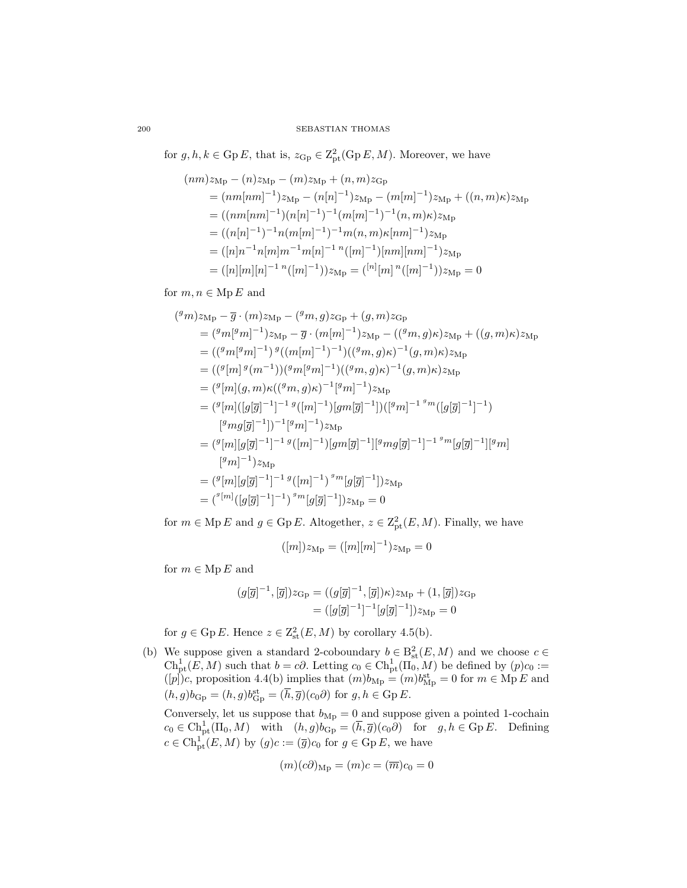for $g, h, k \in \operatorname{Gp} E$, that is, $z_{\mathrm{Gp}} \in \mathrm{Z}^2_{\mathrm{pt}}(\operatorname{Gp} E, M)$. Moreover, we have

$$
\begin{aligned}
&(nm)z_{\mathrm{Mp}} - (n)z_{\mathrm{Mp}} - (m)z_{\mathrm{Mp}} + (n,m)z_{\mathrm{Gp}} \\
&\quad = (nm[nm]^{-1})z_{\mathrm{Mp}} - (n[n]^{-1})z_{\mathrm{Mp}} - (m[m]^{-1})z_{\mathrm{Mp}} + ((n,m)\kappa)z_{\mathrm{Mp}} \\
&\quad = ((nm[nm]^{-1})(n[n]^{-1})^{-1}(m[m]^{-1})^{-1}(n,m)\kappa)z_{\mathrm{Mp}} \\
&\quad = ((n[n]^{-1})^{-1}n(m[m]^{-1})^{-1}m(n,m)\kappa[nm]^{-1})z_{\mathrm{Mp}} \\
&\quad = ([n]n^{-1}n[m]m^{-1}m[n]^{-1}\,{}^{n}([m]^{-1})[nm][nm]^{-1})z_{\mathrm{Mp}} \\
&\quad = ([n][m][n]^{-1}\,{}^{n}([m]^{-1}))z_{\mathrm{Mp}} = ({}^{[n]}[m]\,{}^{n}([m]^{-1}))z_{\mathrm{Mp}} = 0
\end{aligned}
$$

for $m, n \in \operatorname{Mp} E$ and

$$
\begin{aligned}
&({}^{g}m)z_{\mathrm{Mp}} - \overline{g}\cdot(m)z_{\mathrm{Mp}} - ({}^{g}m, g)z_{\mathrm{Gp}} + (g,m)z_{\mathrm{Gp}} \\
&\quad = ({}^{g}m[{}^{g}m]^{-1})z_{\mathrm{Mp}} - \overline{g}\cdot(m[m]^{-1})z_{\mathrm{Mp}} - (({}^{g}m,g)\kappa)z_{\mathrm{Mp}} + ((g,m)\kappa)z_{\mathrm{Mp}} \\
&\quad = (({}^{g}m[{}^{g}m]^{-1})\,{}^{g}((m[m]^{-1})^{-1})(({}^{g}m,g)\kappa)^{-1}(g,m)\kappa)z_{\mathrm{Mp}} \\
&\quad = (({}^{g}[m]\,{}^{g}(m^{-1}))({}^{g}m[{}^{g}m]^{-1})(({}^{g}m,g)\kappa)^{-1}(g,m)\kappa)z_{\mathrm{Mp}} \\
&\quad = ({}^{g}[m](g,m)\kappa(({}^{g}m,g)\kappa)^{-1}[{}^{g}m]^{-1})z_{\mathrm{Mp}} \\
&\quad = ({}^{g}[m]([g[\overline{g}]^{-1}]^{-1}\,{}^{g}([m]^{-1})[gm[\overline{g}]^{-1}])([{}^{g}m]^{-1}\,{}^{{}^{g}m}([g[\overline{g}]^{-1}]^{-1}) \\
&\qquad [{}^{g}mg[\overline{g}]^{-1}])^{-1}[{}^{g}m]^{-1})z_{\mathrm{Mp}} \\
&\quad = ({}^{g}[m][g[\overline{g}]^{-1}]^{-1}\,{}^{g}([m]^{-1})[gm[\overline{g}]^{-1}][{}^{g}mg[\overline{g}]^{-1}]^{-1}\,{}^{{}^{g}m}[g[\overline{g}]^{-1}][{}^{g}m] \\
&\qquad [{}^{g}m]^{-1})z_{\mathrm{Mp}} \\
&\quad = ({}^{g}[m][g[\overline{g}]^{-1}]^{-1}\,{}^{g}([m]^{-1})\,{}^{{}^{g}m}[g[\overline{g}]^{-1}])z_{\mathrm{Mp}} \\
&\quad = ({}^{{}^{g}[m]}([g[\overline{g}]^{-1}]^{-1})\,{}^{{}^{g}m}[g[\overline{g}]^{-1}])z_{\mathrm{Mp}} = 0
\end{aligned}
$$

for $m \in \operatorname{Mp} E$ and $g \in \operatorname{Gp} E$. Altogether, $z \in \mathrm{Z}^2_{\mathrm{pt}}(E, M)$. Finally, we have

$$([m])z_{\mathrm{Mp}} = ([m][m]^{-1})z_{\mathrm{Mp}} = 0$$

for $m \in \operatorname{Mp} E$ and

$$
\begin{aligned}
(g[\overline{g}]^{-1}, [\overline{g}])z_{\mathrm{Gp}} &= ((g[\overline{g}]^{-1}, [\overline{g}])\kappa)z_{\mathrm{Mp}} + (1, [\overline{g}])z_{\mathrm{Gp}} \\
&= ([g[\overline{g}]^{-1}]^{-1}[g[\overline{g}]^{-1}])z_{\mathrm{Mp}} = 0
\end{aligned}
$$

for $g \in \operatorname{Gp} E$. Hence $z \in \mathrm{Z}^2_{\mathrm{st}}(E, M)$ by corollary 4.5(b).

(b) We suppose given a standard 2-coboundary $b \in \mathrm{B}^2_{\mathrm{st}}(E, M)$ and we choose $c \in \mathrm{Ch}^1_{\mathrm{pt}}(E, M)$ such that $b = c\partial$. Letting $c_0 \in \mathrm{Ch}^1_{\mathrm{pt}}(\Pi_0, M)$ be defined by $(p)c_0 := ([p])c$, proposition 4.4(b) implies that $(m)b_{\mathrm{Mp}} = (m)b^{\mathrm{st}}_{\mathrm{Mp}} = 0$ for $m \in \operatorname{Mp} E$ and $(h, g)b_{\mathrm{Gp}} = (h, g)b^{\mathrm{st}}_{\mathrm{Gp}} = (\overline{h}, \overline{g})(c_0\partial)$ for $g, h \in \operatorname{Gp} E$.

Conversely, let us suppose that $b_{\mathrm{Mp}} = 0$ and suppose given a pointed 1-cochain $c_0 \in \mathrm{Ch}^1_{\mathrm{pt}}(\Pi_0, M)$ with $(h, g)b_{\mathrm{Gp}} = (\overline{h}, \overline{g})(c_0\partial)$ for $g, h \in \operatorname{Gp} E$. Defining $c \in \mathrm{Ch}^1_{\mathrm{pt}}(E, M)$ by $(g)c := (\overline{g})c_0$ for $g \in \operatorname{Gp} E$, we have

$$(m)(c\partial)_{\mathrm{Mp}} = (m)c = (\overline{m})c_0 = 0$$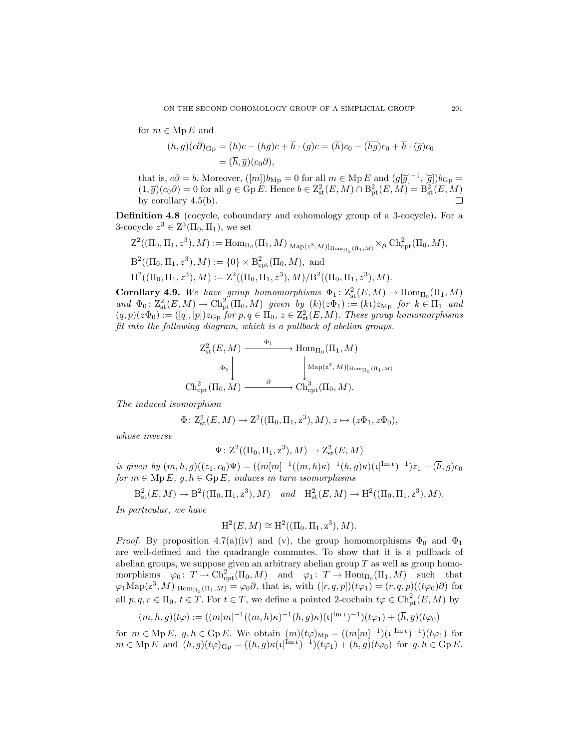for $m \in \operatorname{Mp} E$ and

$$(h,g)(c\partial)_{\mathrm{Gp}} = (h)c - (hg)c + \overline{h} \cdot (g)c = (\overline{h})c_0 - (\overline{hg})c_0 + \overline{h} \cdot (\overline{g})c_0 \\ = (\overline{h}, \overline{g})(c_0\partial),$$

that is, $c\partial = b$. Moreover, $([m])b_{\mathrm{Mp}} = 0$ for all $m \in \operatorname{Mp} E$ and $(g[\overline{g}]^{-1}, [\overline{g}])b_{\mathrm{Gp}} = (1, \overline{g})(c_0\partial) = 0$ for all $g \in \operatorname{Gp} E$. Hence $b \in \mathrm{Z}^2_{\mathrm{st}}(E, M) \cap \mathrm{B}^2_{\mathrm{pt}}(E, M) = \mathrm{B}^2_{\mathrm{st}}(E, M)$ by corollary 4.5(b). $\square$

**Definition 4.8** (cocycle, coboundary and cohomology group of a 3-cocycle)**.** For a 3-cocycle $z^3 \in \mathrm{Z}^3(\Pi_0, \Pi_1)$, we set

$$\mathrm{Z}^2((\Pi_0, \Pi_1, z^3), M) := \operatorname{Hom}_{\Pi_0}(\Pi_1, M) \ {}_{\operatorname{Map}(z^3, M)|_{\operatorname{Hom}_{\Pi_0}(\Pi_1, M)}} \times_{\partial} \operatorname{Ch}^2_{\mathrm{cpt}}(\Pi_0, M),$$

$$\mathrm{B}^2((\Pi_0, \Pi_1, z^3), M) := \{0\} \times \mathrm{B}^2_{\mathrm{cpt}}(\Pi_0, M), \text{ and}$$

$$\mathrm{H}^2((\Pi_0, \Pi_1, z^3), M) := \mathrm{Z}^2((\Pi_0, \Pi_1, z^3), M)/\mathrm{B}^2((\Pi_0, \Pi_1, z^3), M).$$

**Corollary 4.9.** *We have group homomorphisms $\Phi_1 \colon \mathrm{Z}^2_{\mathrm{st}}(E, M) \to \operatorname{Hom}_{\Pi_0}(\Pi_1, M)$ and $\Phi_0 \colon \mathrm{Z}^2_{\mathrm{st}}(E, M) \to \operatorname{Ch}^2_{\mathrm{pt}}(\Pi_0, M)$ given by $(k)(z\Phi_1) := (k\mathfrak{i})z_{\mathrm{Mp}}$ for $k \in \Pi_1$ and $(q,p)(z\Phi_0) := ([q],[p])z_{\mathrm{Gp}}$ for $p, q \in \Pi_0$, $z \in \mathrm{Z}^2_{\mathrm{st}}(E, M)$. These group homomorphisms fit into the following diagram, which is a pullback of abelian groups.*

$$\begin{array}{ccc} \mathrm{Z}^2_{\mathrm{st}}(E, M) & \xrightarrow{\Phi_1} & \operatorname{Hom}_{\Pi_0}(\Pi_1, M) \\ {\scriptstyle \Phi_0}\downarrow & & \downarrow{\scriptstyle \operatorname{Map}(z^3, M)|_{\operatorname{Hom}_{\Pi_0}(\Pi_1, M)}} \\ \operatorname{Ch}^2_{\mathrm{cpt}}(\Pi_0, M) & \xrightarrow{\partial} & \operatorname{Ch}^3_{\mathrm{cpt}}(\Pi_0, M). \end{array}$$

*The induced isomorphism*

$$\Phi \colon \mathrm{Z}^2_{\mathrm{st}}(E, M) \to \mathrm{Z}^2((\Pi_0, \Pi_1, z^3), M), z \mapsto (z\Phi_1, z\Phi_0),$$

*whose inverse*

$$\Psi \colon \mathrm{Z}^2((\Pi_0, \Pi_1, z^3), M) \to \mathrm{Z}^2_{\mathrm{st}}(E, M)$$

*is given by $(m,h,g)((z_1, c_0)\Psi) = ((m[m]^{-1}((m,h)\kappa)^{-1}(h,g)\kappa)(\mathfrak{i}|^{\operatorname{Im}\mathfrak{i}})^{-1})z_1 + (\overline{h}, \overline{g})c_0$ for $m \in \operatorname{Mp} E$, $g, h \in \operatorname{Gp} E$, induces in turn isomorphisms*

$$\mathrm{B}^2_{\mathrm{st}}(E, M) \to \mathrm{B}^2((\Pi_0, \Pi_1, z^3), M) \quad \textit{and} \quad \mathrm{H}^2_{\mathrm{st}}(E, M) \to \mathrm{H}^2((\Pi_0, \Pi_1, z^3), M).$$

*In particular, we have*

$$\mathrm{H}^2(E, M) \cong \mathrm{H}^2((\Pi_0, \Pi_1, z^3), M).$$

*Proof.* By proposition 4.7(a)(iv) and (v), the group homomorphisms $\Phi_0$ and $\Phi_1$ are well-defined and the quadrangle commutes. To show that it is a pullback of abelian groups, we suppose given an arbitrary abelian group $T$ as well as group homomorphisms $\varphi_0 \colon T \to \operatorname{Ch}^2_{\mathrm{cpt}}(\Pi_0, M)$ and $\varphi_1 \colon T \to \operatorname{Hom}_{\Pi_0}(\Pi_1, M)$ such that $\varphi_1 \operatorname{Map}(z^3, M)|_{\operatorname{Hom}_{\Pi_0}(\Pi_1, M)} = \varphi_0 \partial$, that is, with $([r,q,p])(t\varphi_1) = (r,q,p)((t\varphi_0)\partial)$ for all $p, q, r \in \Pi_0$, $t \in T$. For $t \in T$, we define a pointed 2-cochain $t\varphi \in \operatorname{Ch}^2_{\mathrm{pt}}(E, M)$ by

$$(m,h,g)(t\varphi) := ((m[m]^{-1}((m,h)\kappa)^{-1}(h,g)\kappa)(\mathfrak{i}|^{\operatorname{Im}\mathfrak{i}})^{-1})(t\varphi_1) + (\overline{h}, \overline{g})(t\varphi_0)$$

for $m \in \operatorname{Mp} E$, $g, h \in \operatorname{Gp} E$. We obtain $(m)(t\varphi)_{\mathrm{Mp}} = ((m[m]^{-1})(\mathfrak{i}|^{\operatorname{Im}\mathfrak{i}})^{-1})(t\varphi_1)$ for $m \in \operatorname{Mp} E$ and $(h,g)(t\varphi)_{\mathrm{Gp}} = ((h,g)\kappa(\mathfrak{i}|^{\operatorname{Im}\mathfrak{i}})^{-1})(t\varphi_1) + (\overline{h}, \overline{g})(t\varphi_0)$ for $g, h \in \operatorname{Gp} E$.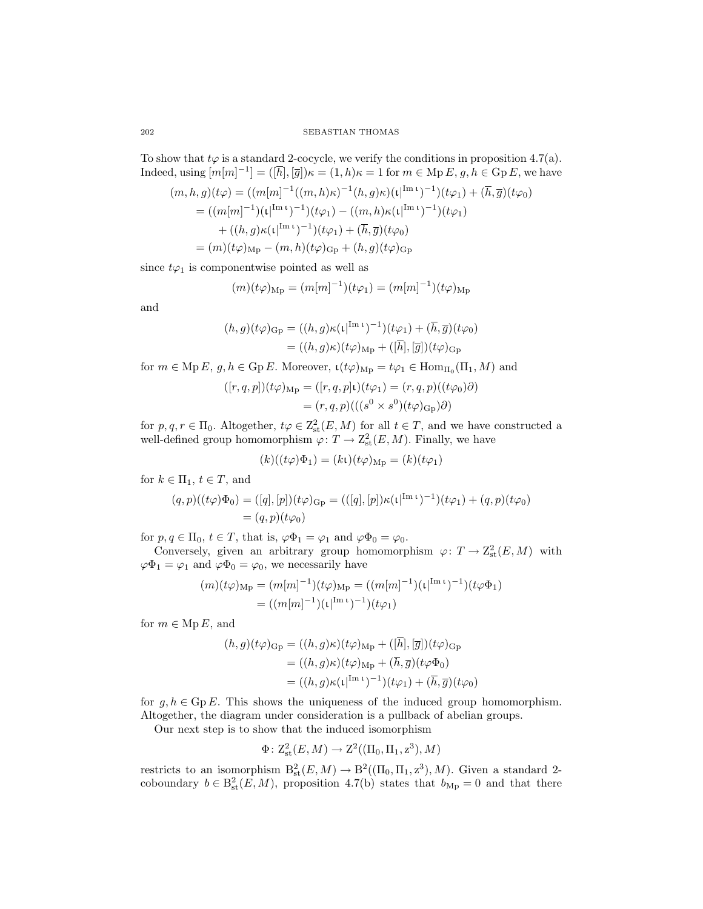To show that $t\varphi$ is a standard 2-cocycle, we verify the conditions in proposition 4.7(a). Indeed, using $[m[m]^{-1}] = ([\overline{h}], [\overline{g}])\kappa = (1, h)\kappa = 1$ for $m \in \operatorname{Mp} E$, $g, h \in \operatorname{Gp} E$, we have

$$
\begin{aligned}
(m, h, g)(t\varphi) &= ((m[m]^{-1}((m, h)\kappa)^{-1}(h, g)\kappa)(\iota|^{\operatorname{Im}\iota})^{-1})(t\varphi_1) + (\overline{h}, \overline{g})(t\varphi_0) \\
&= ((m[m]^{-1})(\iota|^{\operatorname{Im}\iota})^{-1})(t\varphi_1) - ((m, h)\kappa(\iota|^{\operatorname{Im}\iota})^{-1})(t\varphi_1) \\
&\quad + ((h, g)\kappa(\iota|^{\operatorname{Im}\iota})^{-1})(t\varphi_1) + (\overline{h}, \overline{g})(t\varphi_0) \\
&= (m)(t\varphi)_{\operatorname{Mp}} - (m, h)(t\varphi)_{\operatorname{Gp}} + (h, g)(t\varphi)_{\operatorname{Gp}}
\end{aligned}
$$

since $t\varphi_1$ is componentwise pointed as well as

$$
(m)(t\varphi)_{\operatorname{Mp}} = (m[m]^{-1})(t\varphi_1) = (m[m]^{-1})(t\varphi)_{\operatorname{Mp}}
$$

and

$$
\begin{aligned}
(h, g)(t\varphi)_{\operatorname{Gp}} &= ((h, g)\kappa(\iota|^{\operatorname{Im}\iota})^{-1})(t\varphi_1) + (\overline{h}, \overline{g})(t\varphi_0) \\
&= ((h, g)\kappa)(t\varphi)_{\operatorname{Mp}} + ([\overline{h}], [\overline{g}])(t\varphi)_{\operatorname{Gp}}
\end{aligned}
$$

for $m \in \operatorname{Mp} E$, $g, h \in \operatorname{Gp} E$. Moreover, $\iota(t\varphi)_{\operatorname{Mp}} = t\varphi_1 \in \operatorname{Hom}_{\Pi_0}(\Pi_1, M)$ and

$$
\begin{aligned}
([r, q, p])(t\varphi)_{\operatorname{Mp}} &= ([r, q, p]\iota)(t\varphi_1) = (r, q, p)((t\varphi_0)\partial) \\
&= (r, q, p)(((s^0 \times s^0)(t\varphi)_{\operatorname{Gp}})\partial)
\end{aligned}
$$

for $p, q, r \in \Pi_0$. Altogether, $t\varphi \in \operatorname{Z}^2_{\operatorname{st}}(E, M)$ for all $t \in T$, and we have constructed a well-defined group homomorphism $\varphi\colon T \to \operatorname{Z}^2_{\operatorname{st}}(E, M)$. Finally, we have

$$
(k)((t\varphi)\Phi_1) = (k\iota)(t\varphi)_{\operatorname{Mp}} = (k)(t\varphi_1)
$$

for $k \in \Pi_1$, $t \in T$, and

$$
\begin{aligned}
(q, p)((t\varphi)\Phi_0) &= ([q], [p])(t\varphi)_{\operatorname{Gp}} = (([q], [p])\kappa(\iota|^{\operatorname{Im}\iota})^{-1})(t\varphi_1) + (q, p)(t\varphi_0) \\
&= (q, p)(t\varphi_0)
\end{aligned}
$$

for $p, q \in \Pi_0$, $t \in T$, that is, $\varphi\Phi_1 = \varphi_1$ and $\varphi\Phi_0 = \varphi_0$.

Conversely, given an arbitrary group homomorphism $\varphi\colon T \to \operatorname{Z}^2_{\operatorname{st}}(E, M)$ with $\varphi\Phi_1 = \varphi_1$ and $\varphi\Phi_0 = \varphi_0$, we necessarily have

$$
\begin{aligned}
(m)(t\varphi)_{\operatorname{Mp}} &= (m[m]^{-1})(t\varphi)_{\operatorname{Mp}} = ((m[m]^{-1})(\iota|^{\operatorname{Im}\iota})^{-1})(t\varphi\Phi_1) \\
&= ((m[m]^{-1})(\iota|^{\operatorname{Im}\iota})^{-1})(t\varphi_1)
\end{aligned}
$$

for $m \in \operatorname{Mp} E$, and

$$
\begin{aligned}
(h, g)(t\varphi)_{\operatorname{Gp}} &= ((h, g)\kappa)(t\varphi)_{\operatorname{Mp}} + ([\overline{h}], [\overline{g}])(t\varphi)_{\operatorname{Gp}} \\
&= ((h, g)\kappa)(t\varphi)_{\operatorname{Mp}} + (\overline{h}, \overline{g})(t\varphi\Phi_0) \\
&= ((h, g)\kappa(\iota|^{\operatorname{Im}\iota})^{-1})(t\varphi_1) + (\overline{h}, \overline{g})(t\varphi_0)
\end{aligned}
$$

for $g, h \in \operatorname{Gp} E$. This shows the uniqueness of the induced group homomorphism. Altogether, the diagram under consideration is a pullback of abelian groups.

Our next step is to show that the induced isomorphism

$$
\Phi\colon \operatorname{Z}^2_{\operatorname{st}}(E, M) \to \operatorname{Z}^2((\Pi_0, \Pi_1, \mathrm{z}^3), M)
$$

restricts to an isomorphism $\operatorname{B}^2_{\operatorname{st}}(E, M) \to \operatorname{B}^2((\Pi_0, \Pi_1, \mathrm{z}^3), M)$. Given a standard 2-coboundary $b \in \operatorname{B}^2_{\operatorname{st}}(E, M)$, proposition 4.7(b) states that $b_{\operatorname{Mp}} = 0$ and that there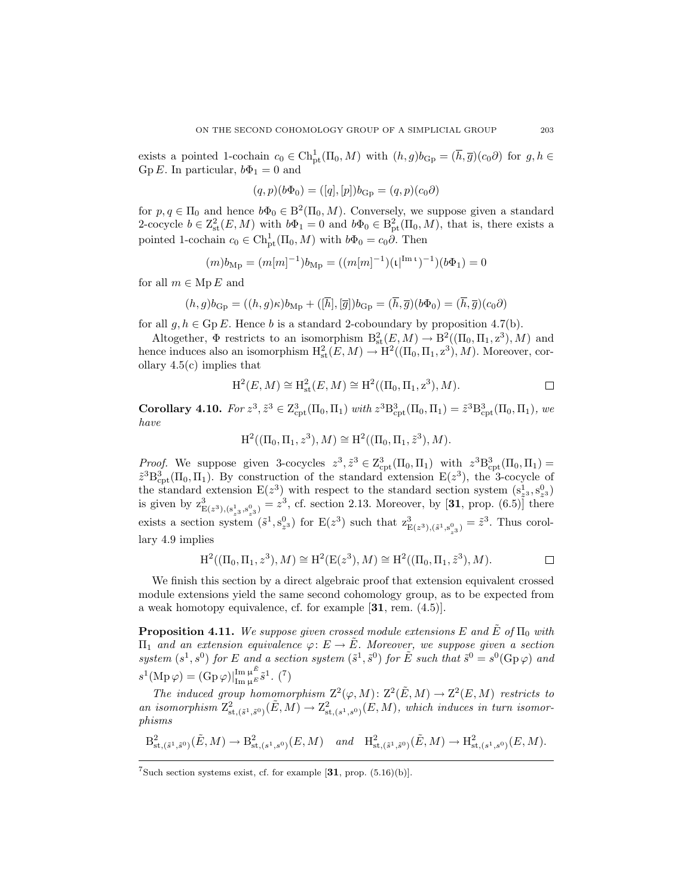exists a pointed 1-cochain $c_0 \in \mathrm{Ch}^1_{\mathrm{pt}}(\Pi_0, M)$ with $(h,g)b_{\mathrm{Gp}} = (\overline{h}, \overline{g})(c_0\partial)$ for $g, h \in \mathrm{Gp}\, E$. In particular, $b\Phi_1 = 0$ and

$$(q,p)(b\Phi_0) = ([q],[p])b_{\mathrm{Gp}} = (q,p)(c_0\partial)$$

for $p, q \in \Pi_0$ and hence $b\Phi_0 \in \mathrm{B}^2(\Pi_0, M)$. Conversely, we suppose given a standard 2-cocycle $b \in \mathrm{Z}^2_{\mathrm{st}}(E, M)$ with $b\Phi_1 = 0$ and $b\Phi_0 \in \mathrm{B}^2_{\mathrm{pt}}(\Pi_0, M)$, that is, there exists a pointed 1-cochain $c_0 \in \mathrm{Ch}^1_{\mathrm{pt}}(\Pi_0, M)$ with $b\Phi_0 = c_0\partial$. Then

$$(m)b_{\mathrm{Mp}} = (m[m]^{-1})b_{\mathrm{Mp}} = ((m[m]^{-1})(\iota|^{\mathrm{Im}\,\iota})^{-1})(b\Phi_1) = 0$$

for all $m \in \mathrm{Mp}\, E$ and

$$(h,g)b_{\mathrm{Gp}} = ((h,g)\kappa)b_{\mathrm{Mp}} + ([\overline{h}],[\overline{g}])b_{\mathrm{Gp}} = (\overline{h},\overline{g})(b\Phi_0) = (\overline{h},\overline{g})(c_0\partial)$$

for all $g, h \in \mathrm{Gp}\, E$. Hence $b$ is a standard 2-coboundary by proposition 4.7(b).

Altogether, $\Phi$ restricts to an isomorphism $\mathrm{B}^2_{\mathrm{st}}(E, M) \to \mathrm{B}^2((\Pi_0, \Pi_1, \mathrm{z}^3), M)$ and hence induces also an isomorphism $\mathrm{H}^2_{\mathrm{st}}(E, M) \to \mathrm{H}^2((\Pi_0, \Pi_1, \mathrm{z}^3), M)$. Moreover, corollary 4.5(c) implies that

$$\mathrm{H}^2(E, M) \cong \mathrm{H}^2_{\mathrm{st}}(E, M) \cong \mathrm{H}^2((\Pi_0, \Pi_1, \mathrm{z}^3), M). \qquad \square$$

**Corollary 4.10.** *For $z^3, \tilde{z}^3 \in \mathrm{Z}^3_{\mathrm{cpt}}(\Pi_0, \Pi_1)$ with $z^3\mathrm{B}^3_{\mathrm{cpt}}(\Pi_0, \Pi_1) = \tilde{z}^3\mathrm{B}^3_{\mathrm{cpt}}(\Pi_0, \Pi_1)$, we have*

$$\mathrm{H}^2((\Pi_0, \Pi_1, z^3), M) \cong \mathrm{H}^2((\Pi_0, \Pi_1, \tilde{z}^3), M).$$

*Proof.* We suppose given 3-cocycles $z^3, \tilde{z}^3 \in \mathrm{Z}^3_{\mathrm{cpt}}(\Pi_0, \Pi_1)$ with $z^3\mathrm{B}^3_{\mathrm{cpt}}(\Pi_0, \Pi_1) = \tilde{z}^3\mathrm{B}^3_{\mathrm{cpt}}(\Pi_0, \Pi_1)$. By construction of the standard extension $\mathrm{E}(z^3)$, the 3-cocycle of the standard extension $\mathrm{E}(z^3)$ with respect to the standard section system $(\mathrm{s}^1_{z^3}, \mathrm{s}^0_{z^3})$ is given by $\mathrm{z}^3_{\mathrm{E}(z^3), (\mathrm{s}^1_{z^3}, \mathrm{s}^0_{z^3})} = z^3$, cf. section 2.13. Moreover, by [**31**, prop. (6.5)] there exists a section system $(\tilde{s}^1, \mathrm{s}^0_{z^3})$ for $\mathrm{E}(z^3)$ such that $\mathrm{z}^3_{\mathrm{E}(z^3), (\tilde{s}^1, \mathrm{s}^0_{z^3})} = \tilde{z}^3$. Thus corollary 4.9 implies

$$\mathrm{H}^2((\Pi_0, \Pi_1, z^3), M) \cong \mathrm{H}^2(\mathrm{E}(z^3), M) \cong \mathrm{H}^2((\Pi_0, \Pi_1, \tilde{z}^3), M). \qquad \square$$

We finish this section by a direct algebraic proof that extension equivalent crossed module extensions yield the same second cohomology group, as to be expected from a weak homotopy equivalence, cf. for example [**31**, rem. (4.5)].

**Proposition 4.11.** *We suppose given crossed module extensions $E$ and $\tilde{E}$ of $\Pi_0$ with $\Pi_1$ and an extension equivalence $\varphi \colon E \to \tilde{E}$. Moreover, we suppose given a section system $(s^1, s^0)$ for $E$ and a section system $(\tilde{s}^1, \tilde{s}^0)$ for $\tilde{E}$ such that $\tilde{s}^0 = s^0(\mathrm{Gp}\,\varphi)$ and $s^1(\mathrm{Mp}\,\varphi) = (\mathrm{Gp}\,\varphi)|^{\mathrm{Im}\,\mu^{\tilde{E}}}_{\mathrm{Im}\,\mu^{E}}\tilde{s}^1$.* [7]

*The induced group homomorphism $\mathrm{Z}^2(\varphi, M) \colon \mathrm{Z}^2(\tilde{E}, M) \to \mathrm{Z}^2(E, M)$ restricts to an isomorphism $\mathrm{Z}^2_{\mathrm{st}, (\tilde{s}^1, \tilde{s}^0)}(\tilde{E}, M) \to \mathrm{Z}^2_{\mathrm{st}, (s^1, s^0)}(E, M)$, which induces in turn isomorphisms*

$$\mathrm{B}^2_{\mathrm{st}, (\tilde{s}^1, \tilde{s}^0)}(\tilde{E}, M) \to \mathrm{B}^2_{\mathrm{st}, (s^1, s^0)}(E, M) \quad \textit{and} \quad \mathrm{H}^2_{\mathrm{st}, (\tilde{s}^1, \tilde{s}^0)}(\tilde{E}, M) \to \mathrm{H}^2_{\mathrm{st}, (s^1, s^0)}(E, M).$$

[7] Such section systems exist, cf. for example [**31**, prop. (5.16)(b)].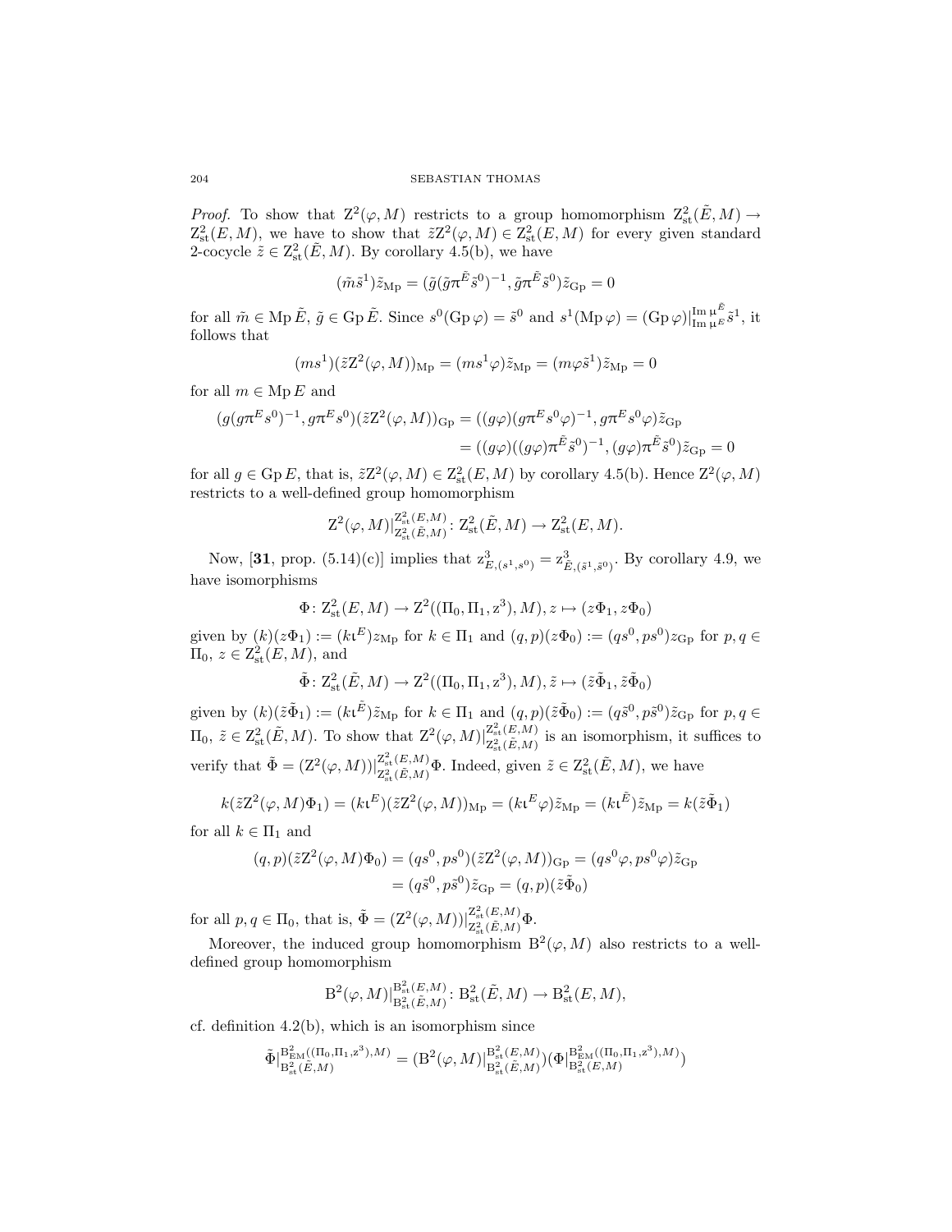*Proof.* To show that $\mathrm{Z}^2(\varphi, M)$ restricts to a group homomorphism $\mathrm{Z}^2_{\mathrm{st}}(\tilde{E}, M) \to \mathrm{Z}^2_{\mathrm{st}}(E, M)$, we have to show that $\tilde{z}\mathrm{Z}^2(\varphi, M) \in \mathrm{Z}^2_{\mathrm{st}}(E, M)$ for every given standard 2-cocycle $\tilde{z} \in \mathrm{Z}^2_{\mathrm{st}}(\tilde{E}, M)$. By corollary 4.5(b), we have

$$(\tilde{m}\tilde{s}^1)\tilde{z}_{\mathrm{Mp}} = (\tilde{g}(\tilde{g}\pi^{\tilde{E}}\tilde{s}^0)^{-1}, \tilde{g}\pi^{\tilde{E}}\tilde{s}^0)\tilde{z}_{\mathrm{Gp}} = 0$$

for all $\tilde{m} \in \operatorname{Mp} \tilde{E}$, $\tilde{g} \in \operatorname{Gp} \tilde{E}$. Since $s^0(\operatorname{Gp} \varphi) = \tilde{s}^0$ and $s^1(\operatorname{Mp} \varphi) = (\operatorname{Gp} \varphi)|_{\operatorname{Im} \mu^E}^{\operatorname{Im} \mu^{\tilde{E}}} \tilde{s}^1$, it follows that

$$(ms^1)(\tilde{z}\mathrm{Z}^2(\varphi, M))_{\mathrm{Mp}} = (ms^1\varphi)\tilde{z}_{\mathrm{Mp}} = (m\varphi\tilde{s}^1)\tilde{z}_{\mathrm{Mp}} = 0$$

for all $m \in \operatorname{Mp} E$ and

$$\begin{aligned}(g(g\pi^E s^0)^{-1}, g\pi^E s^0)(\tilde{z}\mathrm{Z}^2(\varphi, M))_{\mathrm{Gp}} &= ((g\varphi)(g\pi^E s^0\varphi)^{-1}, g\pi^E s^0\varphi)\tilde{z}_{\mathrm{Gp}} \\ &= ((g\varphi)((g\varphi)\pi^{\tilde{E}}\tilde{s}^0)^{-1}, (g\varphi)\pi^{\tilde{E}}\tilde{s}^0)\tilde{z}_{\mathrm{Gp}} = 0\end{aligned}$$

for all $g \in \operatorname{Gp} E$, that is, $\tilde{z}\mathrm{Z}^2(\varphi, M) \in \mathrm{Z}^2_{\mathrm{st}}(E, M)$ by corollary 4.5(b). Hence $\mathrm{Z}^2(\varphi, M)$ restricts to a well-defined group homomorphism

$$\mathrm{Z}^2(\varphi, M)|_{\mathrm{Z}^2_{\mathrm{st}}(\tilde{E}, M)}^{\mathrm{Z}^2_{\mathrm{st}}(E, M)} \colon \mathrm{Z}^2_{\mathrm{st}}(\tilde{E}, M) \to \mathrm{Z}^2_{\mathrm{st}}(E, M).$$

Now, [**31**, prop. (5.14)(c)] implies that $\mathrm{z}^3_{E,(s^1,s^0)} = \mathrm{z}^3_{\tilde{E},(\tilde{s}^1,\tilde{s}^0)}$. By corollary 4.9, we have isomorphisms

$$\Phi \colon \mathrm{Z}^2_{\mathrm{st}}(E, M) \to \mathrm{Z}^2((\Pi_0, \Pi_1, \mathrm{z}^3), M), z \mapsto (z\Phi_1, z\Phi_0)$$

given by $(k)(z\Phi_1) := (k\iota^E)z_{\mathrm{Mp}}$ for $k \in \Pi_1$ and $(q, p)(z\Phi_0) := (qs^0, ps^0)z_{\mathrm{Gp}}$ for $p, q \in \Pi_0$, $z \in \mathrm{Z}^2_{\mathrm{st}}(E, M)$, and

$$\tilde{\Phi} \colon \mathrm{Z}^2_{\mathrm{st}}(\tilde{E}, M) \to \mathrm{Z}^2((\Pi_0, \Pi_1, \mathrm{z}^3), M), \tilde{z} \mapsto (\tilde{z}\tilde{\Phi}_1, \tilde{z}\tilde{\Phi}_0)$$

given by $(k)(\tilde{z}\tilde{\Phi}_1) := (k\iota^{\tilde{E}})\tilde{z}_{\mathrm{Mp}}$ for $k \in \Pi_1$ and $(q, p)(\tilde{z}\tilde{\Phi}_0) := (q\tilde{s}^0, p\tilde{s}^0)\tilde{z}_{\mathrm{Gp}}$ for $p, q \in \Pi_0$, $\tilde{z} \in \mathrm{Z}^2_{\mathrm{st}}(\tilde{E}, M)$. To show that $\mathrm{Z}^2(\varphi, M)|_{\mathrm{Z}^2_{\mathrm{st}}(\tilde{E}, M)}^{\mathrm{Z}^2_{\mathrm{st}}(E, M)}$ is an isomorphism, it suffices to verify that $\tilde{\Phi} = (\mathrm{Z}^2(\varphi, M))|_{\mathrm{Z}^2_{\mathrm{st}}(\tilde{E}, M)}^{\mathrm{Z}^2_{\mathrm{st}}(E, M)}\Phi$. Indeed, given $\tilde{z} \in \mathrm{Z}^2_{\mathrm{st}}(\tilde{E}, M)$, we have

$$k(\tilde{z}\mathrm{Z}^2(\varphi, M)\Phi_1) = (k\iota^E)(\tilde{z}\mathrm{Z}^2(\varphi, M))_{\mathrm{Mp}} = (k\iota^E\varphi)\tilde{z}_{\mathrm{Mp}} = (k\iota^{\tilde{E}})\tilde{z}_{\mathrm{Mp}} = k(\tilde{z}\tilde{\Phi}_1)$$

for all $k \in \Pi_1$ and

$$\begin{aligned}(q, p)(\tilde{z}\mathrm{Z}^2(\varphi, M)\Phi_0) &= (qs^0, ps^0)(\tilde{z}\mathrm{Z}^2(\varphi, M))_{\mathrm{Gp}} = (qs^0\varphi, ps^0\varphi)\tilde{z}_{\mathrm{Gp}} \\ &= (q\tilde{s}^0, p\tilde{s}^0)\tilde{z}_{\mathrm{Gp}} = (q, p)(\tilde{z}\tilde{\Phi}_0)\end{aligned}$$

for all $p, q \in \Pi_0$, that is, $\tilde{\Phi} = (\mathrm{Z}^2(\varphi, M))|_{\mathrm{Z}^2_{\mathrm{st}}(\tilde{E}, M)}^{\mathrm{Z}^2_{\mathrm{st}}(E, M)}\Phi$.

Moreover, the induced group homomorphism $\mathrm{B}^2(\varphi, M)$ also restricts to a well-defined group homomorphism

$$\mathrm{B}^2(\varphi, M)|_{\mathrm{B}^2_{\mathrm{st}}(\tilde{E}, M)}^{\mathrm{B}^2_{\mathrm{st}}(E, M)} \colon \mathrm{B}^2_{\mathrm{st}}(\tilde{E}, M) \to \mathrm{B}^2_{\mathrm{st}}(E, M),$$

cf. definition 4.2(b), which is an isomorphism since

$$\tilde{\Phi}|_{\mathrm{B}^2_{\mathrm{st}}(\tilde{E}, M)}^{\mathrm{B}^2_{\mathrm{EM}}((\Pi_0, \Pi_1, \mathrm{z}^3), M)} = (\mathrm{B}^2(\varphi, M)|_{\mathrm{B}^2_{\mathrm{st}}(\tilde{E}, M)}^{\mathrm{B}^2_{\mathrm{st}}(E, M)})(\Phi|_{\mathrm{B}^2_{\mathrm{st}}(E, M)}^{\mathrm{B}^2_{\mathrm{EM}}((\Pi_0, \Pi_1, \mathrm{z}^3), M)})$$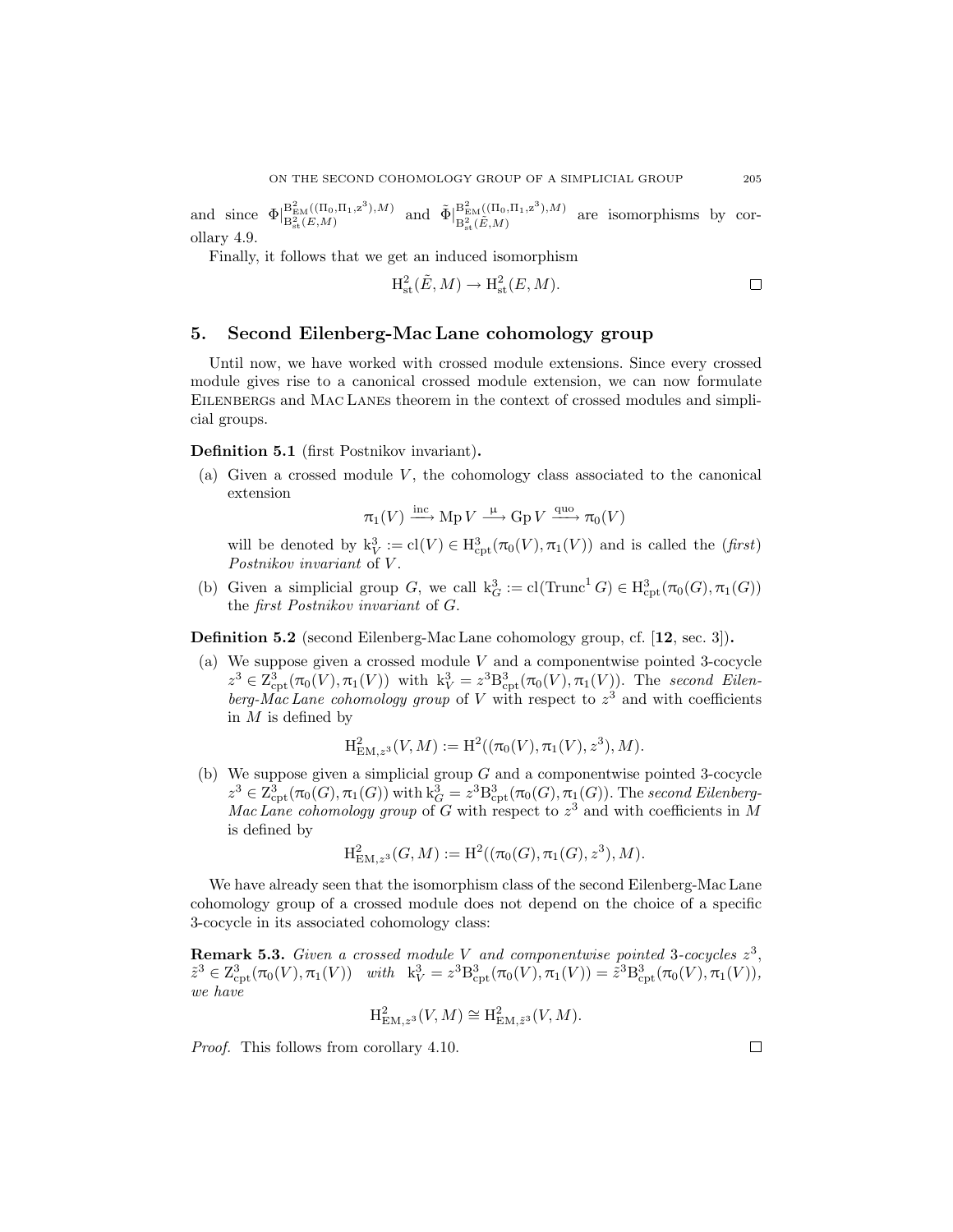and since $\Phi|^{\mathrm{B}^2_{\mathrm{EM}}((\Pi_0,\Pi_1,z^3),M)}_{\mathrm{B}^2_{\mathrm{st}}(E,M)}$ and $\tilde{\Phi}|^{\mathrm{B}^2_{\mathrm{EM}}((\Pi_0,\Pi_1,z^3),M)}_{\mathrm{B}^2_{\mathrm{st}}(\tilde{E},M)}$ are isomorphisms by corollary 4.9.

Finally, it follows that we get an induced isomorphism

$$\mathrm{H}^2_{\mathrm{st}}(\tilde{E}, M) \to \mathrm{H}^2_{\mathrm{st}}(E, M).$$

□

## 5. Second Eilenberg-Mac Lane cohomology group

Until now, we have worked with crossed module extensions. Since every crossed module gives rise to a canonical crossed module extension, we can now formulate Eilenbergs and Mac Lanes theorem in the context of crossed modules and simplicial groups.

**Definition 5.1** (first Postnikov invariant)**.**

(a) Given a crossed module $V$, the cohomology class associated to the canonical extension

$$\pi_1(V) \xrightarrow{\mathrm{inc}} \mathrm{Mp}\, V \xrightarrow{\mu} \mathrm{Gp}\, V \xrightarrow{\mathrm{quo}} \pi_0(V)$$

will be denoted by $\mathrm{k}^3_V := \mathrm{cl}(V) \in \mathrm{H}^3_{\mathrm{cpt}}(\pi_0(V), \pi_1(V))$ and is called the (*first*) *Postnikov invariant* of $V$.

(b) Given a simplicial group $G$, we call $\mathrm{k}^3_G := \mathrm{cl}(\mathrm{Trunc}^1 G) \in \mathrm{H}^3_{\mathrm{cpt}}(\pi_0(G), \pi_1(G))$ the *first Postnikov invariant* of $G$.

**Definition 5.2** (second Eilenberg-Mac Lane cohomology group, cf. [**12**, sec. 3])**.**

(a) We suppose given a crossed module $V$ and a componentwise pointed 3-cocycle $z^3 \in \mathrm{Z}^3_{\mathrm{cpt}}(\pi_0(V), \pi_1(V))$ with $\mathrm{k}^3_V = z^3 \mathrm{B}^3_{\mathrm{cpt}}(\pi_0(V), \pi_1(V))$. The *second Eilenberg-Mac Lane cohomology group* of $V$ with respect to $z^3$ and with coefficients in $M$ is defined by

$$\mathrm{H}^2_{\mathrm{EM},z^3}(V, M) := \mathrm{H}^2((\pi_0(V), \pi_1(V), z^3), M).$$

(b) We suppose given a simplicial group $G$ and a componentwise pointed 3-cocycle $z^3 \in \mathrm{Z}^3_{\mathrm{cpt}}(\pi_0(G), \pi_1(G))$ with $\mathrm{k}^3_G = z^3 \mathrm{B}^3_{\mathrm{cpt}}(\pi_0(G), \pi_1(G))$. The *second Eilenberg-Mac Lane cohomology group* of $G$ with respect to $z^3$ and with coefficients in $M$ is defined by

$$\mathrm{H}^2_{\mathrm{EM},z^3}(G, M) := \mathrm{H}^2((\pi_0(G), \pi_1(G), z^3), M).$$

We have already seen that the isomorphism class of the second Eilenberg-Mac Lane cohomology group of a crossed module does not depend on the choice of a specific 3-cocycle in its associated cohomology class:

**Remark 5.3.** *Given a crossed module $V$ and componentwise pointed 3-cocycles $z^3$, $\tilde{z}^3 \in \mathrm{Z}^3_{\mathrm{cpt}}(\pi_0(V), \pi_1(V))$ with $\mathrm{k}^3_V = z^3 \mathrm{B}^3_{\mathrm{cpt}}(\pi_0(V), \pi_1(V)) = \tilde{z}^3 \mathrm{B}^3_{\mathrm{cpt}}(\pi_0(V), \pi_1(V))$, we have*

$$\mathrm{H}^2_{\mathrm{EM},z^3}(V, M) \cong \mathrm{H}^2_{\mathrm{EM},\tilde{z}^3}(V, M).$$

*Proof.* This follows from corollary 4.10. □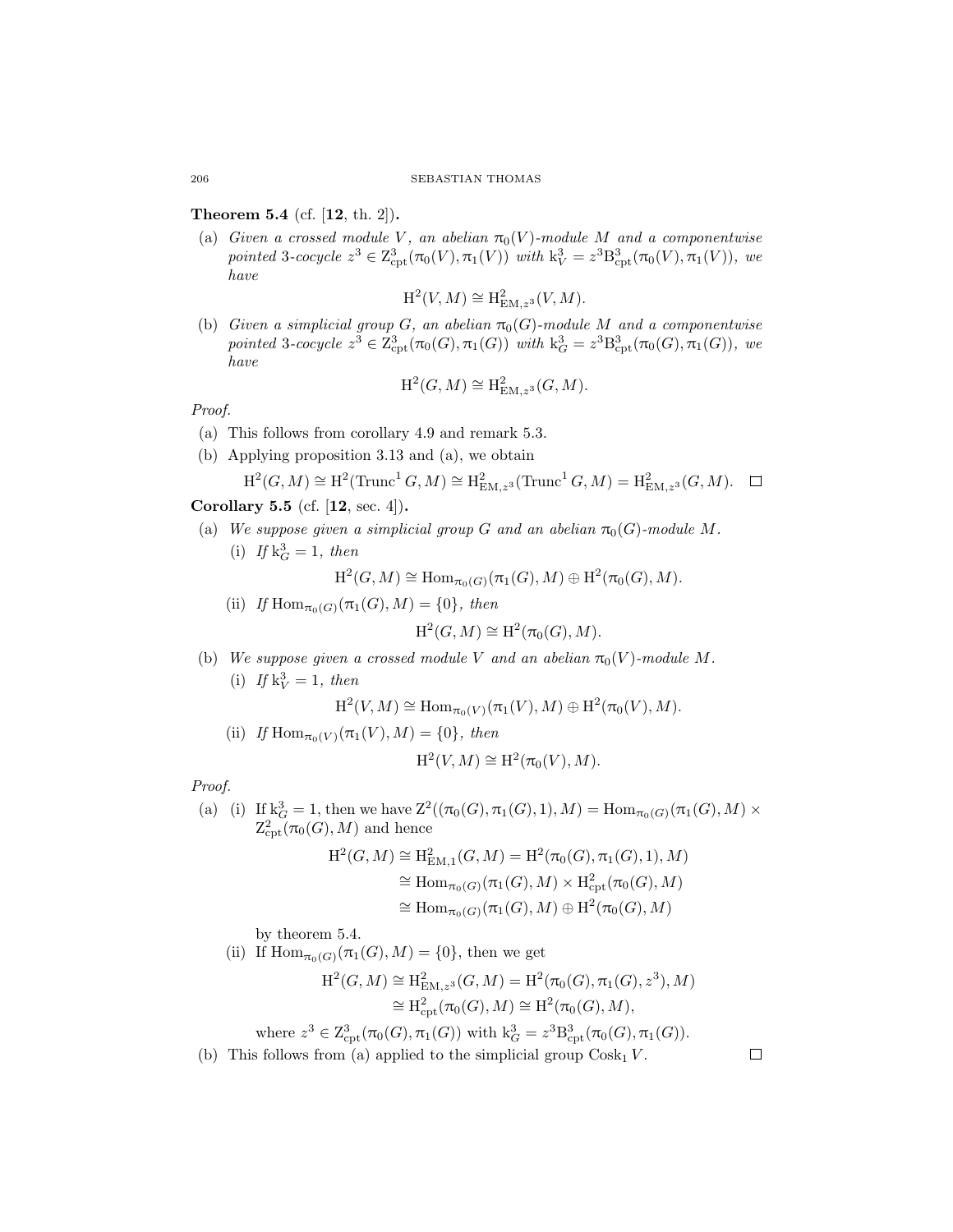**Theorem 5.4** (cf. [**12**, th. 2])**.**

(a) *Given a crossed module $V$, an abelian $\pi_0(V)$-module $M$ and a componentwise pointed 3-cocycle $z^3 \in \mathrm{Z}^3_{\mathrm{cpt}}(\pi_0(V), \pi_1(V))$ with $\mathrm{k}^3_V = z^3 \mathrm{B}^3_{\mathrm{cpt}}(\pi_0(V), \pi_1(V))$, we have*

$$\mathrm{H}^2(V, M) \cong \mathrm{H}^2_{\mathrm{EM}, z^3}(V, M).$$

(b) *Given a simplicial group $G$, an abelian $\pi_0(G)$-module $M$ and a componentwise pointed 3-cocycle $z^3 \in \mathrm{Z}^3_{\mathrm{cpt}}(\pi_0(G), \pi_1(G))$ with $\mathrm{k}^3_G = z^3 \mathrm{B}^3_{\mathrm{cpt}}(\pi_0(G), \pi_1(G))$, we have*

$$\mathrm{H}^2(G, M) \cong \mathrm{H}^2_{\mathrm{EM}, z^3}(G, M).$$

*Proof.*

(a) This follows from corollary 4.9 and remark 5.3.

(b) Applying proposition 3.13 and (a), we obtain

$$\mathrm{H}^2(G, M) \cong \mathrm{H}^2(\mathrm{Trunc}^1 G, M) \cong \mathrm{H}^2_{\mathrm{EM}, z^3}(\mathrm{Trunc}^1 G, M) = \mathrm{H}^2_{\mathrm{EM}, z^3}(G, M). \quad \square$$

**Corollary 5.5** (cf. [**12**, sec. 4])**.**

(a) *We suppose given a simplicial group $G$ and an abelian $\pi_0(G)$-module $M$.*
   (i) *If $\mathrm{k}^3_G = 1$, then*
   $$\mathrm{H}^2(G, M) \cong \mathrm{Hom}_{\pi_0(G)}(\pi_1(G), M) \oplus \mathrm{H}^2(\pi_0(G), M).$$
   (ii) *If $\mathrm{Hom}_{\pi_0(G)}(\pi_1(G), M) = \{0\}$, then*
   $$\mathrm{H}^2(G, M) \cong \mathrm{H}^2(\pi_0(G), M).$$

(b) *We suppose given a crossed module $V$ and an abelian $\pi_0(V)$-module $M$.*
   (i) *If $\mathrm{k}^3_V = 1$, then*
   $$\mathrm{H}^2(V, M) \cong \mathrm{Hom}_{\pi_0(V)}(\pi_1(V), M) \oplus \mathrm{H}^2(\pi_0(V), M).$$
   (ii) *If $\mathrm{Hom}_{\pi_0(V)}(\pi_1(V), M) = \{0\}$, then*
   $$\mathrm{H}^2(V, M) \cong \mathrm{H}^2(\pi_0(V), M).$$

*Proof.*

(a) (i) If $\mathrm{k}^3_G = 1$, then we have $\mathrm{Z}^2((\pi_0(G), \pi_1(G), 1), M) = \mathrm{Hom}_{\pi_0(G)}(\pi_1(G), M) \times \mathrm{Z}^2_{\mathrm{cpt}}(\pi_0(G), M)$ and hence

$$\begin{aligned}\mathrm{H}^2(G, M) &\cong \mathrm{H}^2_{\mathrm{EM},1}(G, M) = \mathrm{H}^2(\pi_0(G), \pi_1(G), 1), M) \\ &\cong \mathrm{Hom}_{\pi_0(G)}(\pi_1(G), M) \times \mathrm{H}^2_{\mathrm{cpt}}(\pi_0(G), M) \\ &\cong \mathrm{Hom}_{\pi_0(G)}(\pi_1(G), M) \oplus \mathrm{H}^2(\pi_0(G), M)\end{aligned}$$

by theorem 5.4.

(ii) If $\mathrm{Hom}_{\pi_0(G)}(\pi_1(G), M) = \{0\}$, then we get

$$\begin{aligned}\mathrm{H}^2(G, M) &\cong \mathrm{H}^2_{\mathrm{EM}, z^3}(G, M) = \mathrm{H}^2(\pi_0(G), \pi_1(G), z^3), M) \\ &\cong \mathrm{H}^2_{\mathrm{cpt}}(\pi_0(G), M) \cong \mathrm{H}^2(\pi_0(G), M),\end{aligned}$$

where $z^3 \in \mathrm{Z}^3_{\mathrm{cpt}}(\pi_0(G), \pi_1(G))$ with $\mathrm{k}^3_G = z^3 \mathrm{B}^3_{\mathrm{cpt}}(\pi_0(G), \pi_1(G))$.

(b) This follows from (a) applied to the simplicial group $\mathrm{Cosk}_1 V$. $\square$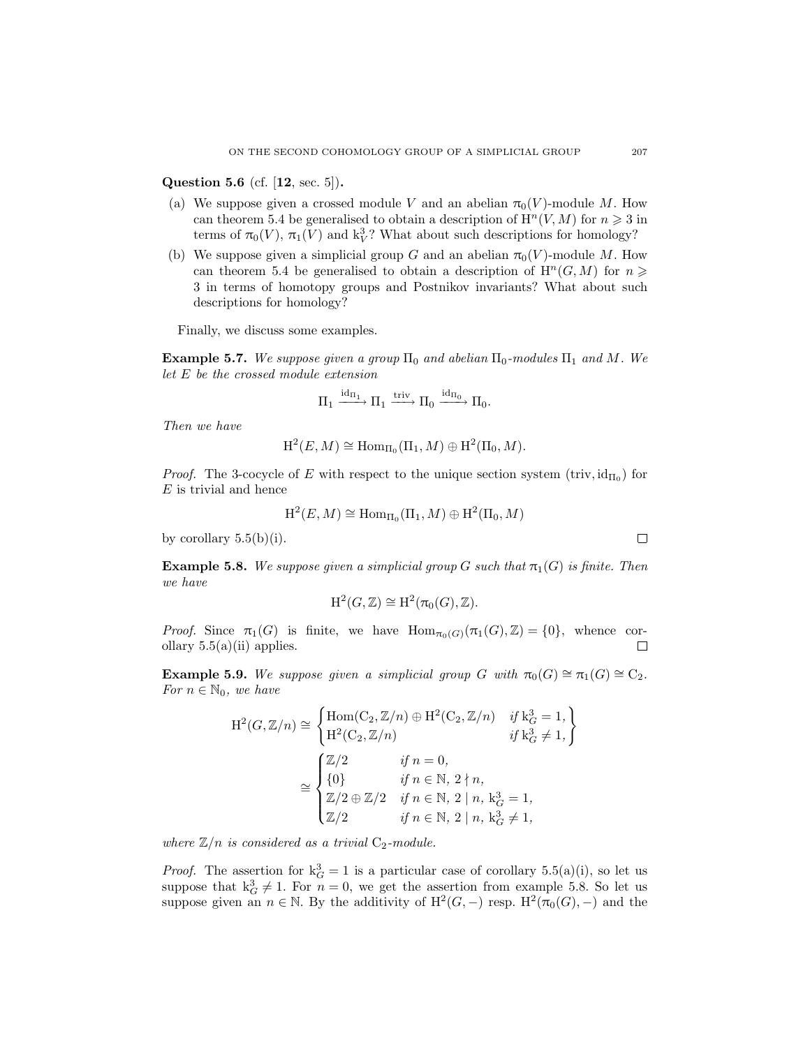**Question 5.6** (cf. [**12**, sec. 5])**.**

(a) We suppose given a crossed module $V$ and an abelian $\pi_0(V)$-module $M$. How can theorem 5.4 be generalised to obtain a description of $\mathrm{H}^n(V, M)$ for $n \geqslant 3$ in terms of $\pi_0(V)$, $\pi_1(V)$ and $\mathrm{k}^3_V$? What about such descriptions for homology?

(b) We suppose given a simplicial group $G$ and an abelian $\pi_0(V)$-module $M$. How can theorem 5.4 be generalised to obtain a description of $\mathrm{H}^n(G, M)$ for $n \geqslant 3$ in terms of homotopy groups and Postnikov invariants? What about such descriptions for homology?

Finally, we discuss some examples.

**Example 5.7.** *We suppose given a group $\Pi_0$ and abelian $\Pi_0$-modules $\Pi_1$ and $M$. We let $E$ be the crossed module extension*

$$\Pi_1 \xrightarrow{\mathrm{id}_{\Pi_1}} \Pi_1 \xrightarrow{\mathrm{triv}} \Pi_0 \xrightarrow{\mathrm{id}_{\Pi_0}} \Pi_0.$$

*Then we have*

$$\mathrm{H}^2(E, M) \cong \mathrm{Hom}_{\Pi_0}(\Pi_1, M) \oplus \mathrm{H}^2(\Pi_0, M).$$

*Proof.* The 3-cocycle of $E$ with respect to the unique section system $(\mathrm{triv}, \mathrm{id}_{\Pi_0})$ for $E$ is trivial and hence

$$\mathrm{H}^2(E, M) \cong \mathrm{Hom}_{\Pi_0}(\Pi_1, M) \oplus \mathrm{H}^2(\Pi_0, M)$$

by corollary 5.5(b)(i). $\square$

**Example 5.8.** *We suppose given a simplicial group $G$ such that $\pi_1(G)$ is finite. Then we have*

$$\mathrm{H}^2(G, \mathbb{Z}) \cong \mathrm{H}^2(\pi_0(G), \mathbb{Z}).$$

*Proof.* Since $\pi_1(G)$ is finite, we have $\mathrm{Hom}_{\pi_0(G)}(\pi_1(G), \mathbb{Z}) = \{0\}$, whence corollary 5.5(a)(ii) applies. $\square$

**Example 5.9.** *We suppose given a simplicial group $G$ with $\pi_0(G) \cong \pi_1(G) \cong \mathrm{C}_2$. For $n \in \mathbb{N}_0$, we have*

$$\mathrm{H}^2(G, \mathbb{Z}/n) \cong \begin{Bmatrix} \mathrm{Hom}(\mathrm{C}_2, \mathbb{Z}/n) \oplus \mathrm{H}^2(\mathrm{C}_2, \mathbb{Z}/n) & \text{if } \mathrm{k}^3_G = 1, \\ \mathrm{H}^2(\mathrm{C}_2, \mathbb{Z}/n) & \text{if } \mathrm{k}^3_G \neq 1, \end{Bmatrix}$$

$$\cong \begin{cases} \mathbb{Z}/2 & \text{if } n = 0, \\ \{0\} & \text{if } n \in \mathbb{N},\ 2 \nmid n, \\ \mathbb{Z}/2 \oplus \mathbb{Z}/2 & \text{if } n \in \mathbb{N},\ 2 \mid n,\ \mathrm{k}^3_G = 1, \\ \mathbb{Z}/2 & \text{if } n \in \mathbb{N},\ 2 \mid n,\ \mathrm{k}^3_G \neq 1, \end{cases}$$

*where $\mathbb{Z}/n$ is considered as a trivial $\mathrm{C}_2$-module.*

*Proof.* The assertion for $\mathrm{k}^3_G = 1$ is a particular case of corollary 5.5(a)(i), so let us suppose that $\mathrm{k}^3_G \neq 1$. For $n = 0$, we get the assertion from example 5.8. So let us suppose given an $n \in \mathbb{N}$. By the additivity of $\mathrm{H}^2(G, -)$ resp. $\mathrm{H}^2(\pi_0(G), -)$ and the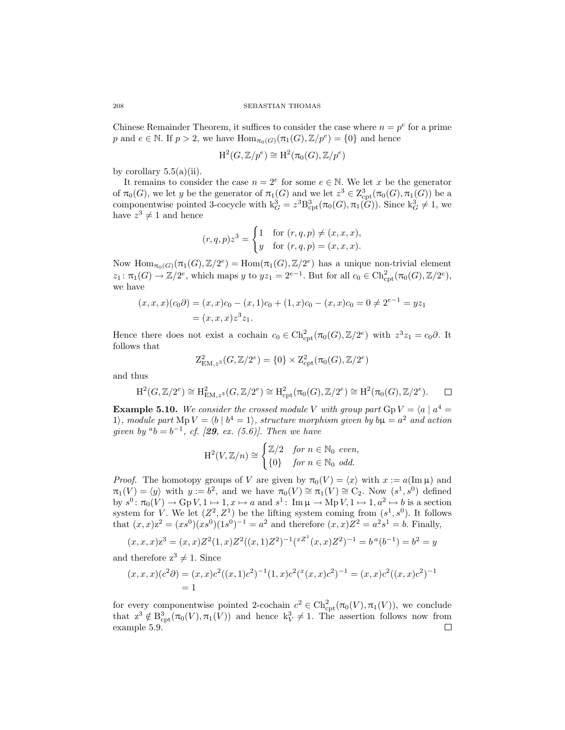Chinese Remainder Theorem, it suffices to consider the case where $n = p^e$ for a prime $p$ and $e \in \mathbb{N}$. If $p > 2$, we have $\mathrm{Hom}_{\pi_0(G)}(\pi_1(G), \mathbb{Z}/p^e) = \{0\}$ and hence

$$\mathrm{H}^2(G, \mathbb{Z}/p^e) \cong \mathrm{H}^2(\pi_0(G), \mathbb{Z}/p^e)$$

by corollary 5.5(a)(ii).

It remains to consider the case $n = 2^e$ for some $e \in \mathbb{N}$. We let $x$ be the generator of $\pi_0(G)$, we let $y$ be the generator of $\pi_1(G)$ and we let $z^3 \in \mathrm{Z}^3_{\mathrm{cpt}}(\pi_0(G), \pi_1(G))$ be a componentwise pointed 3-cocycle with $\mathrm{k}^3_G = z^3 \mathrm{B}^3_{\mathrm{cpt}}(\pi_0(G), \pi_1(G))$. Since $\mathrm{k}^3_G \neq 1$, we have $z^3 \neq 1$ and hence

$$(r, q, p)z^3 = \begin{cases} 1 & \text{for } (r, q, p) \neq (x, x, x), \\ y & \text{for } (r, q, p) = (x, x, x). \end{cases}$$

Now $\mathrm{Hom}_{\pi_0(G)}(\pi_1(G), \mathbb{Z}/2^e) = \mathrm{Hom}(\pi_1(G), \mathbb{Z}/2^e)$ has a unique non-trivial element $z_1 \colon \pi_1(G) \to \mathbb{Z}/2^e$, which maps $y$ to $yz_1 = 2^{e-1}$. But for all $c_0 \in \mathrm{Ch}^2_{\mathrm{cpt}}(\pi_0(G), \mathbb{Z}/2^e)$, we have

$$\begin{aligned}(x, x, x)(c_0 \partial) &= (x, x)c_0 - (x, 1)c_0 + (1, x)c_0 - (x, x)c_0 = 0 \neq 2^{e-1} = yz_1 \\ &= (x, x, x)z^3 z_1.\end{aligned}$$

Hence there does not exist a cochain $c_0 \in \mathrm{Ch}^2_{\mathrm{cpt}}(\pi_0(G), \mathbb{Z}/2^e)$ with $z^3 z_1 = c_0 \partial$. It follows that

$$\mathrm{Z}^2_{\mathrm{EM}, z^3}(G, \mathbb{Z}/2^e) = \{0\} \times \mathrm{Z}^2_{\mathrm{cpt}}(\pi_0(G), \mathbb{Z}/2^e)$$

and thus

$$\mathrm{H}^2(G, \mathbb{Z}/2^e) \cong \mathrm{H}^2_{\mathrm{EM}, z^3}(G, \mathbb{Z}/2^e) \cong \mathrm{H}^2_{\mathrm{cpt}}(\pi_0(G), \mathbb{Z}/2^e) \cong \mathrm{H}^2(\pi_0(G), \mathbb{Z}/2^e). \qquad \square$$

**Example 5.10.** *We consider the crossed module $V$ with group part $\mathrm{Gp}\, V = \langle a \mid a^4 = 1\rangle$, module part $\mathrm{Mp}\, V = \langle b \mid b^4 = 1\rangle$, structure morphism given by $b\mu = a^2$ and action given by ${}^a b = b^{-1}$, cf. [**29**, ex. (5.6)]. Then we have*

$$\mathrm{H}^2(V, \mathbb{Z}/n) \cong \begin{cases} \mathbb{Z}/2 & \text{for } n \in \mathbb{N}_0 \text{ even,} \\ \{0\} & \text{for } n \in \mathbb{N}_0 \text{ odd.} \end{cases}$$

*Proof.* The homotopy groups of $V$ are given by $\pi_0(V) = \langle x\rangle$ with $x := a(\mathrm{Im}\, \mu)$ and $\pi_1(V) = \langle y\rangle$ with $y := b^2$, and we have $\pi_0(V) \cong \pi_1(V) \cong \mathrm{C}_2$. Now $(s^1, s^0)$ defined by $s^0 \colon \pi_0(V) \to \mathrm{Gp}\, V, 1 \mapsto 1, x \mapsto a$ and $s^1 \colon \mathrm{Im}\, \mu \to \mathrm{Mp}\, V, 1 \mapsto 1, a^2 \mapsto b$ is a section system for $V$. We let $(Z^2, Z^1)$ be the lifting system coming from $(s^1, s^0)$. It follows that $(x, x)\mathrm{z}^2 = (xs^0)(xs^0)(1s^0)^{-1} = a^2$ and therefore $(x, x)Z^2 = a^2 s^1 = b$. Finally,

$$(x, x, x)\mathrm{z}^3 = (x, x)Z^2 (1, x)Z^2 ((x, 1)Z^2)^{-1} ({}^{xZ^1}(x, x)Z^2)^{-1} = b\, {}^a(b^{-1}) = b^2 = y$$

and therefore $\mathrm{z}^3 \neq 1$. Since

$$\begin{aligned}(x, x, x)(c^2 \partial) &= (x, x)c^2 ((x, 1)c^2)^{-1} (1, x)c^2 ({}^x(x, x)c^2)^{-1} = (x, x)c^2 ((x, x)c^2)^{-1} \\ &= 1\end{aligned}$$

for every componentwise pointed 2-cochain $c^2 \in \mathrm{Ch}^2_{\mathrm{cpt}}(\pi_0(V), \pi_1(V))$, we conclude that $\mathrm{z}^3 \notin \mathrm{B}^3_{\mathrm{cpt}}(\pi_0(V), \pi_1(V))$ and hence $\mathrm{k}^3_V \neq 1$. The assertion follows now from example 5.9. $\square$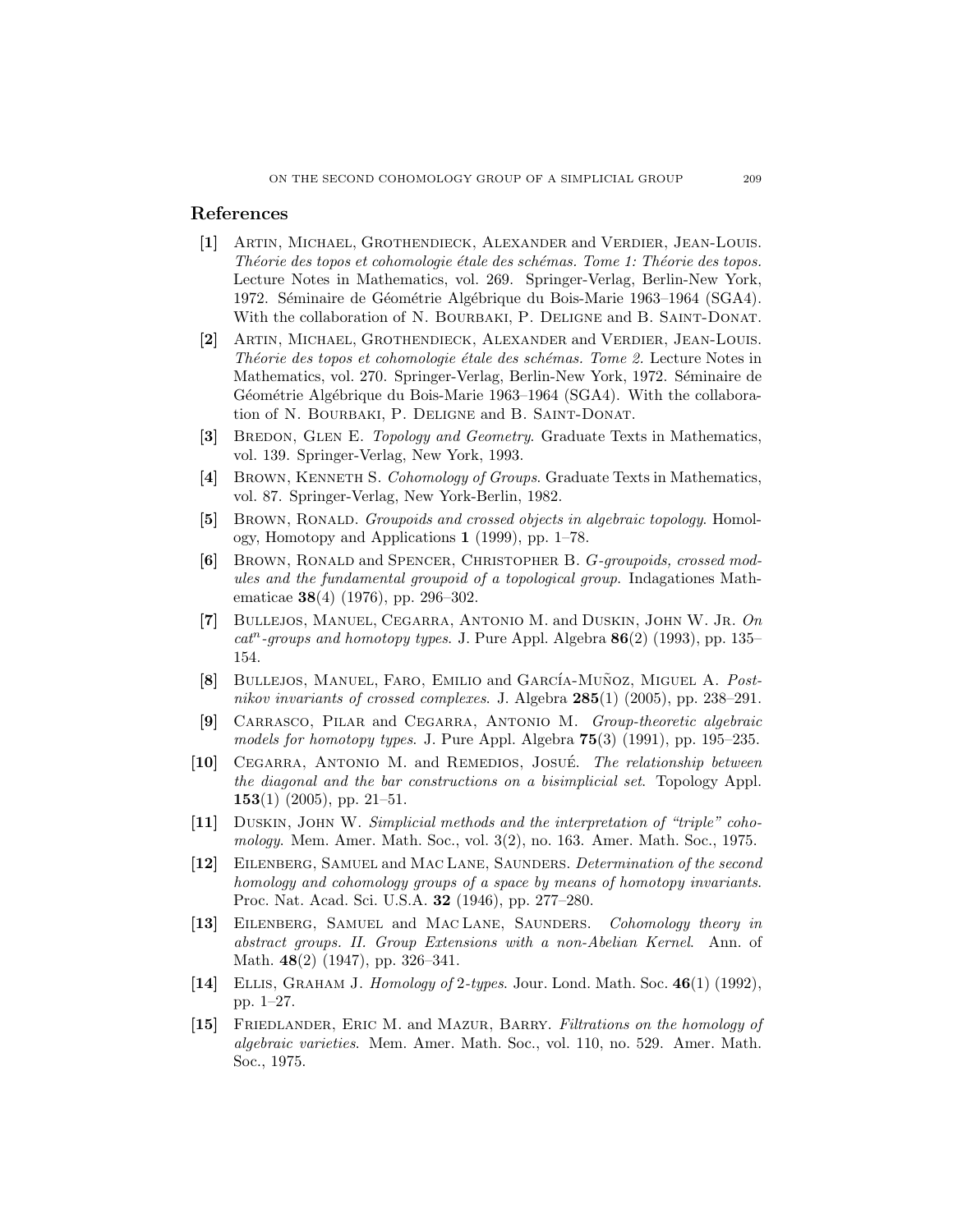## References

**[1]** Artin, Michael, Grothendieck, Alexander and Verdier, Jean-Louis. *Théorie des topos et cohomologie étale des schémas. Tome 1: Théorie des topos.* Lecture Notes in Mathematics, vol. 269. Springer-Verlag, Berlin-New York, 1972. Séminaire de Géométrie Algébrique du Bois-Marie 1963–1964 (SGA4). With the collaboration of N. Bourbaki, P. Deligne and B. Saint-Donat.

**[2]** Artin, Michael, Grothendieck, Alexander and Verdier, Jean-Louis. *Théorie des topos et cohomologie étale des schémas. Tome 2.* Lecture Notes in Mathematics, vol. 270. Springer-Verlag, Berlin-New York, 1972. Séminaire de Géométrie Algébrique du Bois-Marie 1963–1964 (SGA4). With the collaboration of N. Bourbaki, P. Deligne and B. Saint-Donat.

**[3]** Bredon, Glen E. *Topology and Geometry*. Graduate Texts in Mathematics, vol. 139. Springer-Verlag, New York, 1993.

**[4]** Brown, Kenneth S. *Cohomology of Groups*. Graduate Texts in Mathematics, vol. 87. Springer-Verlag, New York-Berlin, 1982.

**[5]** Brown, Ronald. *Groupoids and crossed objects in algebraic topology*. Homology, Homotopy and Applications **1** (1999), pp. 1–78.

**[6]** Brown, Ronald and Spencer, Christopher B. *G-groupoids, crossed modules and the fundamental groupoid of a topological group.* Indagationes Mathematicae **38**(4) (1976), pp. 296–302.

**[7]** Bullejos, Manuel, Cegarra, Antonio M. and Duskin, John W. Jr. *On $cat^n$-groups and homotopy types.* J. Pure Appl. Algebra **86**(2) (1993), pp. 135–154.

**[8]** Bullejos, Manuel, Faro, Emilio and García-Muñoz, Miguel A. *Postnikov invariants of crossed complexes*. J. Algebra **285**(1) (2005), pp. 238–291.

**[9]** Carrasco, Pilar and Cegarra, Antonio M. *Group-theoretic algebraic models for homotopy types*. J. Pure Appl. Algebra **75**(3) (1991), pp. 195–235.

**[10]** Cegarra, Antonio M. and Remedios, Josué. *The relationship between the diagonal and the bar constructions on a bisimplicial set*. Topology Appl. **153**(1) (2005), pp. 21–51.

**[11]** Duskin, John W. *Simplicial methods and the interpretation of "triple" cohomology*. Mem. Amer. Math. Soc., vol. 3(2), no. 163. Amer. Math. Soc., 1975.

**[12]** Eilenberg, Samuel and Mac Lane, Saunders. *Determination of the second homology and cohomology groups of a space by means of homotopy invariants*. Proc. Nat. Acad. Sci. U.S.A. **32** (1946), pp. 277–280.

**[13]** Eilenberg, Samuel and Mac Lane, Saunders. *Cohomology theory in abstract groups. II. Group Extensions with a non-Abelian Kernel*. Ann. of Math. **48**(2) (1947), pp. 326–341.

**[14]** Ellis, Graham J. *Homology of 2-types*. Jour. Lond. Math. Soc. **46**(1) (1992), pp. 1–27.

**[15]** Friedlander, Eric M. and Mazur, Barry. *Filtrations on the homology of algebraic varieties*. Mem. Amer. Math. Soc., vol. 110, no. 529. Amer. Math. Soc., 1975.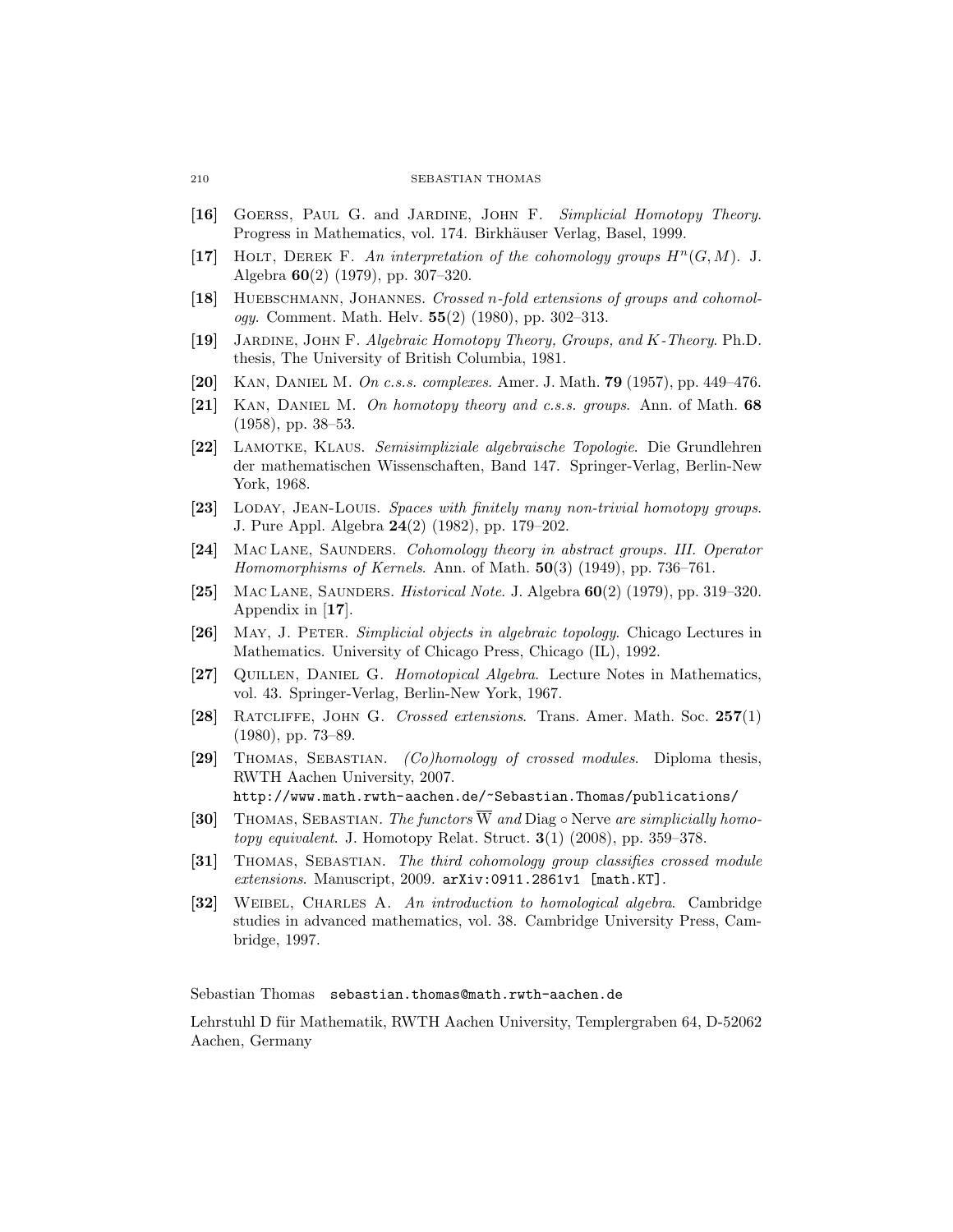**[16]** Goerss, Paul G. and Jardine, John F. *Simplicial Homotopy Theory*. Progress in Mathematics, vol. 174. Birkhäuser Verlag, Basel, 1999.

**[17]** Holt, Derek F. *An interpretation of the cohomology groups $H^n(G, M)$*. J. Algebra **60**(2) (1979), pp. 307–320.

**[18]** Huebschmann, Johannes. *Crossed n-fold extensions of groups and cohomology*. Comment. Math. Helv. **55**(2) (1980), pp. 302–313.

**[19]** Jardine, John F. *Algebraic Homotopy Theory, Groups, and K-Theory*. Ph.D. thesis, The University of British Columbia, 1981.

**[20]** Kan, Daniel M. *On c.s.s. complexes*. Amer. J. Math. **79** (1957), pp. 449–476.

**[21]** Kan, Daniel M. *On homotopy theory and c.s.s. groups*. Ann. of Math. **68** (1958), pp. 38–53.

**[22]** Lamotke, Klaus. *Semisimpliziale algebraische Topologie*. Die Grundlehren der mathematischen Wissenschaften, Band 147. Springer-Verlag, Berlin-New York, 1968.

**[23]** Loday, Jean-Louis. *Spaces with finitely many non-trivial homotopy groups*. J. Pure Appl. Algebra **24**(2) (1982), pp. 179–202.

**[24]** Mac Lane, Saunders. *Cohomology theory in abstract groups. III. Operator Homomorphisms of Kernels*. Ann. of Math. **50**(3) (1949), pp. 736–761.

**[25]** Mac Lane, Saunders. *Historical Note*. J. Algebra **60**(2) (1979), pp. 319–320. Appendix in [**17**].

**[26]** May, J. Peter. *Simplicial objects in algebraic topology*. Chicago Lectures in Mathematics. University of Chicago Press, Chicago (IL), 1992.

**[27]** Quillen, Daniel G. *Homotopical Algebra*. Lecture Notes in Mathematics, vol. 43. Springer-Verlag, Berlin-New York, 1967.

**[28]** Ratcliffe, John G. *Crossed extensions*. Trans. Amer. Math. Soc. **257**(1) (1980), pp. 73–89.

**[29]** Thomas, Sebastian. *(Co)homology of crossed modules*. Diploma thesis, RWTH Aachen University, 2007.
`http://www.math.rwth-aachen.de/~Sebastian.Thomas/publications/`

**[30]** Thomas, Sebastian. *The functors $\overline{\mathrm{W}}$ and $\mathrm{Diag} \circ \mathrm{Nerve}$ are simplicially homotopy equivalent*. J. Homotopy Relat. Struct. **3**(1) (2008), pp. 359–378.

**[31]** Thomas, Sebastian. *The third cohomology group classifies crossed module extensions*. Manuscript, 2009. `arXiv:0911.2861v1 [math.KT]`.

**[32]** Weibel, Charles A. *An introduction to homological algebra*. Cambridge studies in advanced mathematics, vol. 38. Cambridge University Press, Cambridge, 1997.

Sebastian Thomas `sebastian.thomas@math.rwth-aachen.de`

Lehrstuhl D für Mathematik, RWTH Aachen University, Templergraben 64, D-52062 Aachen, Germany